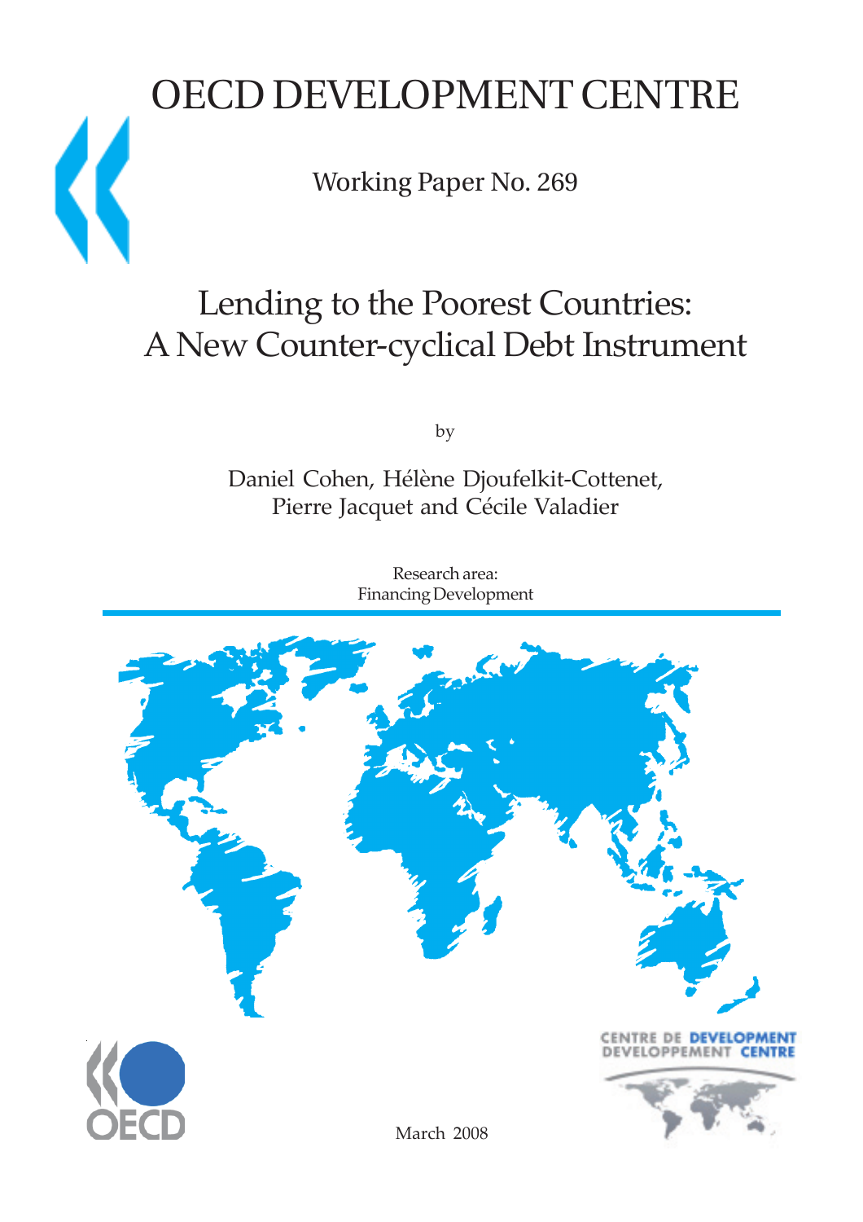# OECD DEVELOPMENT CENTRE

Working Paper No. 269

## Lending to the Poorest Countries: A New Counter-cyclical Debt Instrument

by

Daniel Cohen, Hélène Djoufelkit-Cottenet, Pierre Jacquet and Cécile Valadier

Research area:
Financing Development

CENTRE DE DEVELOPPEMENT DEVELOPMENT CENTRE

March 2008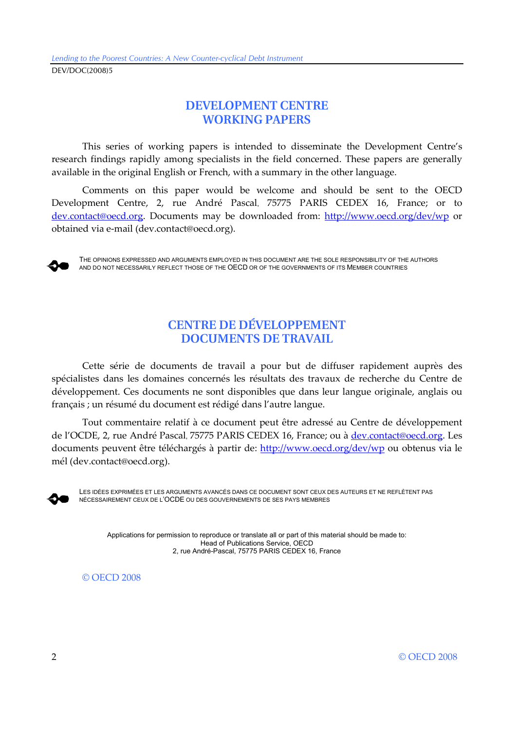# DEVELOPMENT CENTRE WORKING PAPERS

This series of working papers is intended to disseminate the Development Centre's research findings rapidly among specialists in the field concerned. These papers are generally available in the original English or French, with a summary in the other language.

Comments on this paper would be welcome and should be sent to the OECD Development Centre, 2, rue André Pascal, 75775 PARIS CEDEX 16, France; or to dev.contact@oecd.org. Documents may be downloaded from: http://www.oecd.org/dev/wp or obtained via e-mail (dev.contact@oecd.org).

THE OPINIONS EXPRESSED AND ARGUMENTS EMPLOYED IN THIS DOCUMENT ARE THE SOLE RESPONSIBILITY OF THE AUTHORS AND DO NOT NECESSARILY REFLECT THOSE OF THE OECD OR OF THE GOVERNMENTS OF ITS MEMBER COUNTRIES

# CENTRE DE DÉVELOPPEMENT DOCUMENTS DE TRAVAIL

Cette série de documents de travail a pour but de diffuser rapidement auprès des spécialistes dans les domaines concernés les résultats des travaux de recherche du Centre de développement. Ces documents ne sont disponibles que dans leur langue originale, anglais ou français ; un résumé du document est rédigé dans l'autre langue.

Tout commentaire relatif à ce document peut être adressé au Centre de développement de l'OCDE, 2, rue André Pascal, 75775 PARIS CEDEX 16, France; ou à dev.contact@oecd.org. Les documents peuvent être téléchargés à partir de: http://www.oecd.org/dev/wp ou obtenus via le mél (dev.contact@oecd.org).

LES IDÉES EXPRIMÉES ET LES ARGUMENTS AVANCÉS DANS CE DOCUMENT SONT CEUX DES AUTEURS ET NE REFLÈTENT PAS NÉCESSAIREMENT CEUX DE L'OCDE OU DES GOUVERNEMENTS DE SES PAYS MEMBRES

Applications for permission to reproduce or translate all or part of this material should be made to:
Head of Publications Service, OECD
2, rue André-Pascal, 75775 PARIS CEDEX 16, France

© OECD 2008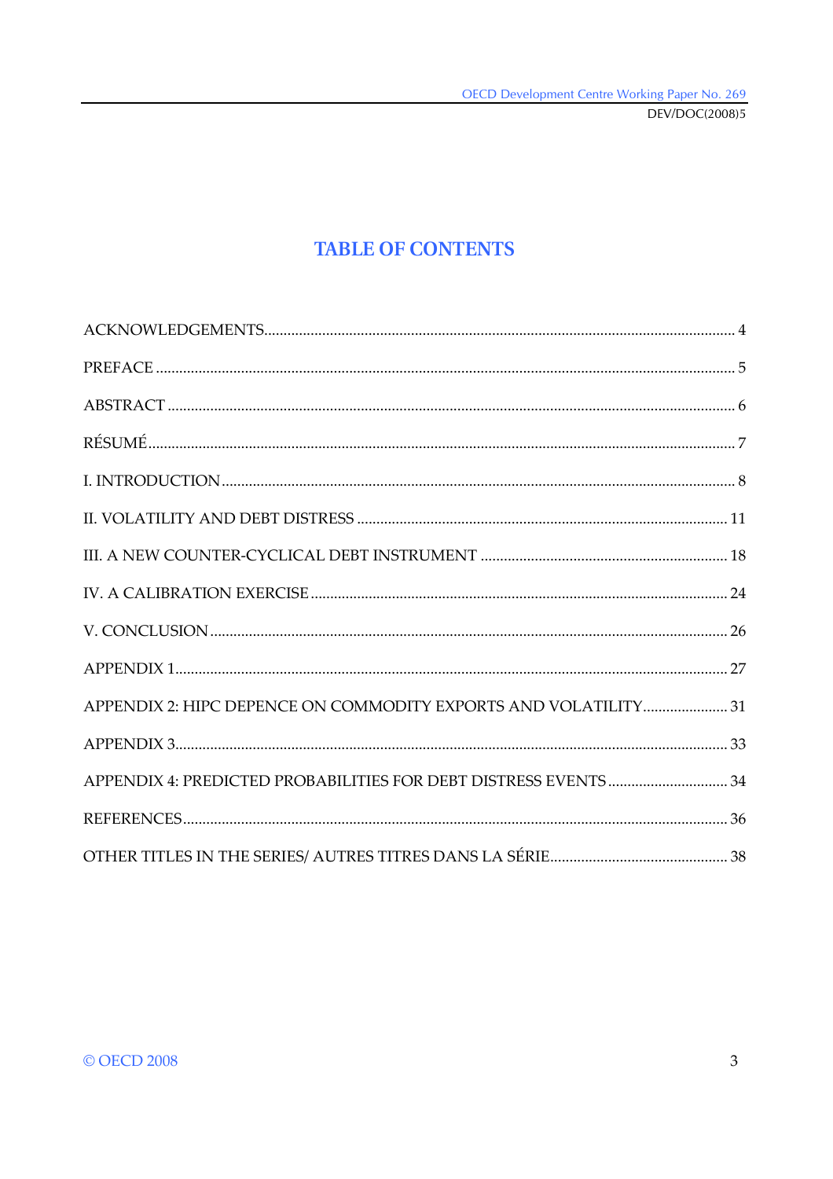# TABLE OF CONTENTS

ACKNOWLEDGEMENTS ........................................................................................................ 4

PREFACE ................................................................................................................................... 5

ABSTRACT ................................................................................................................................ 6

RÉSUMÉ ..................................................................................................................................... 7

I. INTRODUCTION ................................................................................................................... 8

II. VOLATILITY AND DEBT DISTRESS ............................................................................... 11

III. A NEW COUNTER-CYCLICAL DEBT INSTRUMENT ................................................. 18

IV. A CALIBRATION EXERCISE ........................................................................................... 24

V. CONCLUSION ..................................................................................................................... 26

APPENDIX 1 ............................................................................................................................. 27

APPENDIX 2: HIPC DEPENCE ON COMMODITY EXPORTS AND VOLATILITY ...................... 31

APPENDIX 3 ............................................................................................................................. 33

APPENDIX 4: PREDICTED PROBABILITIES FOR DEBT DISTRESS EVENTS ............................... 34

REFERENCES ........................................................................................................................... 36

OTHER TITLES IN THE SERIES/ AUTRES TITRES DANS LA SÉRIE ............................................. 38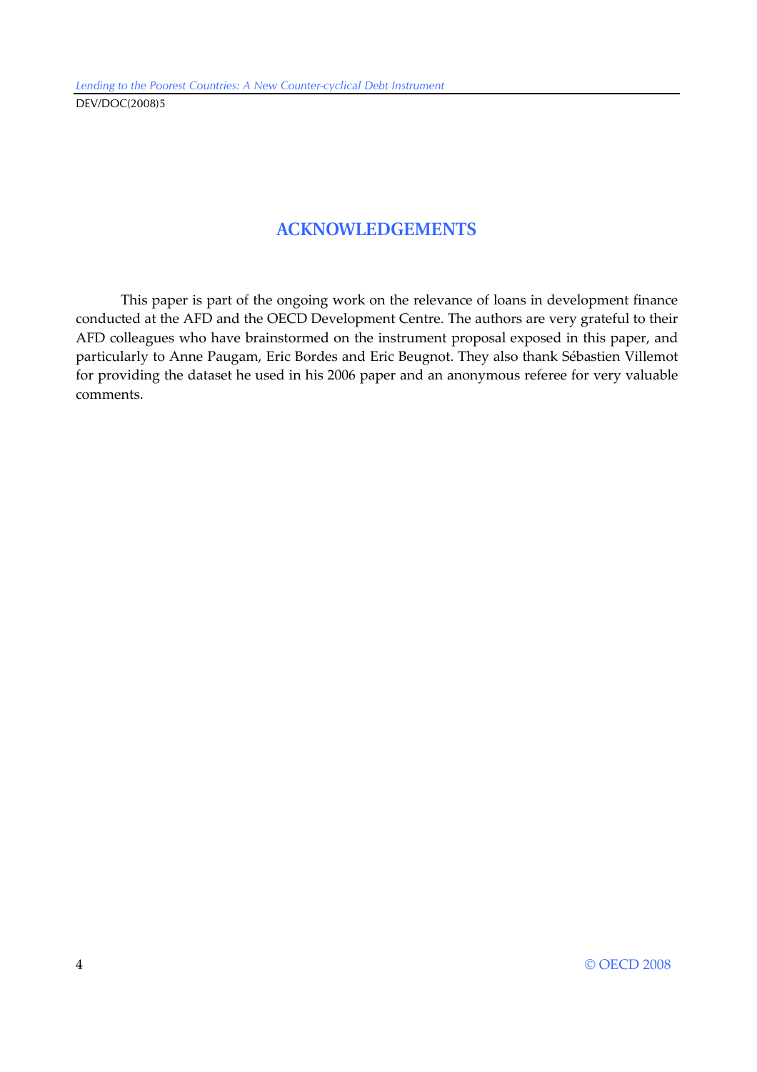# ACKNOWLEDGEMENTS

This paper is part of the ongoing work on the relevance of loans in development finance conducted at the AFD and the OECD Development Centre. The authors are very grateful to their AFD colleagues who have brainstormed on the instrument proposal exposed in this paper, and particularly to Anne Paugam, Eric Bordes and Eric Beugnot. They also thank Sébastien Villemot for providing the dataset he used in his 2006 paper and an anonymous referee for very valuable comments.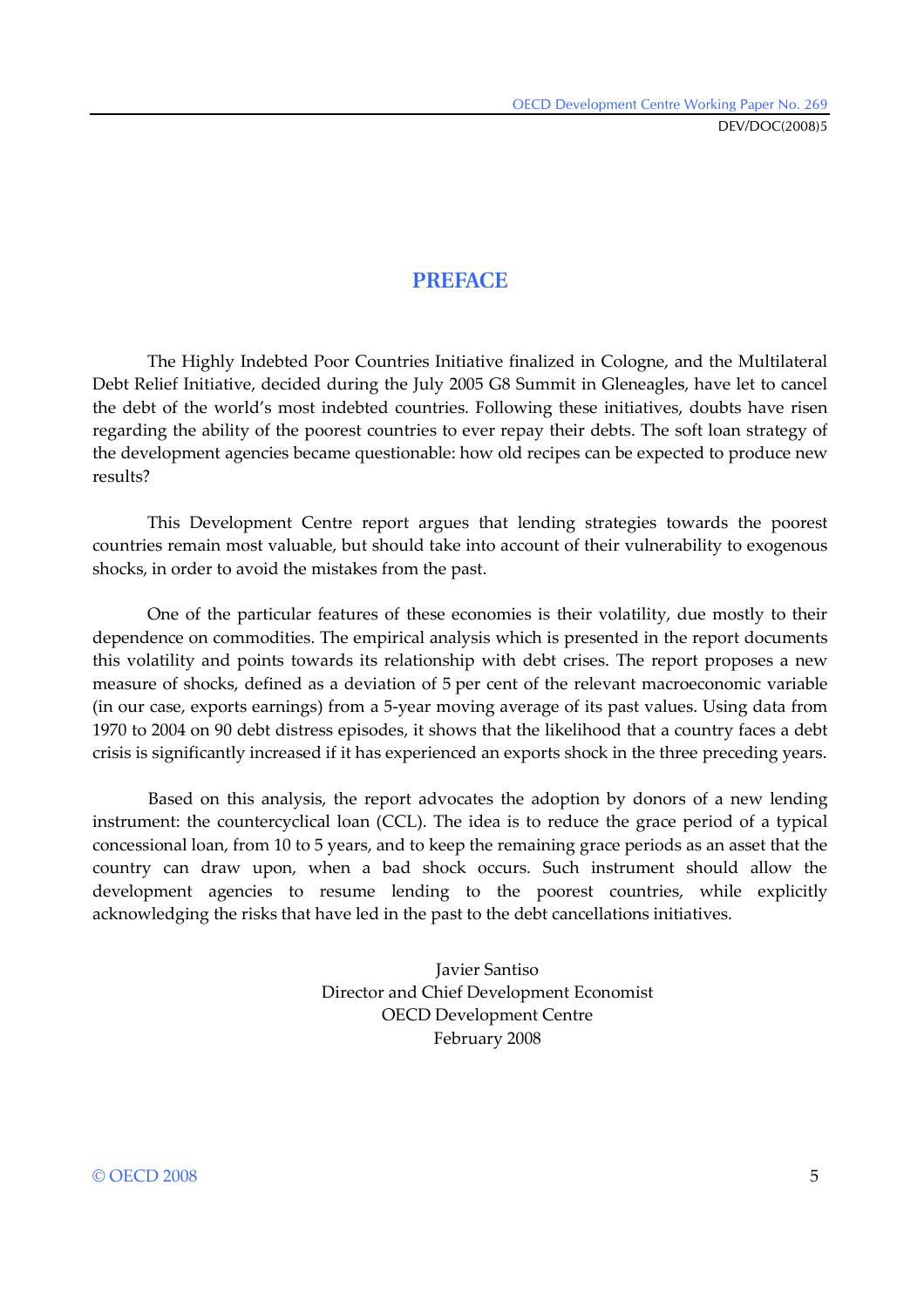# PREFACE

The Highly Indebted Poor Countries Initiative finalized in Cologne, and the Multilateral Debt Relief Initiative, decided during the July 2005 G8 Summit in Gleneagles, have let to cancel the debt of the world's most indebted countries. Following these initiatives, doubts have risen regarding the ability of the poorest countries to ever repay their debts. The soft loan strategy of the development agencies became questionable: how old recipes can be expected to produce new results?

This Development Centre report argues that lending strategies towards the poorest countries remain most valuable, but should take into account of their vulnerability to exogenous shocks, in order to avoid the mistakes from the past.

One of the particular features of these economies is their volatility, due mostly to their dependence on commodities. The empirical analysis which is presented in the report documents this volatility and points towards its relationship with debt crises. The report proposes a new measure of shocks, defined as a deviation of 5 per cent of the relevant macroeconomic variable (in our case, exports earnings) from a 5-year moving average of its past values. Using data from 1970 to 2004 on 90 debt distress episodes, it shows that the likelihood that a country faces a debt crisis is significantly increased if it has experienced an exports shock in the three preceding years.

Based on this analysis, the report advocates the adoption by donors of a new lending instrument: the countercyclical loan (CCL). The idea is to reduce the grace period of a typical concessional loan, from 10 to 5 years, and to keep the remaining grace periods as an asset that the country can draw upon, when a bad shock occurs. Such instrument should allow the development agencies to resume lending to the poorest countries, while explicitly acknowledging the risks that have led in the past to the debt cancellations initiatives.

Javier Santiso
Director and Chief Development Economist
OECD Development Centre
February 2008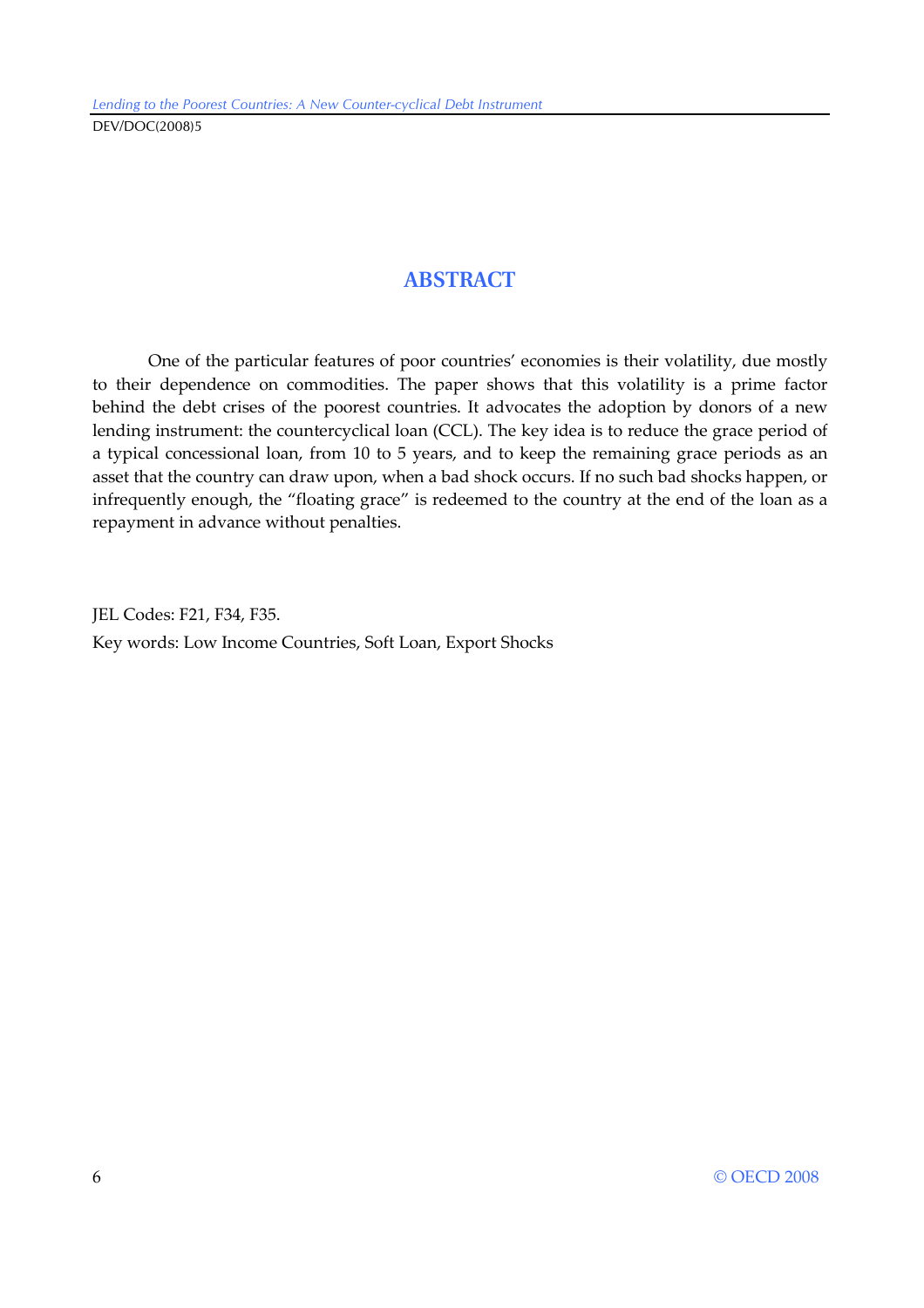# ABSTRACT

One of the particular features of poor countries' economies is their volatility, due mostly to their dependence on commodities. The paper shows that this volatility is a prime factor behind the debt crises of the poorest countries. It advocates the adoption by donors of a new lending instrument: the countercyclical loan (CCL). The key idea is to reduce the grace period of a typical concessional loan, from 10 to 5 years, and to keep the remaining grace periods as an asset that the country can draw upon, when a bad shock occurs. If no such bad shocks happen, or infrequently enough, the "floating grace" is redeemed to the country at the end of the loan as a repayment in advance without penalties.

JEL Codes: F21, F34, F35.

Key words: Low Income Countries, Soft Loan, Export Shocks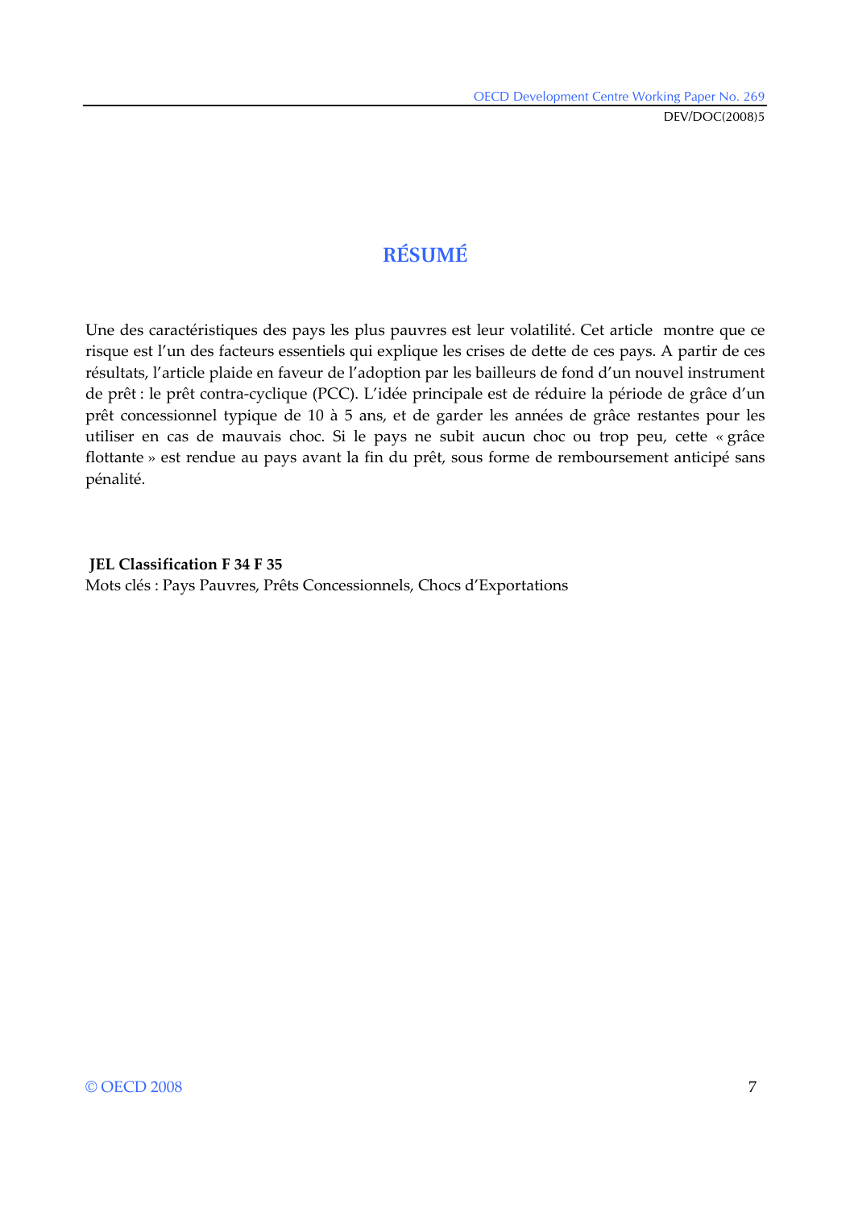# RÉSUMÉ

Une des caractéristiques des pays les plus pauvres est leur volatilité. Cet article montre que ce risque est l'un des facteurs essentiels qui explique les crises de dette de ces pays. A partir de ces résultats, l'article plaide en faveur de l'adoption par les bailleurs de fond d'un nouvel instrument de prêt : le prêt contra-cyclique (PCC). L'idée principale est de réduire la période de grâce d'un prêt concessionnel typique de 10 à 5 ans, et de garder les années de grâce restantes pour les utiliser en cas de mauvais choc. Si le pays ne subit aucun choc ou trop peu, cette « grâce flottante » est rendue au pays avant la fin du prêt, sous forme de remboursement anticipé sans pénalité.

**JEL Classification F 34 F 35**

Mots clés : Pays Pauvres, Prêts Concessionnels, Chocs d'Exportations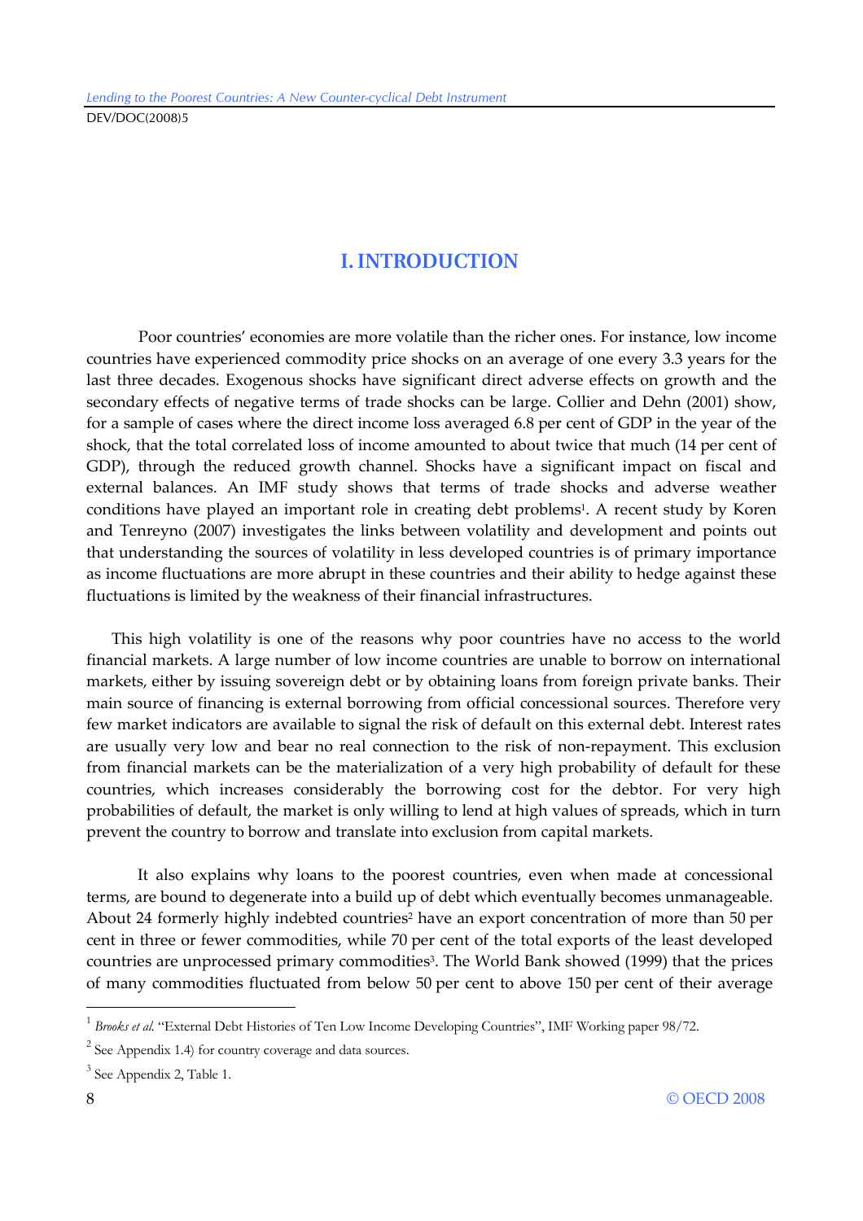# I. INTRODUCTION

Poor countries' economies are more volatile than the richer ones. For instance, low income countries have experienced commodity price shocks on an average of one every 3.3 years for the last three decades. Exogenous shocks have significant direct adverse effects on growth and the secondary effects of negative terms of trade shocks can be large. Collier and Dehn (2001) show, for a sample of cases where the direct income loss averaged 6.8 per cent of GDP in the year of the shock, that the total correlated loss of income amounted to about twice that much (14 per cent of GDP), through the reduced growth channel. Shocks have a significant impact on fiscal and external balances. An IMF study shows that terms of trade shocks and adverse weather conditions have played an important role in creating debt problems[1]. A recent study by Koren and Tenreyno (2007) investigates the links between volatility and development and points out that understanding the sources of volatility in less developed countries is of primary importance as income fluctuations are more abrupt in these countries and their ability to hedge against these fluctuations is limited by the weakness of their financial infrastructures.

This high volatility is one of the reasons why poor countries have no access to the world financial markets. A large number of low income countries are unable to borrow on international markets, either by issuing sovereign debt or by obtaining loans from foreign private banks. Their main source of financing is external borrowing from official concessional sources. Therefore very few market indicators are available to signal the risk of default on this external debt. Interest rates are usually very low and bear no real connection to the risk of non-repayment. This exclusion from financial markets can be the materialization of a very high probability of default for these countries, which increases considerably the borrowing cost for the debtor. For very high probabilities of default, the market is only willing to lend at high values of spreads, which in turn prevent the country to borrow and translate into exclusion from capital markets.

It also explains why loans to the poorest countries, even when made at concessional terms, are bound to degenerate into a build up of debt which eventually becomes unmanageable. About 24 formerly highly indebted countries[2] have an export concentration of more than 50 per cent in three or fewer commodities, while 70 per cent of the total exports of the least developed countries are unprocessed primary commodities[3]. The World Bank showed (1999) that the prices of many commodities fluctuated from below 50 per cent to above 150 per cent of their average

---

[1] *Brooks et al.* "External Debt Histories of Ten Low Income Developing Countries", IMF Working paper 98/72.

[2] See Appendix 1.4) for country coverage and data sources.

[3] See Appendix 2, Table 1.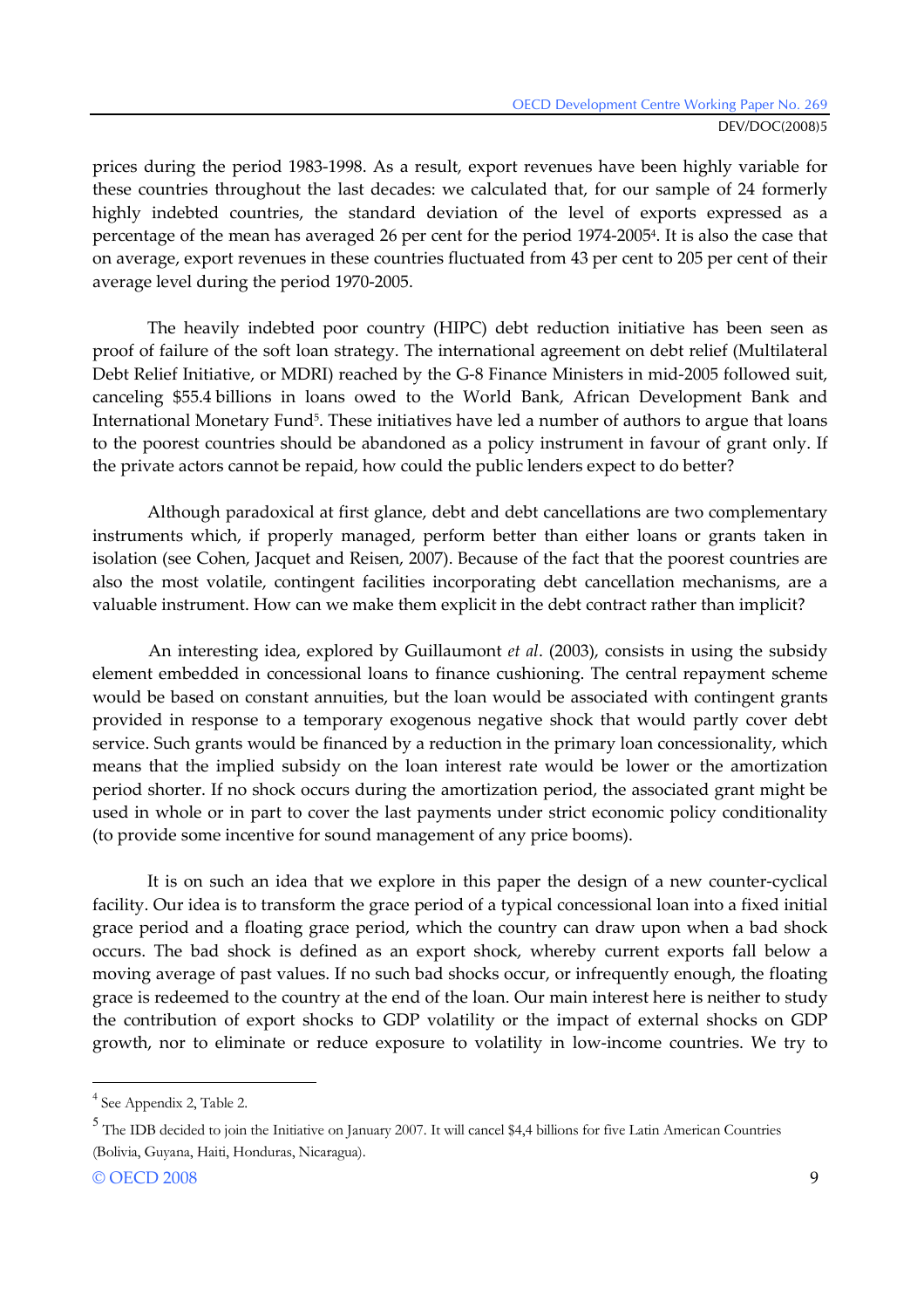prices during the period 1983-1998. As a result, export revenues have been highly variable for these countries throughout the last decades: we calculated that, for our sample of 24 formerly highly indebted countries, the standard deviation of the level of exports expressed as a percentage of the mean has averaged 26 per cent for the period 1974-2005[4]. It is also the case that on average, export revenues in these countries fluctuated from 43 per cent to 205 per cent of their average level during the period 1970-2005.

The heavily indebted poor country (HIPC) debt reduction initiative has been seen as proof of failure of the soft loan strategy. The international agreement on debt relief (Multilateral Debt Relief Initiative, or MDRI) reached by the G-8 Finance Ministers in mid-2005 followed suit, canceling $55.4 billions in loans owed to the World Bank, African Development Bank and International Monetary Fund[5]. These initiatives have led a number of authors to argue that loans to the poorest countries should be abandoned as a policy instrument in favour of grant only. If the private actors cannot be repaid, how could the public lenders expect to do better?

Although paradoxical at first glance, debt and debt cancellations are two complementary instruments which, if properly managed, perform better than either loans or grants taken in isolation (see Cohen, Jacquet and Reisen, 2007). Because of the fact that the poorest countries are also the most volatile, contingent facilities incorporating debt cancellation mechanisms, are a valuable instrument. How can we make them explicit in the debt contract rather than implicit?

An interesting idea, explored by Guillaumont *et al*. (2003), consists in using the subsidy element embedded in concessional loans to finance cushioning. The central repayment scheme would be based on constant annuities, but the loan would be associated with contingent grants provided in response to a temporary exogenous negative shock that would partly cover debt service. Such grants would be financed by a reduction in the primary loan concessionality, which means that the implied subsidy on the loan interest rate would be lower or the amortization period shorter. If no shock occurs during the amortization period, the associated grant might be used in whole or in part to cover the last payments under strict economic policy conditionality (to provide some incentive for sound management of any price booms).

It is on such an idea that we explore in this paper the design of a new counter-cyclical facility. Our idea is to transform the grace period of a typical concessional loan into a fixed initial grace period and a floating grace period, which the country can draw upon when a bad shock occurs. The bad shock is defined as an export shock, whereby current exports fall below a moving average of past values. If no such bad shocks occur, or infrequently enough, the floating grace is redeemed to the country at the end of the loan. Our main interest here is neither to study the contribution of export shocks to GDP volatility or the impact of external shocks on GDP growth, nor to eliminate or reduce exposure to volatility in low-income countries. We try to

[4] See Appendix 2, Table 2.

[5] The IDB decided to join the Initiative on January 2007. It will cancel $4,4 billions for five Latin American Countries (Bolivia, Guyana, Haiti, Honduras, Nicaragua).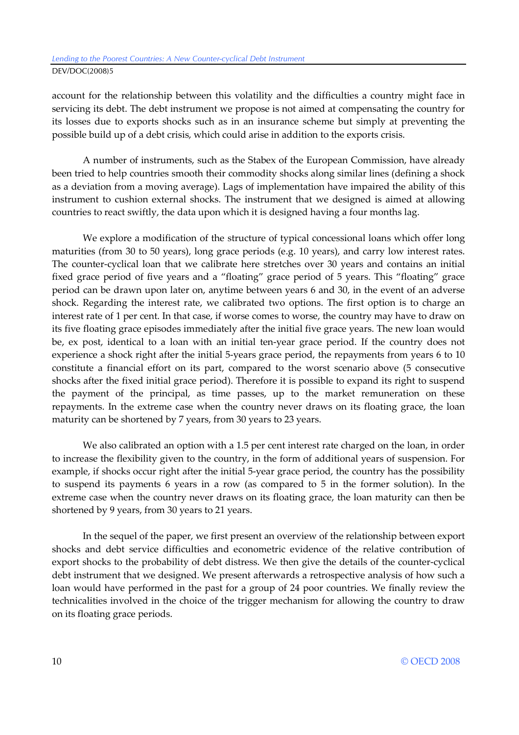account for the relationship between this volatility and the difficulties a country might face in servicing its debt. The debt instrument we propose is not aimed at compensating the country for its losses due to exports shocks such as in an insurance scheme but simply at preventing the possible build up of a debt crisis, which could arise in addition to the exports crisis.

A number of instruments, such as the Stabex of the European Commission, have already been tried to help countries smooth their commodity shocks along similar lines (defining a shock as a deviation from a moving average). Lags of implementation have impaired the ability of this instrument to cushion external shocks. The instrument that we designed is aimed at allowing countries to react swiftly, the data upon which it is designed having a four months lag.

We explore a modification of the structure of typical concessional loans which offer long maturities (from 30 to 50 years), long grace periods (e.g. 10 years), and carry low interest rates. The counter-cyclical loan that we calibrate here stretches over 30 years and contains an initial fixed grace period of five years and a "floating" grace period of 5 years. This "floating" grace period can be drawn upon later on, anytime between years 6 and 30, in the event of an adverse shock. Regarding the interest rate, we calibrated two options. The first option is to charge an interest rate of 1 per cent. In that case, if worse comes to worse, the country may have to draw on its five floating grace episodes immediately after the initial five grace years. The new loan would be, ex post, identical to a loan with an initial ten-year grace period. If the country does not experience a shock right after the initial 5-years grace period, the repayments from years 6 to 10 constitute a financial effort on its part, compared to the worst scenario above (5 consecutive shocks after the fixed initial grace period). Therefore it is possible to expand its right to suspend the payment of the principal, as time passes, up to the market remuneration on these repayments. In the extreme case when the country never draws on its floating grace, the loan maturity can be shortened by 7 years, from 30 years to 23 years.

We also calibrated an option with a 1.5 per cent interest rate charged on the loan, in order to increase the flexibility given to the country, in the form of additional years of suspension. For example, if shocks occur right after the initial 5-year grace period, the country has the possibility to suspend its payments 6 years in a row (as compared to 5 in the former solution). In the extreme case when the country never draws on its floating grace, the loan maturity can then be shortened by 9 years, from 30 years to 21 years.

In the sequel of the paper, we first present an overview of the relationship between export shocks and debt service difficulties and econometric evidence of the relative contribution of export shocks to the probability of debt distress. We then give the details of the counter-cyclical debt instrument that we designed. We present afterwards a retrospective analysis of how such a loan would have performed in the past for a group of 24 poor countries. We finally review the technicalities involved in the choice of the trigger mechanism for allowing the country to draw on its floating grace periods.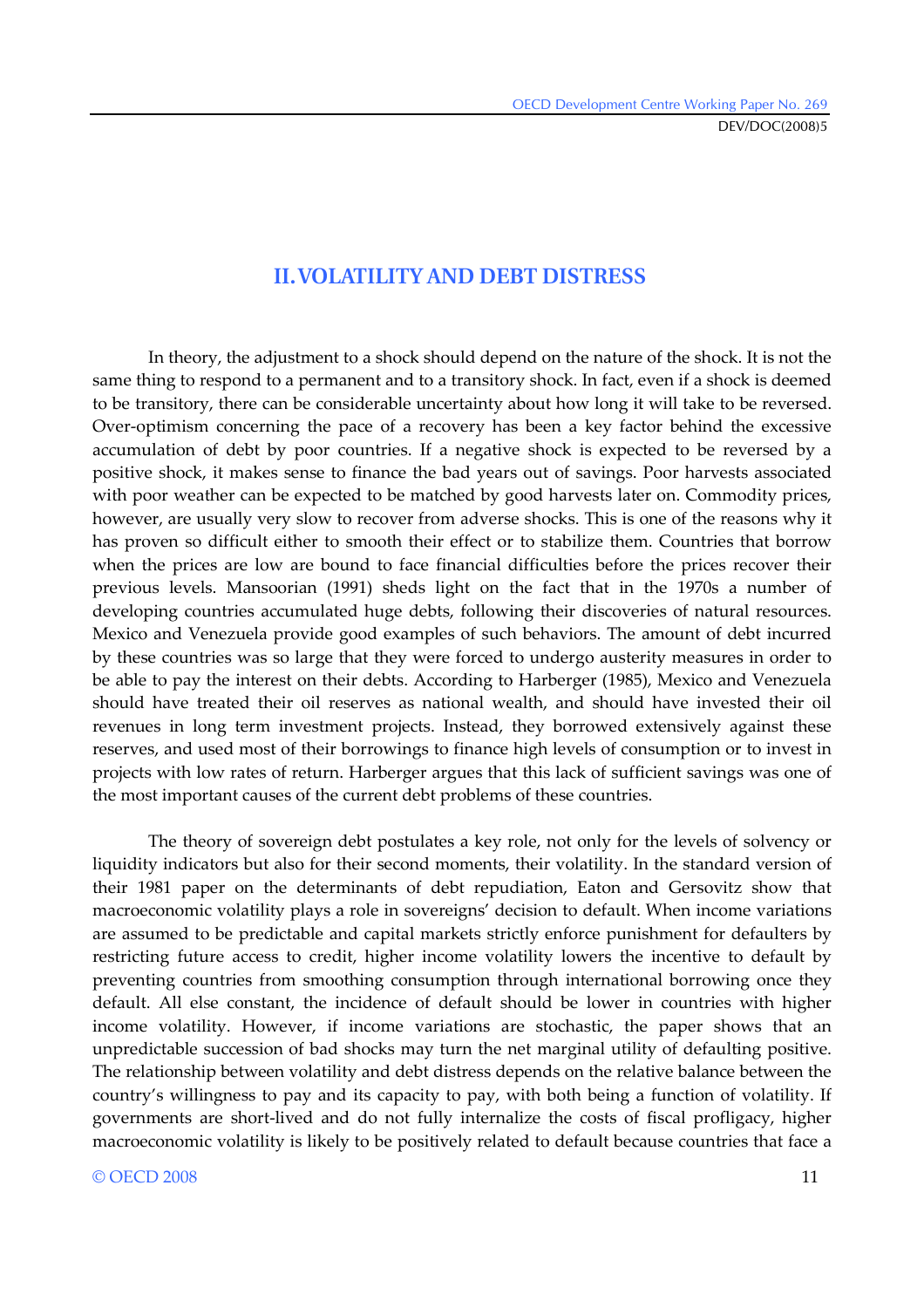## II. VOLATILITY AND DEBT DISTRESS

In theory, the adjustment to a shock should depend on the nature of the shock. It is not the same thing to respond to a permanent and to a transitory shock. In fact, even if a shock is deemed to be transitory, there can be considerable uncertainty about how long it will take to be reversed. Over-optimism concerning the pace of a recovery has been a key factor behind the excessive accumulation of debt by poor countries. If a negative shock is expected to be reversed by a positive shock, it makes sense to finance the bad years out of savings. Poor harvests associated with poor weather can be expected to be matched by good harvests later on. Commodity prices, however, are usually very slow to recover from adverse shocks. This is one of the reasons why it has proven so difficult either to smooth their effect or to stabilize them. Countries that borrow when the prices are low are bound to face financial difficulties before the prices recover their previous levels. Mansoorian (1991) sheds light on the fact that in the 1970s a number of developing countries accumulated huge debts, following their discoveries of natural resources. Mexico and Venezuela provide good examples of such behaviors. The amount of debt incurred by these countries was so large that they were forced to undergo austerity measures in order to be able to pay the interest on their debts. According to Harberger (1985), Mexico and Venezuela should have treated their oil reserves as national wealth, and should have invested their oil revenues in long term investment projects. Instead, they borrowed extensively against these reserves, and used most of their borrowings to finance high levels of consumption or to invest in projects with low rates of return. Harberger argues that this lack of sufficient savings was one of the most important causes of the current debt problems of these countries.

The theory of sovereign debt postulates a key role, not only for the levels of solvency or liquidity indicators but also for their second moments, their volatility. In the standard version of their 1981 paper on the determinants of debt repudiation, Eaton and Gersovitz show that macroeconomic volatility plays a role in sovereigns' decision to default. When income variations are assumed to be predictable and capital markets strictly enforce punishment for defaulters by restricting future access to credit, higher income volatility lowers the incentive to default by preventing countries from smoothing consumption through international borrowing once they default. All else constant, the incidence of default should be lower in countries with higher income volatility. However, if income variations are stochastic, the paper shows that an unpredictable succession of bad shocks may turn the net marginal utility of defaulting positive. The relationship between volatility and debt distress depends on the relative balance between the country's willingness to pay and its capacity to pay, with both being a function of volatility. If governments are short-lived and do not fully internalize the costs of fiscal profligacy, higher macroeconomic volatility is likely to be positively related to default because countries that face a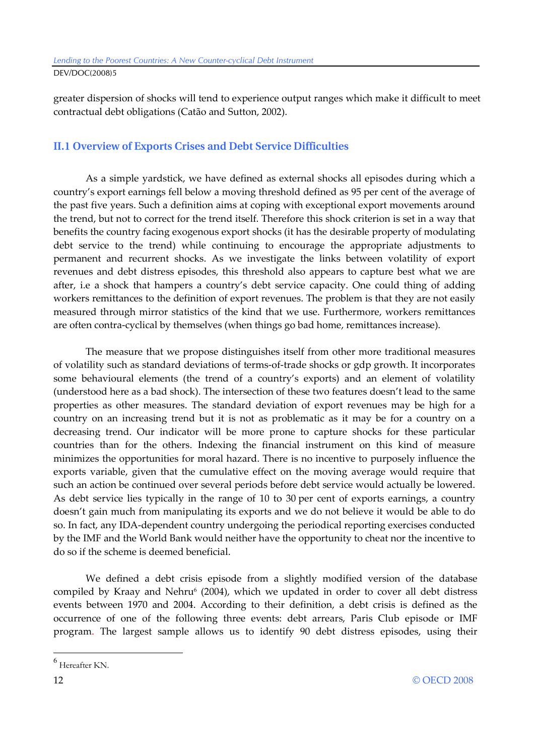greater dispersion of shocks will tend to experience output ranges which make it difficult to meet contractual debt obligations (Catão and Sutton, 2002).

## II.1 Overview of Exports Crises and Debt Service Difficulties

As a simple yardstick, we have defined as external shocks all episodes during which a country's export earnings fell below a moving threshold defined as 95 per cent of the average of the past five years. Such a definition aims at coping with exceptional export movements around the trend, but not to correct for the trend itself. Therefore this shock criterion is set in a way that benefits the country facing exogenous export shocks (it has the desirable property of modulating debt service to the trend) while continuing to encourage the appropriate adjustments to permanent and recurrent shocks. As we investigate the links between volatility of export revenues and debt distress episodes, this threshold also appears to capture best what we are after, i.e a shock that hampers a country's debt service capacity. One could thing of adding workers remittances to the definition of export revenues. The problem is that they are not easily measured through mirror statistics of the kind that we use. Furthermore, workers remittances are often contra-cyclical by themselves (when things go bad home, remittances increase).

The measure that we propose distinguishes itself from other more traditional measures of volatility such as standard deviations of terms-of-trade shocks or gdp growth. It incorporates some behavioural elements (the trend of a country's exports) and an element of volatility (understood here as a bad shock). The intersection of these two features doesn't lead to the same properties as other measures. The standard deviation of export revenues may be high for a country on an increasing trend but it is not as problematic as it may be for a country on a decreasing trend. Our indicator will be more prone to capture shocks for these particular countries than for the others. Indexing the financial instrument on this kind of measure minimizes the opportunities for moral hazard. There is no incentive to purposely influence the exports variable, given that the cumulative effect on the moving average would require that such an action be continued over several periods before debt service would actually be lowered. As debt service lies typically in the range of 10 to 30 per cent of exports earnings, a country doesn't gain much from manipulating its exports and we do not believe it would be able to do so. In fact, any IDA-dependent country undergoing the periodical reporting exercises conducted by the IMF and the World Bank would neither have the opportunity to cheat nor the incentive to do so if the scheme is deemed beneficial.

We defined a debt crisis episode from a slightly modified version of the database compiled by Kraay and Nehru[6] (2004), which we updated in order to cover all debt distress events between 1970 and 2004. According to their definition, a debt crisis is defined as the occurrence of one of the following three events: debt arrears, Paris Club episode or IMF program. The largest sample allows us to identify 90 debt distress episodes, using their

[6] Hereafter KN.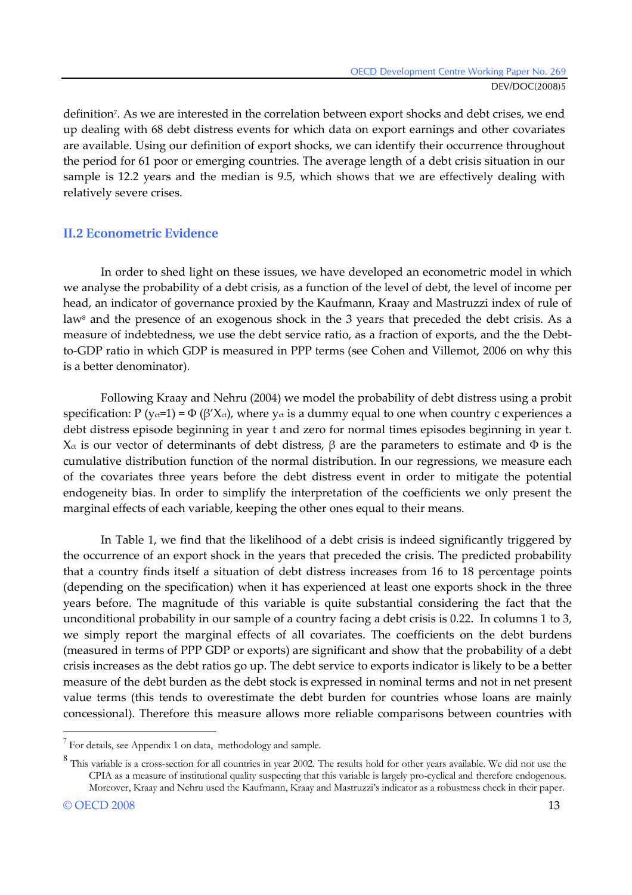definition[7]. As we are interested in the correlation between export shocks and debt crises, we end up dealing with 68 debt distress events for which data on export earnings and other covariates are available. Using our definition of export shocks, we can identify their occurrence throughout the period for 61 poor or emerging countries. The average length of a debt crisis situation in our sample is 12.2 years and the median is 9.5, which shows that we are effectively dealing with relatively severe crises.

## II.2 Econometric Evidence

In order to shed light on these issues, we have developed an econometric model in which we analyse the probability of a debt crisis, as a function of the level of debt, the level of income per head, an indicator of governance proxied by the Kaufmann, Kraay and Mastruzzi index of rule of law[8] and the presence of an exogenous shock in the 3 years that preceded the debt crisis. As a measure of indebtedness, we use the debt service ratio, as a fraction of exports, and the the Debt-to-GDP ratio in which GDP is measured in PPP terms (see Cohen and Villemot, 2006 on why this is a better denominator).

Following Kraay and Nehru (2004) we model the probability of debt distress using a probit specification: $P(y_{ct}=1) = \Phi(\beta' X_{ct})$, where $y_{ct}$ is a dummy equal to one when country c experiences a debt distress episode beginning in year t and zero for normal times episodes beginning in year t. $X_{ct}$ is our vector of determinants of debt distress, $\beta$ are the parameters to estimate and $\Phi$ is the cumulative distribution function of the normal distribution. In our regressions, we measure each of the covariates three years before the debt distress event in order to mitigate the potential endogeneity bias. In order to simplify the interpretation of the coefficients we only present the marginal effects of each variable, keeping the other ones equal to their means.

In Table 1, we find that the likelihood of a debt crisis is indeed significantly triggered by the occurrence of an export shock in the years that preceded the crisis. The predicted probability that a country finds itself a situation of debt distress increases from 16 to 18 percentage points (depending on the specification) when it has experienced at least one exports shock in the three years before. The magnitude of this variable is quite substantial considering the fact that the unconditional probability in our sample of a country facing a debt crisis is 0.22. In columns 1 to 3, we simply report the marginal effects of all covariates. The coefficients on the debt burdens (measured in terms of PPP GDP or exports) are significant and show that the probability of a debt crisis increases as the debt ratios go up. The debt service to exports indicator is likely to be a better measure of the debt burden as the debt stock is expressed in nominal terms and not in net present value terms (this tends to overestimate the debt burden for countries whose loans are mainly concessional). Therefore this measure allows more reliable comparisons between countries with

---

[7] For details, see Appendix 1 on data, methodology and sample.

[8] This variable is a cross-section for all countries in year 2002. The results hold for other years available. We did not use the CPIA as a measure of institutional quality suspecting that this variable is largely pro-cyclical and therefore endogenous. Moreover, Kraay and Nehru used the Kaufmann, Kraay and Mastruzzi's indicator as a robustness check in their paper.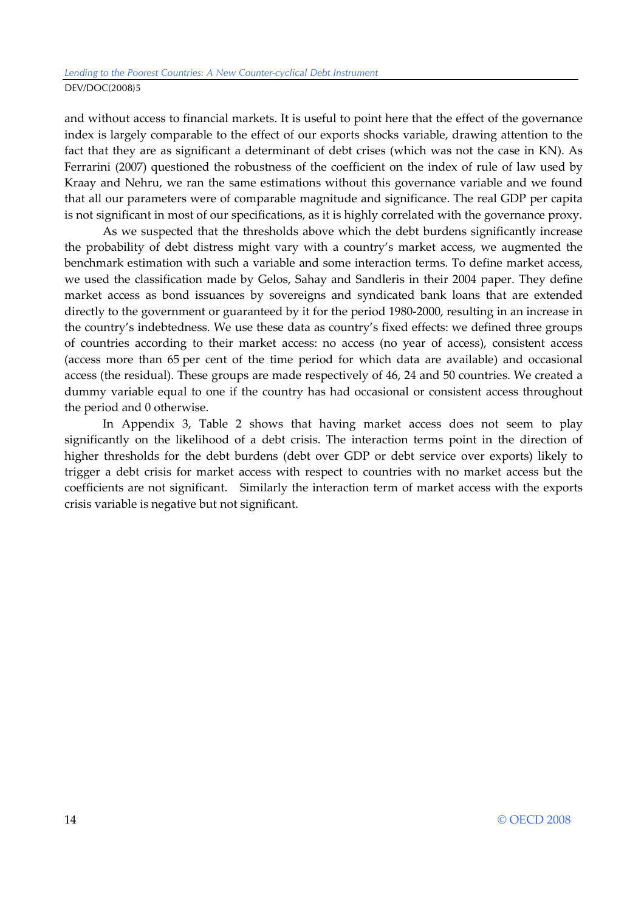and without access to financial markets. It is useful to point here that the effect of the governance index is largely comparable to the effect of our exports shocks variable, drawing attention to the fact that they are as significant a determinant of debt crises (which was not the case in KN). As Ferrarini (2007) questioned the robustness of the coefficient on the index of rule of law used by Kraay and Nehru, we ran the same estimations without this governance variable and we found that all our parameters were of comparable magnitude and significance. The real GDP per capita is not significant in most of our specifications, as it is highly correlated with the governance proxy.

As we suspected that the thresholds above which the debt burdens significantly increase the probability of debt distress might vary with a country's market access, we augmented the benchmark estimation with such a variable and some interaction terms. To define market access, we used the classification made by Gelos, Sahay and Sandleris in their 2004 paper. They define market access as bond issuances by sovereigns and syndicated bank loans that are extended directly to the government or guaranteed by it for the period 1980-2000, resulting in an increase in the country's indebtedness. We use these data as country's fixed effects: we defined three groups of countries according to their market access: no access (no year of access), consistent access (access more than 65 per cent of the time period for which data are available) and occasional access (the residual). These groups are made respectively of 46, 24 and 50 countries. We created a dummy variable equal to one if the country has had occasional or consistent access throughout the period and 0 otherwise.

In Appendix 3, Table 2 shows that having market access does not seem to play significantly on the likelihood of a debt crisis. The interaction terms point in the direction of higher thresholds for the debt burdens (debt over GDP or debt service over exports) likely to trigger a debt crisis for market access with respect to countries with no market access but the coefficients are not significant. Similarly the interaction term of market access with the exports crisis variable is negative but not significant.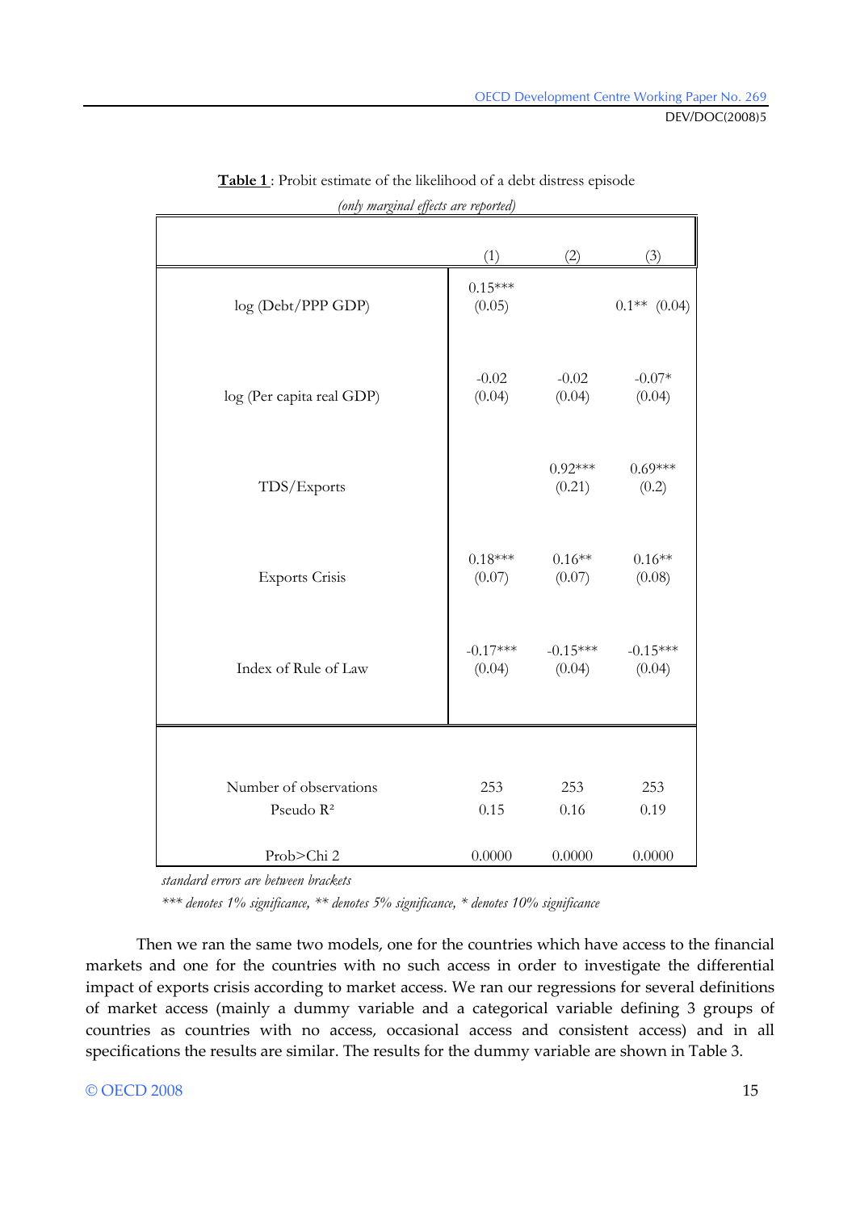**Table 1** : Probit estimate of the likelihood of a debt distress episode

*(only marginal effects are reported)*

| | (1) | (2) | (3) |
|---|---|---|---|
| log (Debt/PPP GDP) | 0.15*** (0.05) | | 0.1** (0.04) |
| log (Per capita real GDP) | -0.02 (0.04) | -0.02 (0.04) | -0.07* (0.04) |
| TDS/Exports | | 0.92*** (0.21) | 0.69*** (0.2) |
| Exports Crisis | 0.18*** (0.07) | 0.16** (0.07) | 0.16** (0.08) |
| Index of Rule of Law | -0.17*** (0.04) | -0.15*** (0.04) | -0.15*** (0.04) |
| Number of observations | 253 | 253 | 253 |
| Pseudo $R^2$ | 0.15 | 0.16 | 0.19 |
| Prob>Chi 2 | 0.0000 | 0.0000 | 0.0000 |

*standard errors are between brackets*

*\*\*\* denotes 1% significance, \*\* denotes 5% significance, \* denotes 10% significance*

Then we ran the same two models, one for the countries which have access to the financial markets and one for the countries with no such access in order to investigate the differential impact of exports crisis according to market access. We ran our regressions for several definitions of market access (mainly a dummy variable and a categorical variable defining 3 groups of countries as countries with no access, occasional access and consistent access) and in all specifications the results are similar. The results for the dummy variable are shown in Table 3.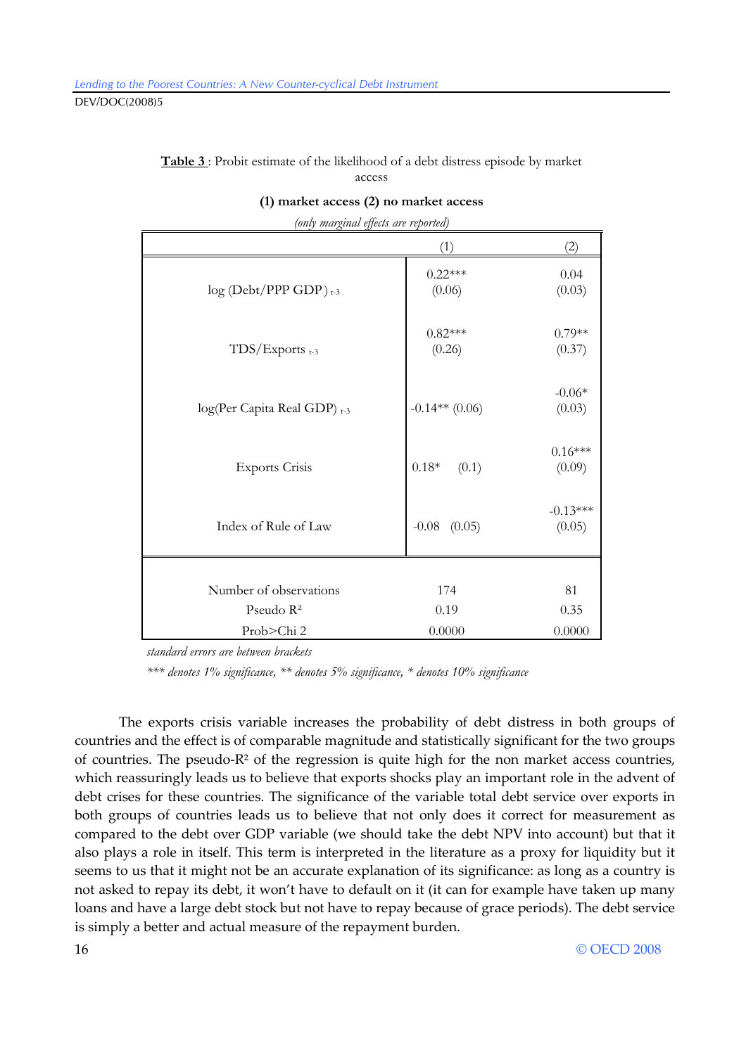**Table 3** : Probit estimate of the likelihood of a debt distress episode by market access

**(1) market access (2) no market access**

*(only marginal effects are reported)*

| | (1) | (2) |
|---|---|---|
| log (Debt/PPP GDP) $_{t-3}$ | 0.22*** (0.06) | 0.04 (0.03) |
| TDS/Exports $_{t-3}$ | 0.82*** (0.26) | 0.79** (0.37) |
| log(Per Capita Real GDP) $_{t-3}$ | -0.14** (0.06) | -0.06* (0.03) |
| Exports Crisis | 0.18* (0.1) | 0.16*** (0.09) |
| Index of Rule of Law | -0.08 (0.05) | -0.13*** (0.05) |
| Number of observations | 174 | 81 |
| Pseudo R² | 0.19 | 0.35 |
| Prob>Chi 2 | 0.0000 | 0.0000 |

*standard errors are between brackets*

**** denotes 1% significance, ** denotes 5% significance, * denotes 10% significance*

The exports crisis variable increases the probability of debt distress in both groups of countries and the effect is of comparable magnitude and statistically significant for the two groups of countries. The pseudo-R² of the regression is quite high for the non market access countries, which reassuringly leads us to believe that exports shocks play an important role in the advent of debt crises for these countries. The significance of the variable total debt service over exports in both groups of countries leads us to believe that not only does it correct for measurement as compared to the debt over GDP variable (we should take the debt NPV into account) but that it also plays a role in itself. This term is interpreted in the literature as a proxy for liquidity but it seems to us that it might not be an accurate explanation of its significance: as long as a country is not asked to repay its debt, it won't have to default on it (it can for example have taken up many loans and have a large debt stock but not have to repay because of grace periods). The debt service is simply a better and actual measure of the repayment burden.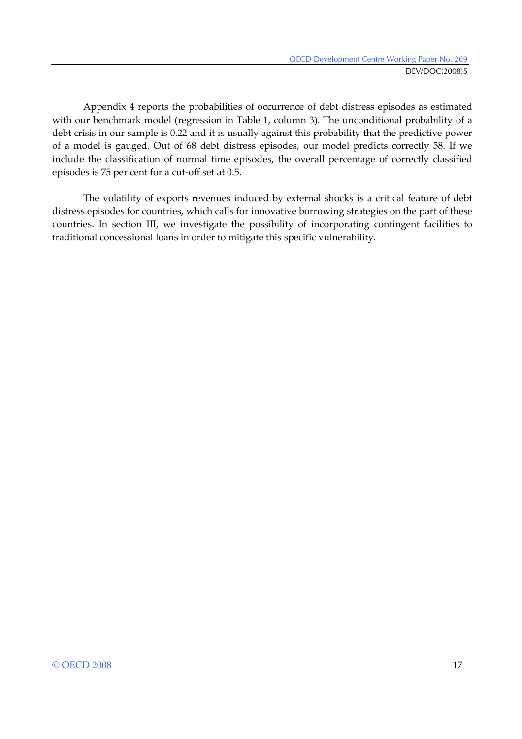Appendix 4 reports the probabilities of occurrence of debt distress episodes as estimated with our benchmark model (regression in Table 1, column 3). The unconditional probability of a debt crisis in our sample is 0.22 and it is usually against this probability that the predictive power of a model is gauged. Out of 68 debt distress episodes, our model predicts correctly 58. If we include the classification of normal time episodes, the overall percentage of correctly classified episodes is 75 per cent for a cut-off set at 0.5.

The volatility of exports revenues induced by external shocks is a critical feature of debt distress episodes for countries, which calls for innovative borrowing strategies on the part of these countries. In section III, we investigate the possibility of incorporating contingent facilities to traditional concessional loans in order to mitigate this specific vulnerability.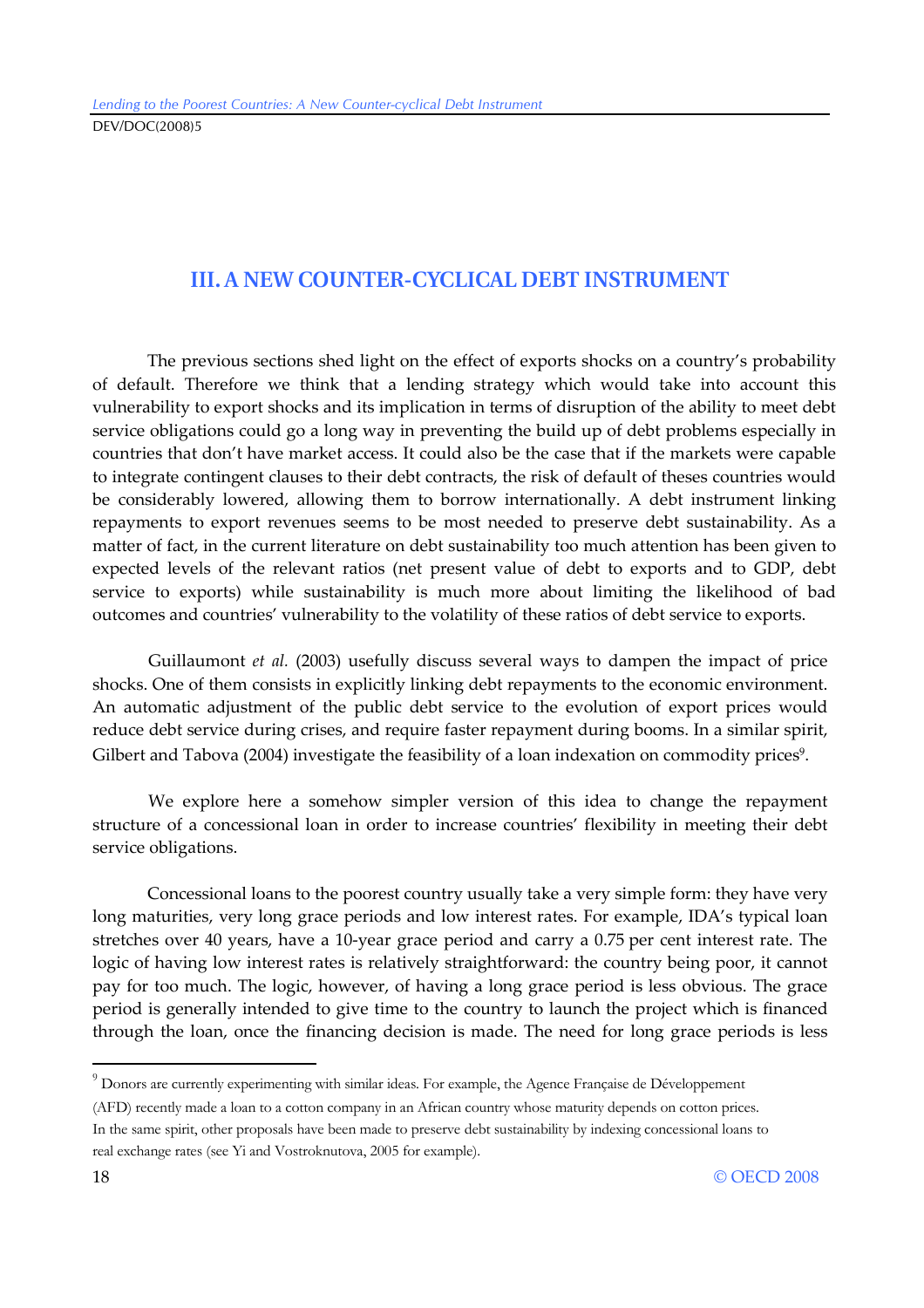## III. A NEW COUNTER-CYCLICAL DEBT INSTRUMENT

The previous sections shed light on the effect of exports shocks on a country's probability of default. Therefore we think that a lending strategy which would take into account this vulnerability to export shocks and its implication in terms of disruption of the ability to meet debt service obligations could go a long way in preventing the build up of debt problems especially in countries that don't have market access. It could also be the case that if the markets were capable to integrate contingent clauses to their debt contracts, the risk of default of theses countries would be considerably lowered, allowing them to borrow internationally. A debt instrument linking repayments to export revenues seems to be most needed to preserve debt sustainability. As a matter of fact, in the current literature on debt sustainability too much attention has been given to expected levels of the relevant ratios (net present value of debt to exports and to GDP, debt service to exports) while sustainability is much more about limiting the likelihood of bad outcomes and countries' vulnerability to the volatility of these ratios of debt service to exports.

Guillaumont *et al.* (2003) usefully discuss several ways to dampen the impact of price shocks. One of them consists in explicitly linking debt repayments to the economic environment. An automatic adjustment of the public debt service to the evolution of export prices would reduce debt service during crises, and require faster repayment during booms. In a similar spirit, Gilbert and Tabova (2004) investigate the feasibility of a loan indexation on commodity prices[9].

We explore here a somehow simpler version of this idea to change the repayment structure of a concessional loan in order to increase countries' flexibility in meeting their debt service obligations.

Concessional loans to the poorest country usually take a very simple form: they have very long maturities, very long grace periods and low interest rates. For example, IDA's typical loan stretches over 40 years, have a 10-year grace period and carry a 0.75 per cent interest rate. The logic of having low interest rates is relatively straightforward: the country being poor, it cannot pay for too much. The logic, however, of having a long grace period is less obvious. The grace period is generally intended to give time to the country to launch the project which is financed through the loan, once the financing decision is made. The need for long grace periods is less

[9] Donors are currently experimenting with similar ideas. For example, the Agence Française de Développement (AFD) recently made a loan to a cotton company in an African country whose maturity depends on cotton prices. In the same spirit, other proposals have been made to preserve debt sustainability by indexing concessional loans to real exchange rates (see Yi and Vostroknutova, 2005 for example).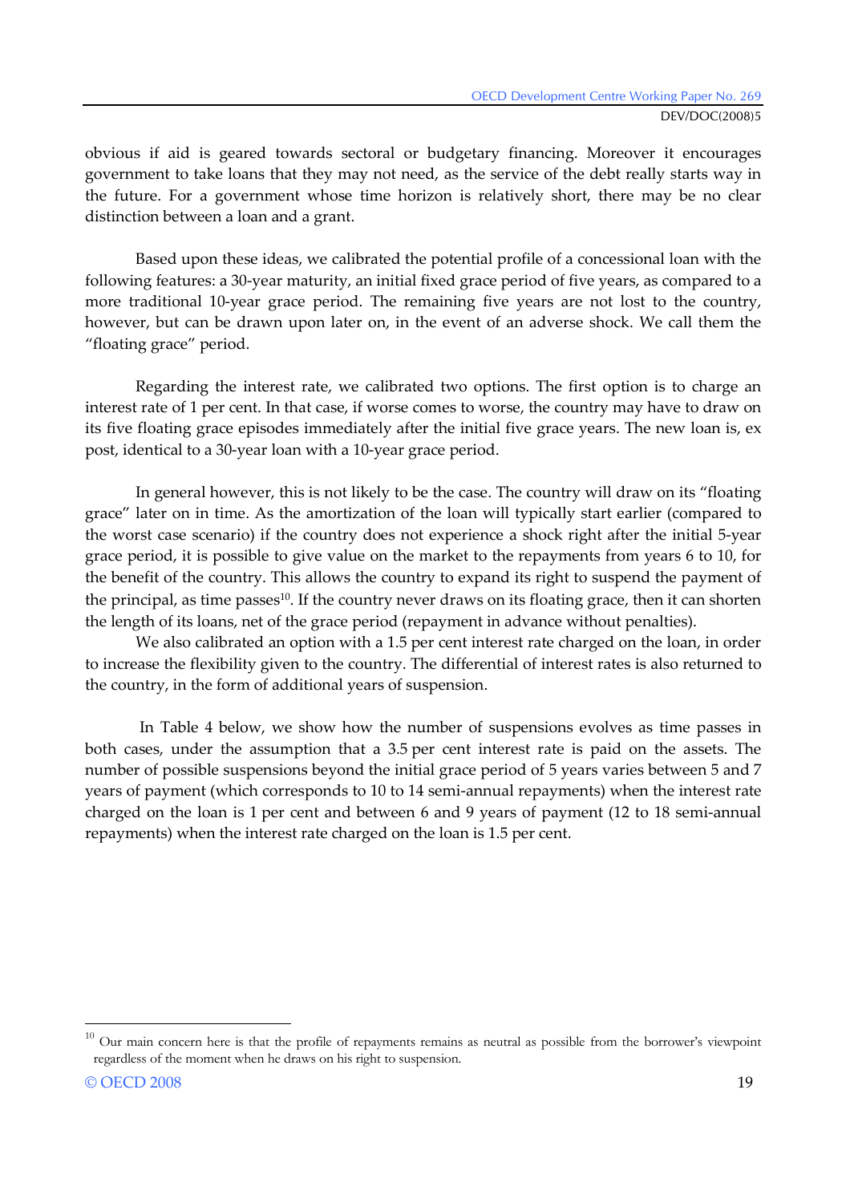obvious if aid is geared towards sectoral or budgetary financing. Moreover it encourages government to take loans that they may not need, as the service of the debt really starts way in the future. For a government whose time horizon is relatively short, there may be no clear distinction between a loan and a grant.

Based upon these ideas, we calibrated the potential profile of a concessional loan with the following features: a 30-year maturity, an initial fixed grace period of five years, as compared to a more traditional 10-year grace period. The remaining five years are not lost to the country, however, but can be drawn upon later on, in the event of an adverse shock. We call them the "floating grace" period.

Regarding the interest rate, we calibrated two options. The first option is to charge an interest rate of 1 per cent. In that case, if worse comes to worse, the country may have to draw on its five floating grace episodes immediately after the initial five grace years. The new loan is, ex post, identical to a 30-year loan with a 10-year grace period.

In general however, this is not likely to be the case. The country will draw on its "floating grace" later on in time. As the amortization of the loan will typically start earlier (compared to the worst case scenario) if the country does not experience a shock right after the initial 5-year grace period, it is possible to give value on the market to the repayments from years 6 to 10, for the benefit of the country. This allows the country to expand its right to suspend the payment of the principal, as time passes[10]. If the country never draws on its floating grace, then it can shorten the length of its loans, net of the grace period (repayment in advance without penalties).

We also calibrated an option with a 1.5 per cent interest rate charged on the loan, in order to increase the flexibility given to the country. The differential of interest rates is also returned to the country, in the form of additional years of suspension.

In Table 4 below, we show how the number of suspensions evolves as time passes in both cases, under the assumption that a 3.5 per cent interest rate is paid on the assets. The number of possible suspensions beyond the initial grace period of 5 years varies between 5 and 7 years of payment (which corresponds to 10 to 14 semi-annual repayments) when the interest rate charged on the loan is 1 per cent and between 6 and 9 years of payment (12 to 18 semi-annual repayments) when the interest rate charged on the loan is 1.5 per cent.

---

[10] Our main concern here is that the profile of repayments remains as neutral as possible from the borrower's viewpoint regardless of the moment when he draws on his right to suspension.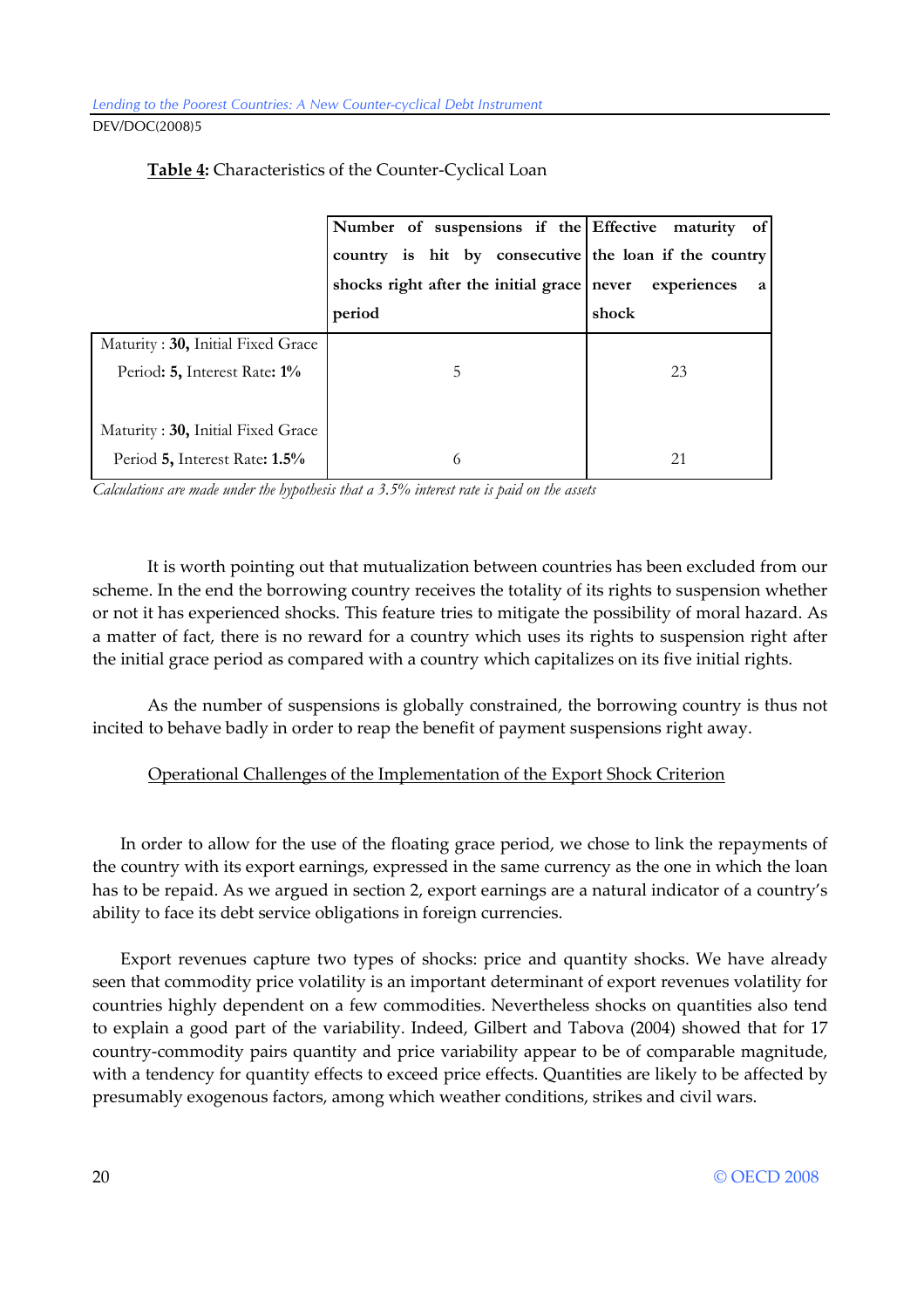**Table 4:** Characteristics of the Counter-Cyclical Loan

| | Number of suspensions if the country is hit by consecutive shocks right after the initial grace period | Effective maturity of the loan if the country never experiences a shock |
|---|---|---|
| Maturity : **30,** Initial Fixed Grace Period**: 5,** Interest Rate**: 1%** | 5 | 23 |
| Maturity : **30,** Initial Fixed Grace Period **5,** Interest Rate**: 1.5%** | 6 | 21 |

*Calculations are made under the hypothesis that a 3.5% interest rate is paid on the assets*

It is worth pointing out that mutualization between countries has been excluded from our scheme. In the end the borrowing country receives the totality of its rights to suspension whether or not it has experienced shocks. This feature tries to mitigate the possibility of moral hazard. As a matter of fact, there is no reward for a country which uses its rights to suspension right after the initial grace period as compared with a country which capitalizes on its five initial rights.

As the number of suspensions is globally constrained, the borrowing country is thus not incited to behave badly in order to reap the benefit of payment suspensions right away.

Operational Challenges of the Implementation of the Export Shock Criterion

In order to allow for the use of the floating grace period, we chose to link the repayments of the country with its export earnings, expressed in the same currency as the one in which the loan has to be repaid. As we argued in section 2, export earnings are a natural indicator of a country's ability to face its debt service obligations in foreign currencies.

Export revenues capture two types of shocks: price and quantity shocks. We have already seen that commodity price volatility is an important determinant of export revenues volatility for countries highly dependent on a few commodities. Nevertheless shocks on quantities also tend to explain a good part of the variability. Indeed, Gilbert and Tabova (2004) showed that for 17 country-commodity pairs quantity and price variability appear to be of comparable magnitude, with a tendency for quantity effects to exceed price effects. Quantities are likely to be affected by presumably exogenous factors, among which weather conditions, strikes and civil wars.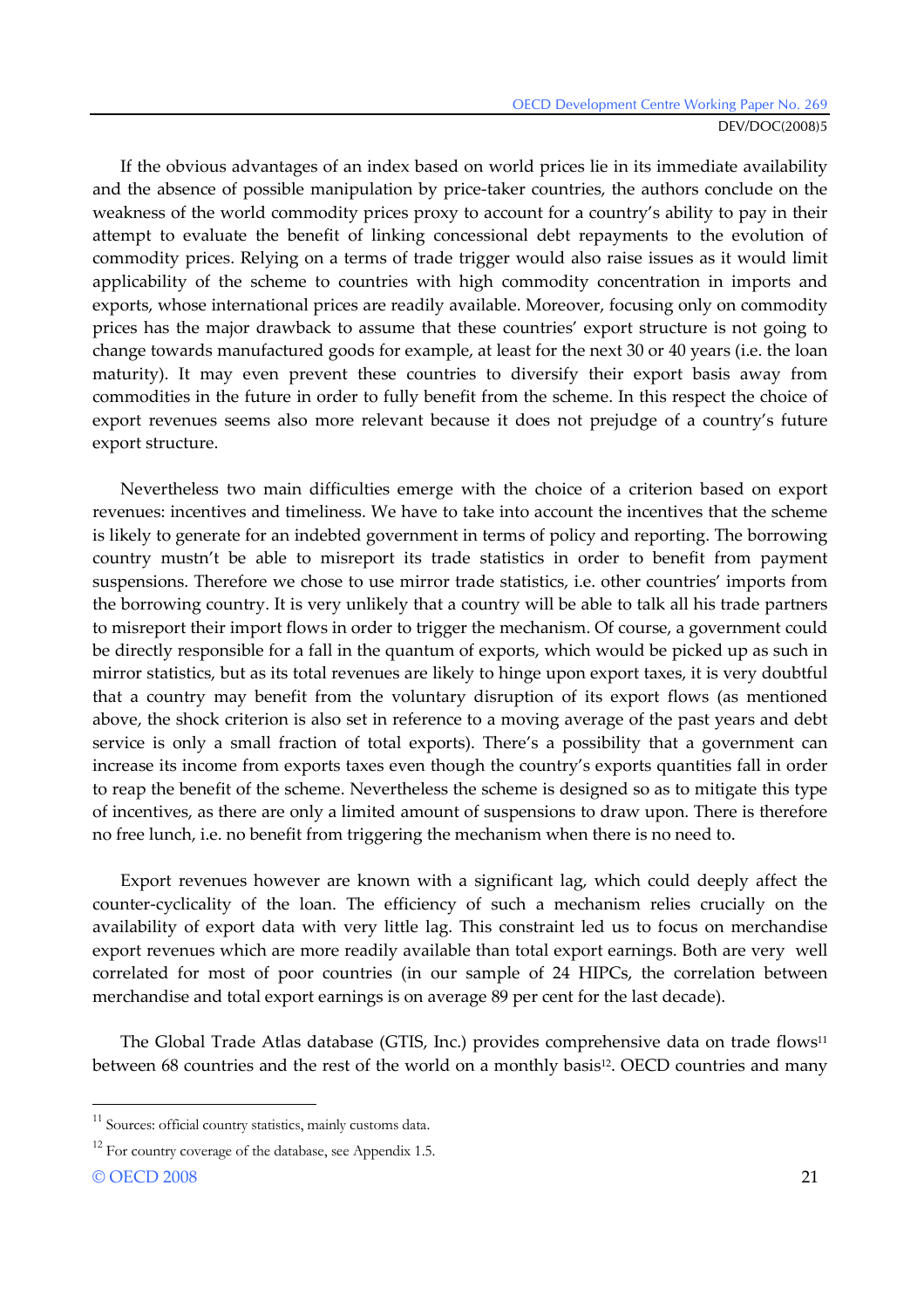If the obvious advantages of an index based on world prices lie in its immediate availability and the absence of possible manipulation by price-taker countries, the authors conclude on the weakness of the world commodity prices proxy to account for a country's ability to pay in their attempt to evaluate the benefit of linking concessional debt repayments to the evolution of commodity prices. Relying on a terms of trade trigger would also raise issues as it would limit applicability of the scheme to countries with high commodity concentration in imports and exports, whose international prices are readily available. Moreover, focusing only on commodity prices has the major drawback to assume that these countries' export structure is not going to change towards manufactured goods for example, at least for the next 30 or 40 years (i.e. the loan maturity). It may even prevent these countries to diversify their export basis away from commodities in the future in order to fully benefit from the scheme. In this respect the choice of export revenues seems also more relevant because it does not prejudge of a country's future export structure.

Nevertheless two main difficulties emerge with the choice of a criterion based on export revenues: incentives and timeliness. We have to take into account the incentives that the scheme is likely to generate for an indebted government in terms of policy and reporting. The borrowing country mustn't be able to misreport its trade statistics in order to benefit from payment suspensions. Therefore we chose to use mirror trade statistics, i.e. other countries' imports from the borrowing country. It is very unlikely that a country will be able to talk all his trade partners to misreport their import flows in order to trigger the mechanism. Of course, a government could be directly responsible for a fall in the quantum of exports, which would be picked up as such in mirror statistics, but as its total revenues are likely to hinge upon export taxes, it is very doubtful that a country may benefit from the voluntary disruption of its export flows (as mentioned above, the shock criterion is also set in reference to a moving average of the past years and debt service is only a small fraction of total exports). There's a possibility that a government can increase its income from exports taxes even though the country's exports quantities fall in order to reap the benefit of the scheme. Nevertheless the scheme is designed so as to mitigate this type of incentives, as there are only a limited amount of suspensions to draw upon. There is therefore no free lunch, i.e. no benefit from triggering the mechanism when there is no need to.

Export revenues however are known with a significant lag, which could deeply affect the counter-cyclicality of the loan. The efficiency of such a mechanism relies crucially on the availability of export data with very little lag. This constraint led us to focus on merchandise export revenues which are more readily available than total export earnings. Both are very well correlated for most of poor countries (in our sample of 24 HIPCs, the correlation between merchandise and total export earnings is on average 89 per cent for the last decade).

The Global Trade Atlas database (GTIS, Inc.) provides comprehensive data on trade flows[11] between 68 countries and the rest of the world on a monthly basis[12]. OECD countries and many

[11] Sources: official country statistics, mainly customs data.

[12] For country coverage of the database, see Appendix 1.5.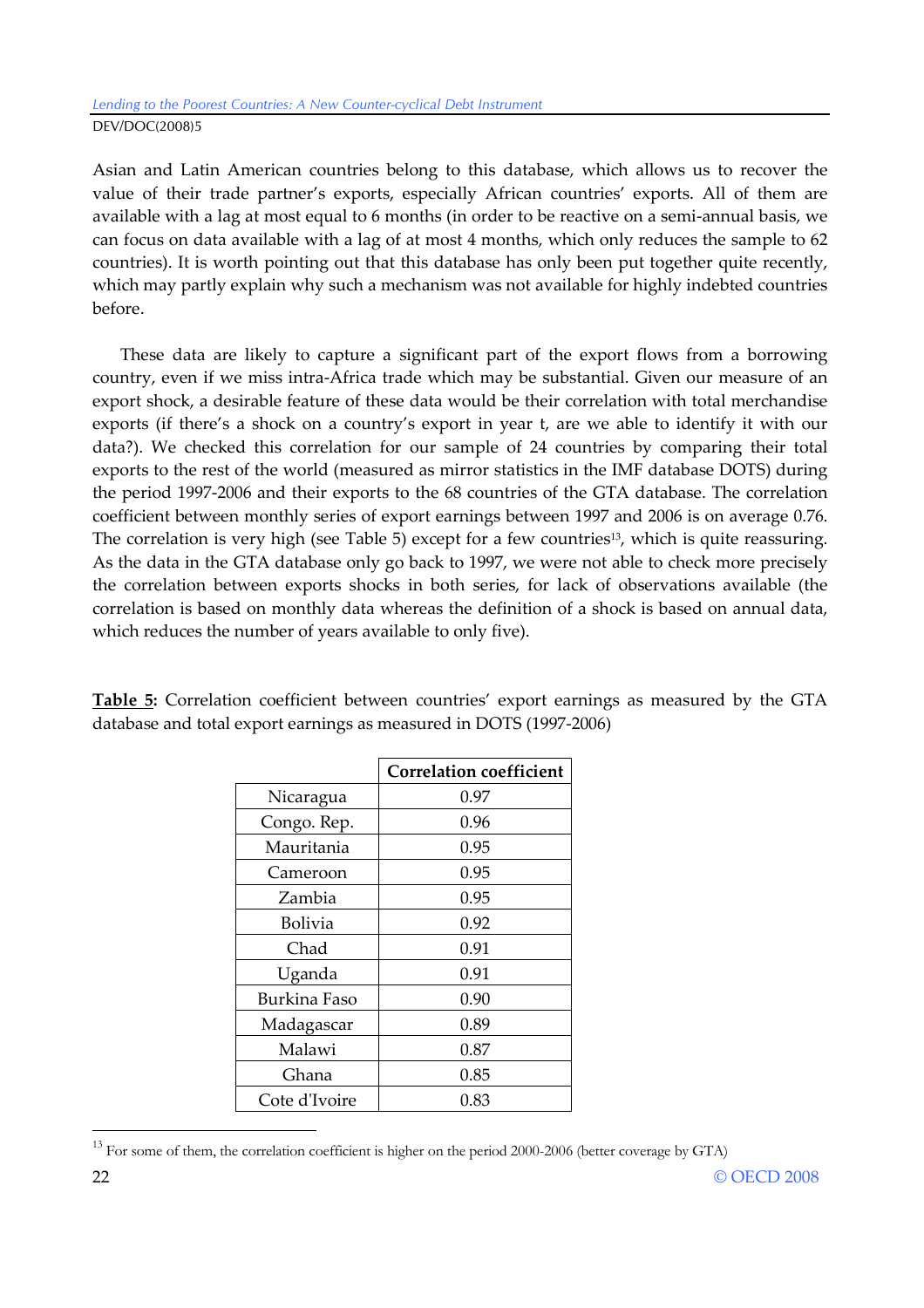Asian and Latin American countries belong to this database, which allows us to recover the value of their trade partner's exports, especially African countries' exports. All of them are available with a lag at most equal to 6 months (in order to be reactive on a semi-annual basis, we can focus on data available with a lag of at most 4 months, which only reduces the sample to 62 countries). It is worth pointing out that this database has only been put together quite recently, which may partly explain why such a mechanism was not available for highly indebted countries before.

These data are likely to capture a significant part of the export flows from a borrowing country, even if we miss intra-Africa trade which may be substantial. Given our measure of an export shock, a desirable feature of these data would be their correlation with total merchandise exports (if there's a shock on a country's export in year t, are we able to identify it with our data?). We checked this correlation for our sample of 24 countries by comparing their total exports to the rest of the world (measured as mirror statistics in the IMF database DOTS) during the period 1997-2006 and their exports to the 68 countries of the GTA database. The correlation coefficient between monthly series of export earnings between 1997 and 2006 is on average 0.76. The correlation is very high (see Table 5) except for a few countries[13], which is quite reassuring. As the data in the GTA database only go back to 1997, we were not able to check more precisely the correlation between exports shocks in both series, for lack of observations available (the correlation is based on monthly data whereas the definition of a shock is based on annual data, which reduces the number of years available to only five).

**Table 5:** Correlation coefficient between countries' export earnings as measured by the GTA database and total export earnings as measured in DOTS (1997-2006)

| | Correlation coefficient |
|---|---|
| Nicaragua | 0.97 |
| Congo. Rep. | 0.96 |
| Mauritania | 0.95 |
| Cameroon | 0.95 |
| Zambia | 0.95 |
| Bolivia | 0.92 |
| Chad | 0.91 |
| Uganda | 0.91 |
| Burkina Faso | 0.90 |
| Madagascar | 0.89 |
| Malawi | 0.87 |
| Ghana | 0.85 |
| Cote d'Ivoire | 0.83 |

[13] For some of them, the correlation coefficient is higher on the period 2000-2006 (better coverage by GTA)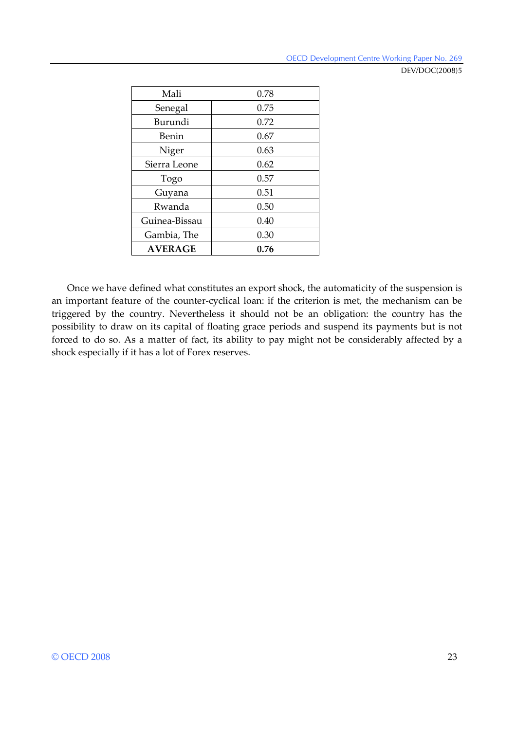| Mali | 0.78 |
|---|---|
| Senegal | 0.75 |
| Burundi | 0.72 |
| Benin | 0.67 |
| Niger | 0.63 |
| Sierra Leone | 0.62 |
| Togo | 0.57 |
| Guyana | 0.51 |
| Rwanda | 0.50 |
| Guinea-Bissau | 0.40 |
| Gambia, The | 0.30 |
| **AVERAGE** | **0.76** |

Once we have defined what constitutes an export shock, the automaticity of the suspension is an important feature of the counter-cyclical loan: if the criterion is met, the mechanism can be triggered by the country. Nevertheless it should not be an obligation: the country has the possibility to draw on its capital of floating grace periods and suspend its payments but is not forced to do so. As a matter of fact, its ability to pay might not be considerably affected by a shock especially if it has a lot of Forex reserves.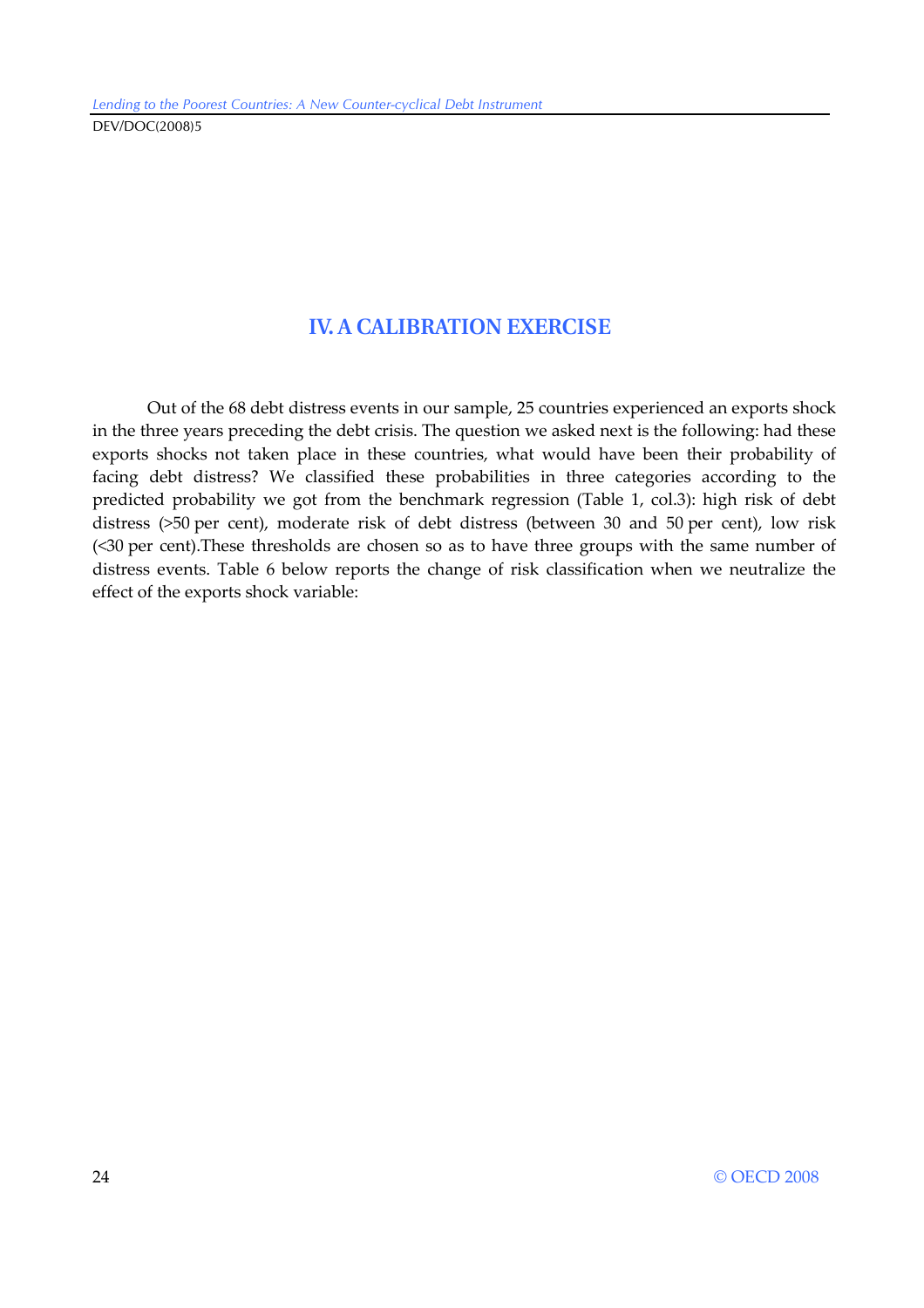## IV. A CALIBRATION EXERCISE

Out of the 68 debt distress events in our sample, 25 countries experienced an exports shock in the three years preceding the debt crisis. The question we asked next is the following: had these exports shocks not taken place in these countries, what would have been their probability of facing debt distress? We classified these probabilities in three categories according to the predicted probability we got from the benchmark regression (Table 1, col.3): high risk of debt distress (>50 per cent), moderate risk of debt distress (between 30 and 50 per cent), low risk (<30 per cent).These thresholds are chosen so as to have three groups with the same number of distress events. Table 6 below reports the change of risk classification when we neutralize the effect of the exports shock variable: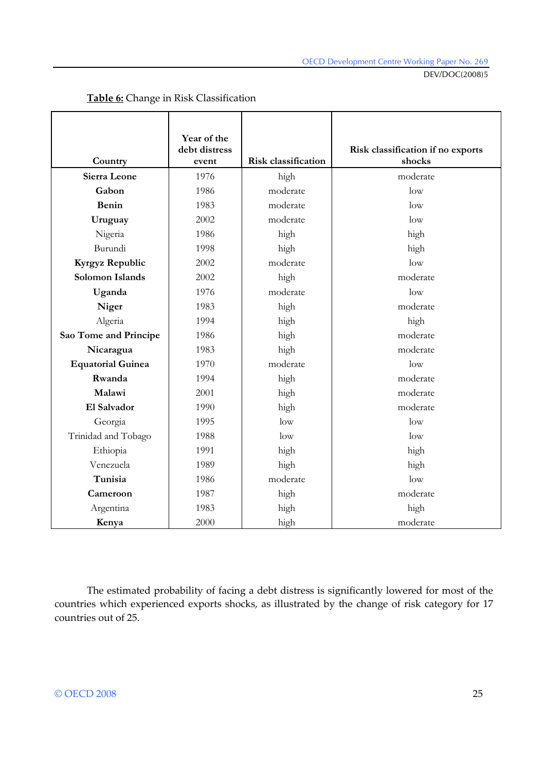**Table 6:** Change in Risk Classification

| Country | Year of the debt distress event | Risk classification | Risk classification if no exports shocks |
|---|---|---|---|
| **Sierra Leone** | 1976 | high | moderate |
| **Gabon** | 1986 | moderate | low |
| **Benin** | 1983 | moderate | low |
| **Uruguay** | 2002 | moderate | low |
| Nigeria | 1986 | high | high |
| Burundi | 1998 | high | high |
| **Kyrgyz Republic** | 2002 | moderate | low |
| **Solomon Islands** | 2002 | high | moderate |
| **Uganda** | 1976 | moderate | low |
| **Niger** | 1983 | high | moderate |
| Algeria | 1994 | high | high |
| **Sao Tome and Principe** | 1986 | high | moderate |
| **Nicaragua** | 1983 | high | moderate |
| **Equatorial Guinea** | 1970 | moderate | low |
| **Rwanda** | 1994 | high | moderate |
| **Malawi** | 2001 | high | moderate |
| **El Salvador** | 1990 | high | moderate |
| Georgia | 1995 | low | low |
| Trinidad and Tobago | 1988 | low | low |
| Ethiopia | 1991 | high | high |
| Venezuela | 1989 | high | high |
| **Tunisia** | 1986 | moderate | low |
| **Cameroon** | 1987 | high | moderate |
| Argentina | 1983 | high | high |
| **Kenya** | 2000 | high | moderate |

The estimated probability of facing a debt distress is significantly lowered for most of the countries which experienced exports shocks, as illustrated by the change of risk category for 17 countries out of 25.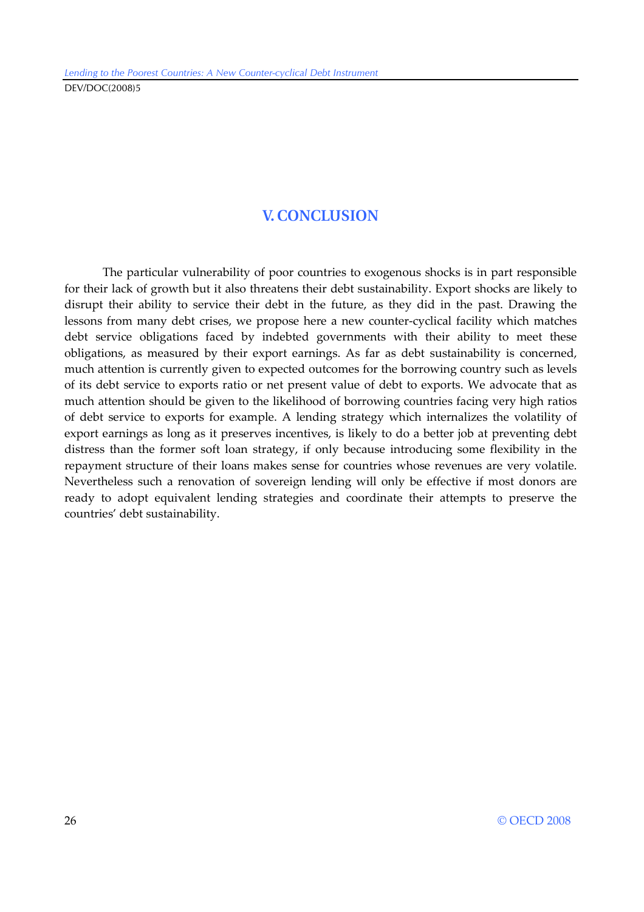# V. CONCLUSION

The particular vulnerability of poor countries to exogenous shocks is in part responsible for their lack of growth but it also threatens their debt sustainability. Export shocks are likely to disrupt their ability to service their debt in the future, as they did in the past. Drawing the lessons from many debt crises, we propose here a new counter-cyclical facility which matches debt service obligations faced by indebted governments with their ability to meet these obligations, as measured by their export earnings. As far as debt sustainability is concerned, much attention is currently given to expected outcomes for the borrowing country such as levels of its debt service to exports ratio or net present value of debt to exports. We advocate that as much attention should be given to the likelihood of borrowing countries facing very high ratios of debt service to exports for example. A lending strategy which internalizes the volatility of export earnings as long as it preserves incentives, is likely to do a better job at preventing debt distress than the former soft loan strategy, if only because introducing some flexibility in the repayment structure of their loans makes sense for countries whose revenues are very volatile. Nevertheless such a renovation of sovereign lending will only be effective if most donors are ready to adopt equivalent lending strategies and coordinate their attempts to preserve the countries' debt sustainability.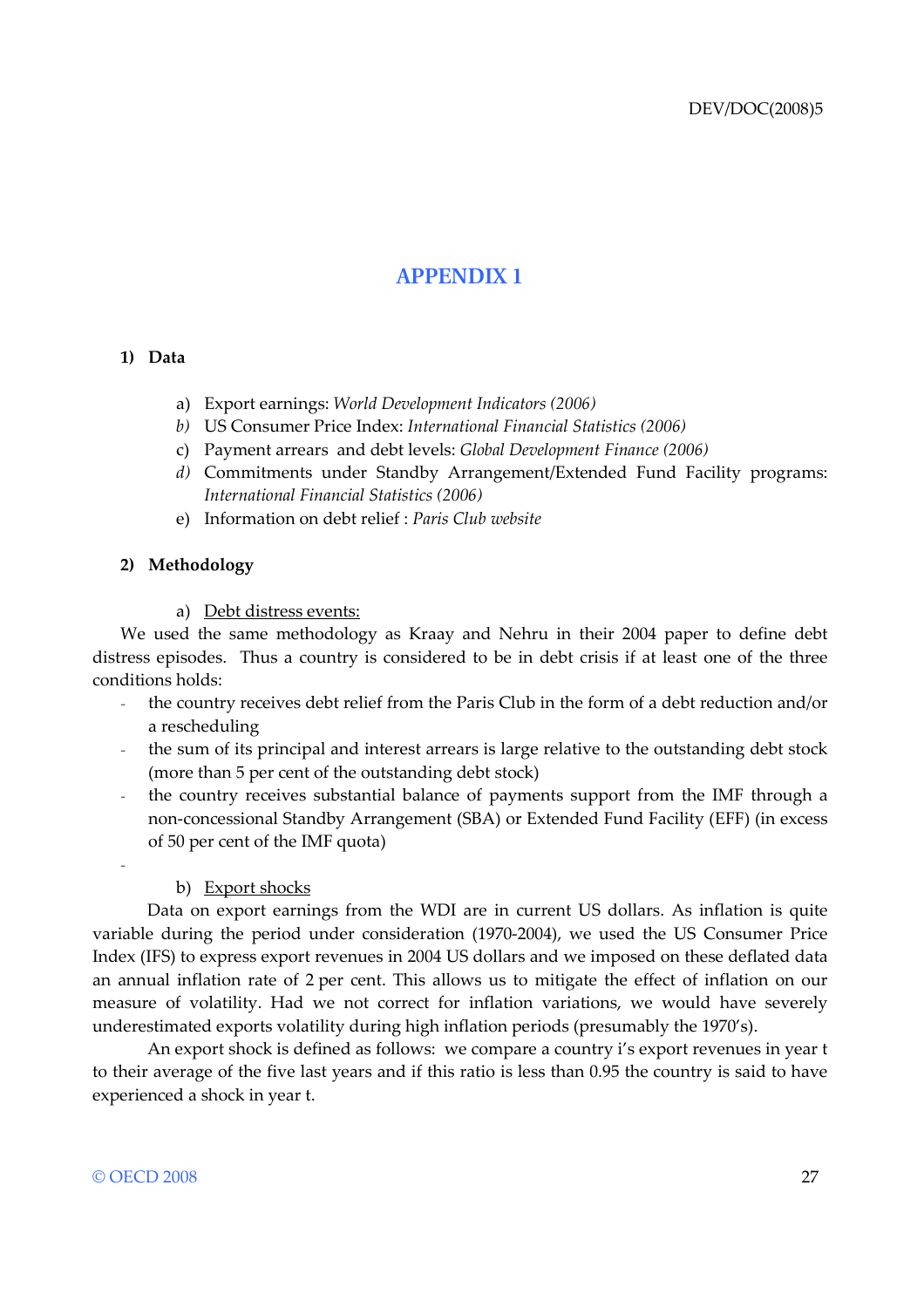# APPENDIX 1

## 1) Data

a) Export earnings: *World Development Indicators (2006)*
b) US Consumer Price Index: *International Financial Statistics (2006)*
c) Payment arrears and debt levels: *Global Development Finance (2006)*
d) Commitments under Standby Arrangement/Extended Fund Facility programs: *International Financial Statistics (2006)*
e) Information on debt relief : *Paris Club website*

## 2) Methodology

a) Debt distress events:

We used the same methodology as Kraay and Nehru in their 2004 paper to define debt distress episodes. Thus a country is considered to be in debt crisis if at least one of the three conditions holds:

- the country receives debt relief from the Paris Club in the form of a debt reduction and/or a rescheduling
- the sum of its principal and interest arrears is large relative to the outstanding debt stock (more than 5 per cent of the outstanding debt stock)
- the country receives substantial balance of payments support from the IMF through a non-concessional Standby Arrangement (SBA) or Extended Fund Facility (EFF) (in excess of 50 per cent of the IMF quota)

b) Export shocks

Data on export earnings from the WDI are in current US dollars. As inflation is quite variable during the period under consideration (1970-2004), we used the US Consumer Price Index (IFS) to express export revenues in 2004 US dollars and we imposed on these deflated data an annual inflation rate of 2 per cent. This allows us to mitigate the effect of inflation on our measure of volatility. Had we not correct for inflation variations, we would have severely underestimated exports volatility during high inflation periods (presumably the 1970's).

An export shock is defined as follows: we compare a country i's export revenues in year t to their average of the five last years and if this ratio is less than 0.95 the country is said to have experienced a shock in year t.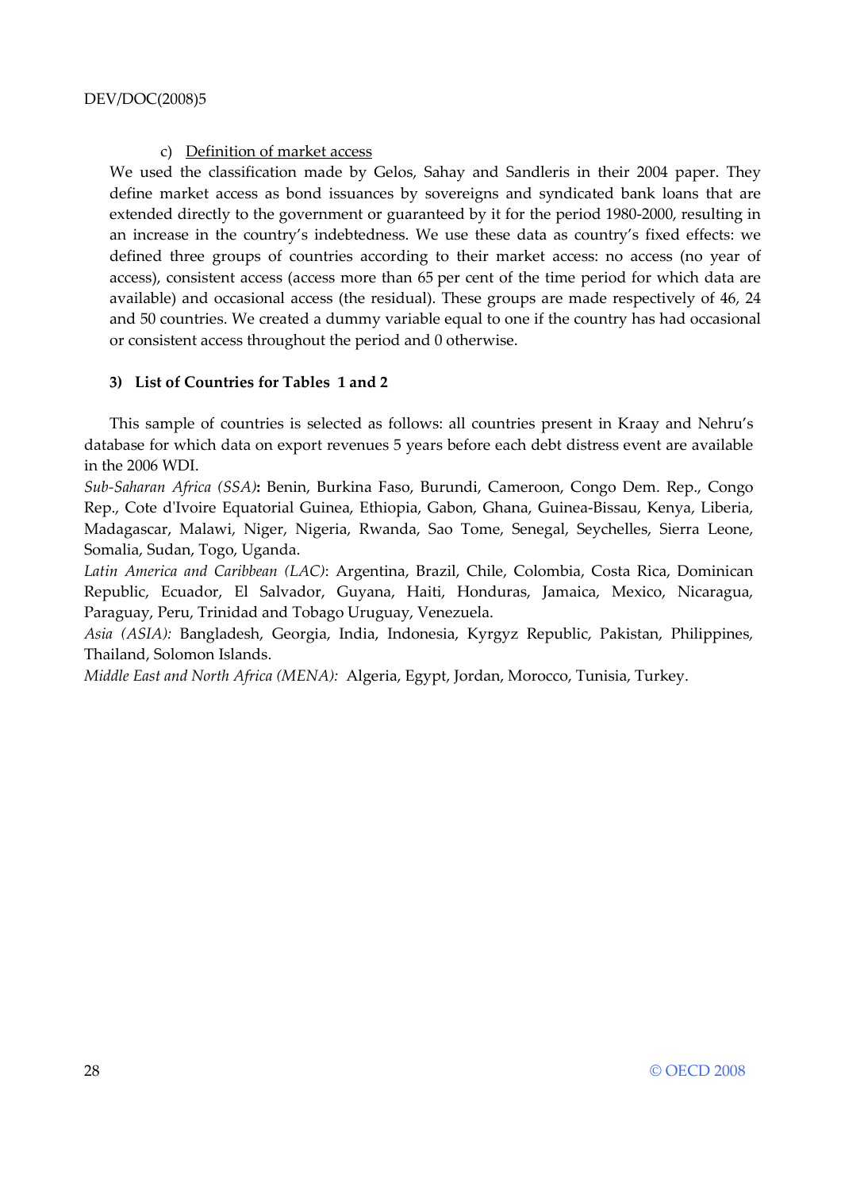c) Definition of market access

We used the classification made by Gelos, Sahay and Sandleris in their 2004 paper. They define market access as bond issuances by sovereigns and syndicated bank loans that are extended directly to the government or guaranteed by it for the period 1980-2000, resulting in an increase in the country's indebtedness. We use these data as country's fixed effects: we defined three groups of countries according to their market access: no access (no year of access), consistent access (access more than 65 per cent of the time period for which data are available) and occasional access (the residual). These groups are made respectively of 46, 24 and 50 countries. We created a dummy variable equal to one if the country has had occasional or consistent access throughout the period and 0 otherwise.

### 3) List of Countries for Tables 1 and 2

This sample of countries is selected as follows: all countries present in Kraay and Nehru's database for which data on export revenues 5 years before each debt distress event are available in the 2006 WDI.

*Sub-Saharan Africa (SSA)***:** Benin, Burkina Faso, Burundi, Cameroon, Congo Dem. Rep., Congo Rep., Cote d'Ivoire Equatorial Guinea, Ethiopia, Gabon, Ghana, Guinea-Bissau, Kenya, Liberia, Madagascar, Malawi, Niger, Nigeria, Rwanda, Sao Tome, Senegal, Seychelles, Sierra Leone, Somalia, Sudan, Togo, Uganda.

*Latin America and Caribbean (LAC)*: Argentina, Brazil, Chile, Colombia, Costa Rica, Dominican Republic, Ecuador, El Salvador, Guyana, Haiti, Honduras, Jamaica, Mexico, Nicaragua, Paraguay, Peru, Trinidad and Tobago Uruguay, Venezuela.

*Asia (ASIA):* Bangladesh, Georgia, India, Indonesia, Kyrgyz Republic, Pakistan, Philippines, Thailand, Solomon Islands.

*Middle East and North Africa (MENA):* Algeria, Egypt, Jordan, Morocco, Tunisia, Turkey.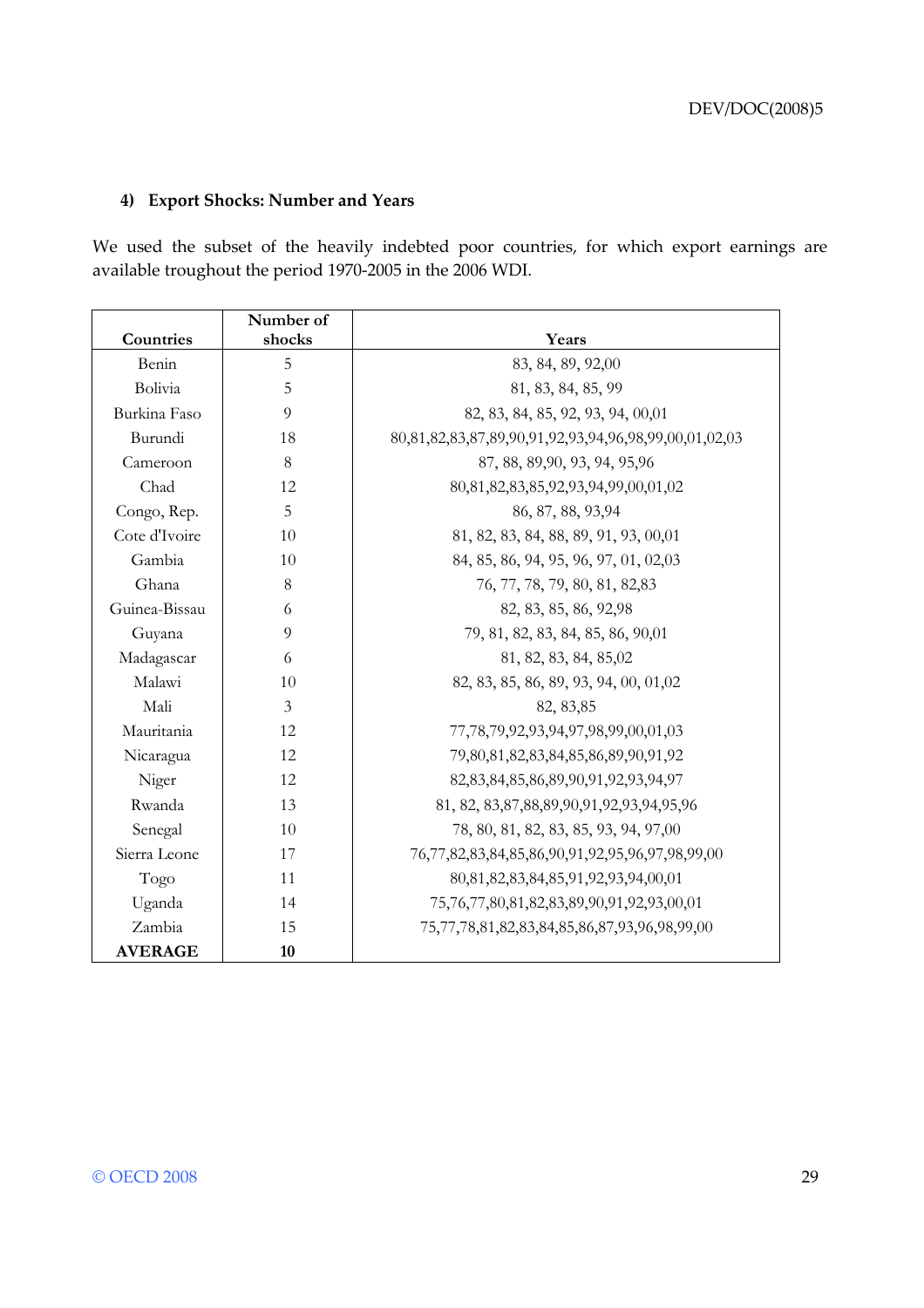#### 4) Export Shocks: Number and Years

We used the subset of the heavily indebted poor countries, for which export earnings are available troughout the period 1970-2005 in the 2006 WDI.

| Countries | Number of shocks | Years |
|---|---|---|
| Benin | 5 | 83, 84, 89, 92,00 |
| Bolivia | 5 | 81, 83, 84, 85, 99 |
| Burkina Faso | 9 | 82, 83, 84, 85, 92, 93, 94, 00,01 |
| Burundi | 18 | 80,81,82,83,87,89,90,91,92,93,94,96,98,99,00,01,02,03 |
| Cameroon | 8 | 87, 88, 89,90, 93, 94, 95,96 |
| Chad | 12 | 80,81,82,83,85,92,93,94,99,00,01,02 |
| Congo, Rep. | 5 | 86, 87, 88, 93,94 |
| Cote d'Ivoire | 10 | 81, 82, 83, 84, 88, 89, 91, 93, 00,01 |
| Gambia | 10 | 84, 85, 86, 94, 95, 96, 97, 01, 02,03 |
| Ghana | 8 | 76, 77, 78, 79, 80, 81, 82,83 |
| Guinea-Bissau | 6 | 82, 83, 85, 86, 92,98 |
| Guyana | 9 | 79, 81, 82, 83, 84, 85, 86, 90,01 |
| Madagascar | 6 | 81, 82, 83, 84, 85,02 |
| Malawi | 10 | 82, 83, 85, 86, 89, 93, 94, 00, 01,02 |
| Mali | 3 | 82, 83,85 |
| Mauritania | 12 | 77,78,79,92,93,94,97,98,99,00,01,03 |
| Nicaragua | 12 | 79,80,81,82,83,84,85,86,89,90,91,92 |
| Niger | 12 | 82,83,84,85,86,89,90,91,92,93,94,97 |
| Rwanda | 13 | 81, 82, 83,87,88,89,90,91,92,93,94,95,96 |
| Senegal | 10 | 78, 80, 81, 82, 83, 85, 93, 94, 97,00 |
| Sierra Leone | 17 | 76,77,82,83,84,85,86,90,91,92,95,96,97,98,99,00 |
| Togo | 11 | 80,81,82,83,84,85,91,92,93,94,00,01 |
| Uganda | 14 | 75,76,77,80,81,82,83,89,90,91,92,93,00,01 |
| Zambia | 15 | 75,77,78,81,82,83,84,85,86,87,93,96,98,99,00 |
| **AVERAGE** | **10** | |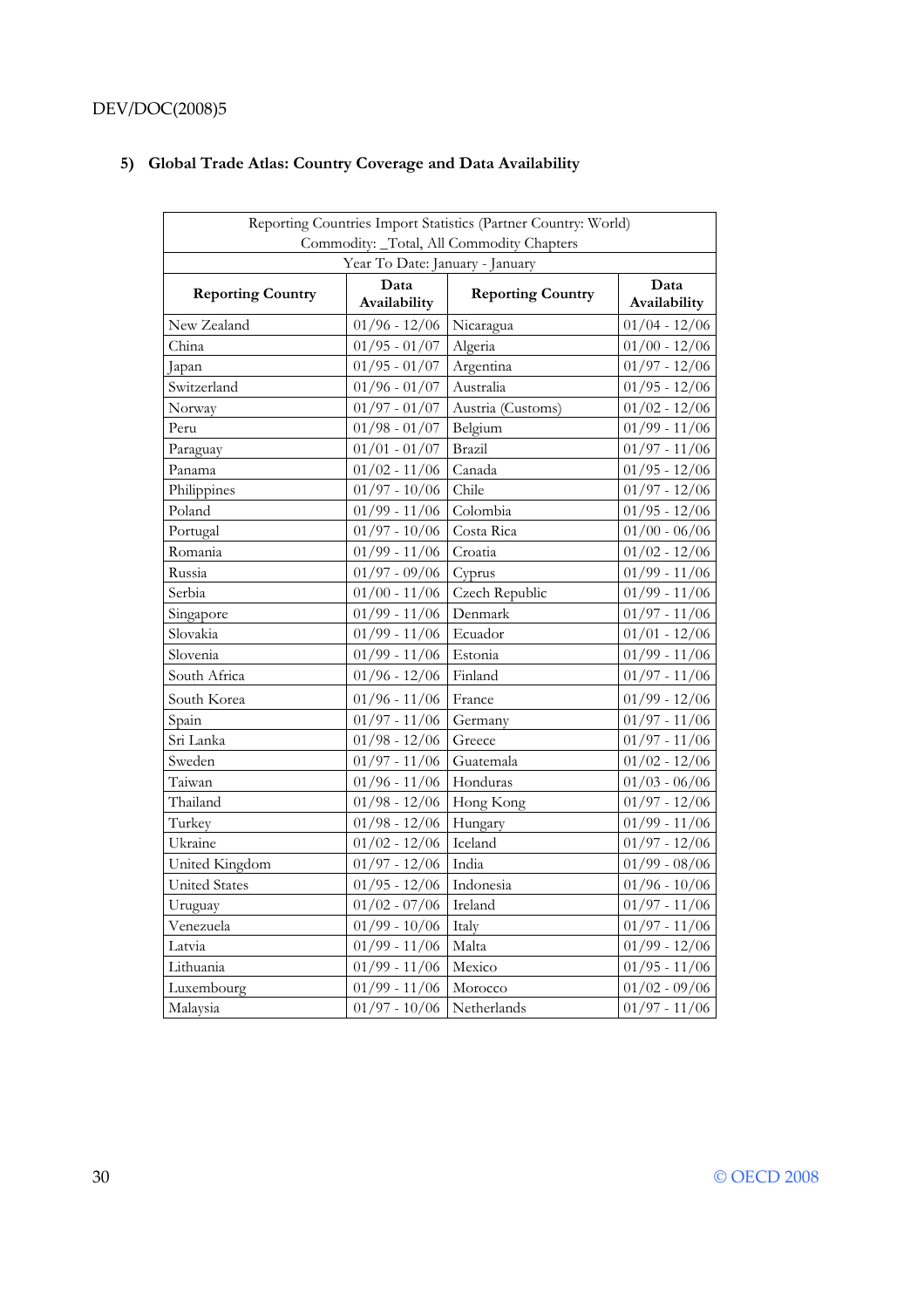### 5) Global Trade Atlas: Country Coverage and Data Availability

| Reporting Countries Import Statistics (Partner Country: World) Commodity: _Total, All Commodity Chapters Year To Date: January - January | | | |
|---|---|---|---|
| **Reporting Country** | **Data Availability** | **Reporting Country** | **Data Availability** |
| New Zealand | 01/96 - 12/06 | Nicaragua | 01/04 - 12/06 |
| China | 01/95 - 01/07 | Algeria | 01/00 - 12/06 |
| Japan | 01/95 - 01/07 | Argentina | 01/97 - 12/06 |
| Switzerland | 01/96 - 01/07 | Australia | 01/95 - 12/06 |
| Norway | 01/97 - 01/07 | Austria (Customs) | 01/02 - 12/06 |
| Peru | 01/98 - 01/07 | Belgium | 01/99 - 11/06 |
| Paraguay | 01/01 - 01/07 | Brazil | 01/97 - 11/06 |
| Panama | 01/02 - 11/06 | Canada | 01/95 - 12/06 |
| Philippines | 01/97 - 10/06 | Chile | 01/97 - 12/06 |
| Poland | 01/99 - 11/06 | Colombia | 01/95 - 12/06 |
| Portugal | 01/97 - 10/06 | Costa Rica | 01/00 - 06/06 |
| Romania | 01/99 - 11/06 | Croatia | 01/02 - 12/06 |
| Russia | 01/97 - 09/06 | Cyprus | 01/99 - 11/06 |
| Serbia | 01/00 - 11/06 | Czech Republic | 01/99 - 11/06 |
| Singapore | 01/99 - 11/06 | Denmark | 01/97 - 11/06 |
| Slovakia | 01/99 - 11/06 | Ecuador | 01/01 - 12/06 |
| Slovenia | 01/99 - 11/06 | Estonia | 01/99 - 11/06 |
| South Africa | 01/96 - 12/06 | Finland | 01/97 - 11/06 |
| South Korea | 01/96 - 11/06 | France | 01/99 - 12/06 |
| Spain | 01/97 - 11/06 | Germany | 01/97 - 11/06 |
| Sri Lanka | 01/98 - 12/06 | Greece | 01/97 - 11/06 |
| Sweden | 01/97 - 11/06 | Guatemala | 01/02 - 12/06 |
| Taiwan | 01/96 - 11/06 | Honduras | 01/03 - 06/06 |
| Thailand | 01/98 - 12/06 | Hong Kong | 01/97 - 12/06 |
| Turkey | 01/98 - 12/06 | Hungary | 01/99 - 11/06 |
| Ukraine | 01/02 - 12/06 | Iceland | 01/97 - 12/06 |
| United Kingdom | 01/97 - 12/06 | India | 01/99 - 08/06 |
| United States | 01/95 - 12/06 | Indonesia | 01/96 - 10/06 |
| Uruguay | 01/02 - 07/06 | Ireland | 01/97 - 11/06 |
| Venezuela | 01/99 - 10/06 | Italy | 01/97 - 11/06 |
| Latvia | 01/99 - 11/06 | Malta | 01/99 - 12/06 |
| Lithuania | 01/99 - 11/06 | Mexico | 01/95 - 11/06 |
| Luxembourg | 01/99 - 11/06 | Morocco | 01/02 - 09/06 |
| Malaysia | 01/97 - 10/06 | Netherlands | 01/97 - 11/06 |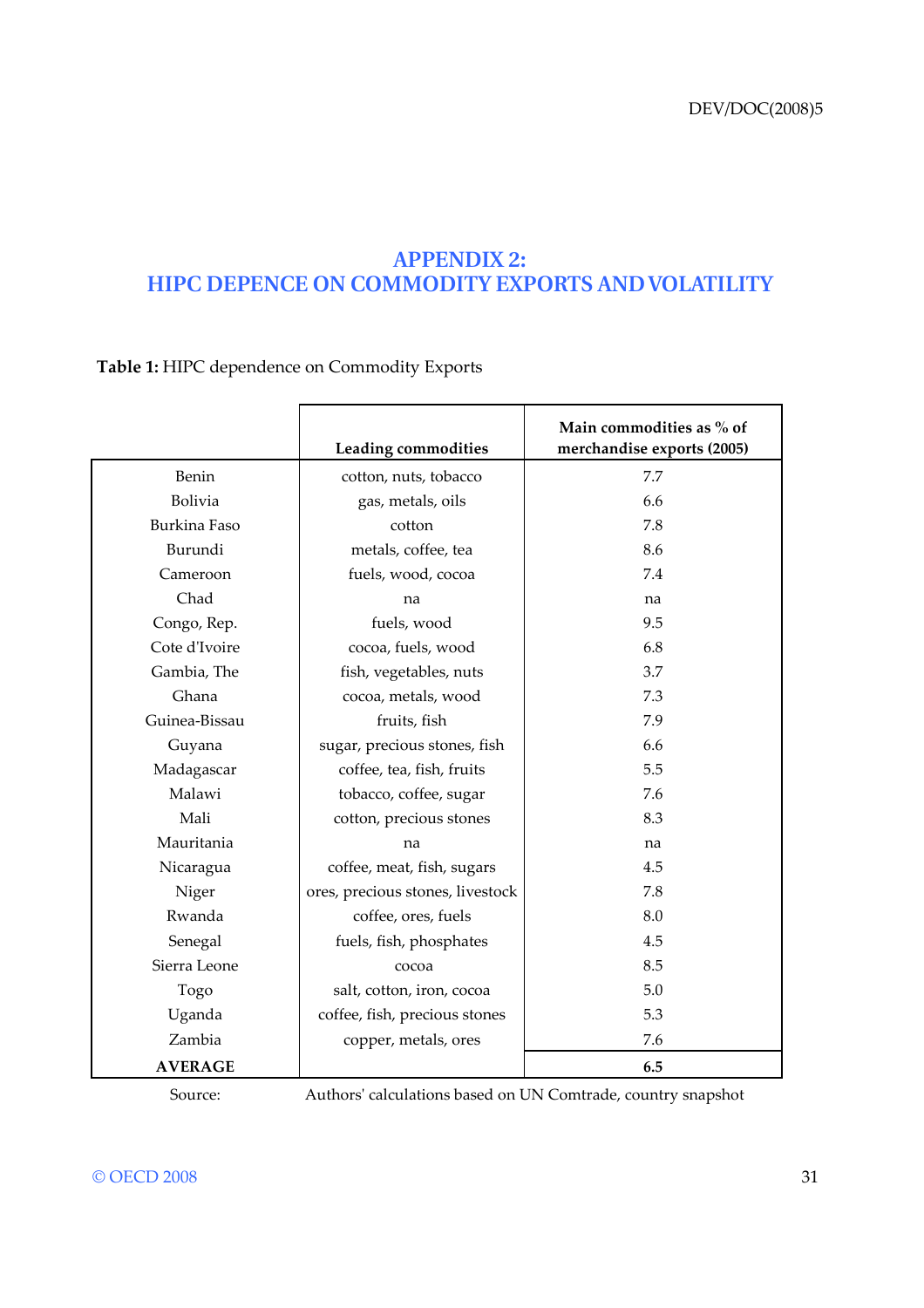## APPENDIX 2: HIPC DEPENCE ON COMMODITY EXPORTS AND VOLATILITY

**Table 1:** HIPC dependence on Commodity Exports

| | Leading commodities | Main commodities as % of merchandise exports (2005) |
|---|---|---|
| Benin | cotton, nuts, tobacco | 7.7 |
| Bolivia | gas, metals, oils | 6.6 |
| Burkina Faso | cotton | 7.8 |
| Burundi | metals, coffee, tea | 8.6 |
| Cameroon | fuels, wood, cocoa | 7.4 |
| Chad | na | na |
| Congo, Rep. | fuels, wood | 9.5 |
| Cote d'Ivoire | cocoa, fuels, wood | 6.8 |
| Gambia, The | fish, vegetables, nuts | 3.7 |
| Ghana | cocoa, metals, wood | 7.3 |
| Guinea-Bissau | fruits, fish | 7.9 |
| Guyana | sugar, precious stones, fish | 6.6 |
| Madagascar | coffee, tea, fish, fruits | 5.5 |
| Malawi | tobacco, coffee, sugar | 7.6 |
| Mali | cotton, precious stones | 8.3 |
| Mauritania | na | na |
| Nicaragua | coffee, meat, fish, sugars | 4.5 |
| Niger | ores, precious stones, livestock | 7.8 |
| Rwanda | coffee, ores, fuels | 8.0 |
| Senegal | fuels, fish, phosphates | 4.5 |
| Sierra Leone | cocoa | 8.5 |
| Togo | salt, cotton, iron, cocoa | 5.0 |
| Uganda | coffee, fish, precious stones | 5.3 |
| Zambia | copper, metals, ores | 7.6 |
| **AVERAGE** | | **6.5** |

Source: Authors' calculations based on UN Comtrade, country snapshot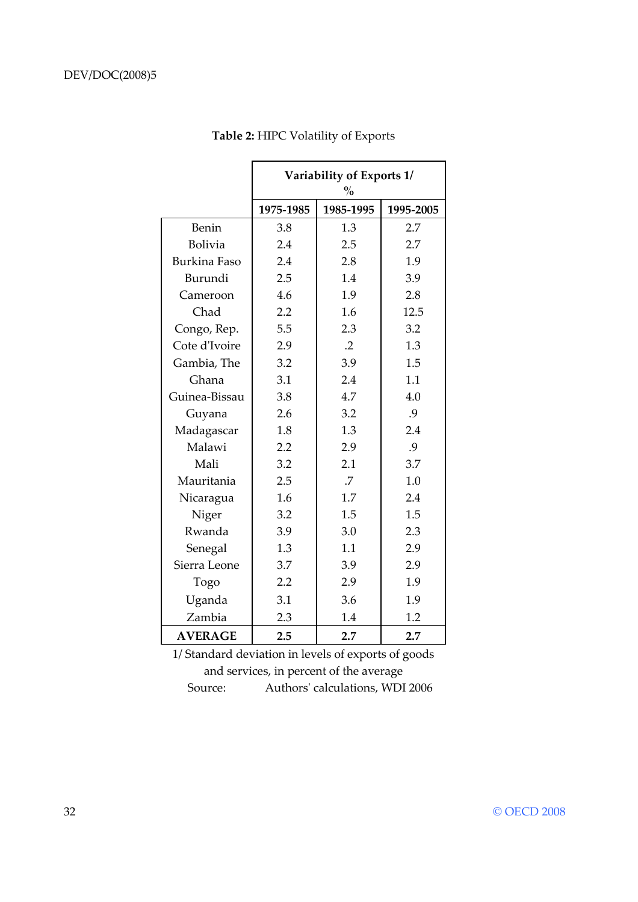**Table 2:** HIPC Volatility of Exports

| | Variability of Exports 1/ % | | |
|---|---|---|---|
| | 1975-1985 | 1985-1995 | 1995-2005 |
| Benin | 3.8 | 1.3 | 2.7 |
| Bolivia | 2.4 | 2.5 | 2.7 |
| Burkina Faso | 2.4 | 2.8 | 1.9 |
| Burundi | 2.5 | 1.4 | 3.9 |
| Cameroon | 4.6 | 1.9 | 2.8 |
| Chad | 2.2 | 1.6 | 12.5 |
| Congo, Rep. | 5.5 | 2.3 | 3.2 |
| Cote d'Ivoire | 2.9 | .2 | 1.3 |
| Gambia, The | 3.2 | 3.9 | 1.5 |
| Ghana | 3.1 | 2.4 | 1.1 |
| Guinea-Bissau | 3.8 | 4.7 | 4.0 |
| Guyana | 2.6 | 3.2 | .9 |
| Madagascar | 1.8 | 1.3 | 2.4 |
| Malawi | 2.2 | 2.9 | .9 |
| Mali | 3.2 | 2.1 | 3.7 |
| Mauritania | 2.5 | .7 | 1.0 |
| Nicaragua | 1.6 | 1.7 | 2.4 |
| Niger | 3.2 | 1.5 | 1.5 |
| Rwanda | 3.9 | 3.0 | 2.3 |
| Senegal | 1.3 | 1.1 | 2.9 |
| Sierra Leone | 3.7 | 3.9 | 2.9 |
| Togo | 2.2 | 2.9 | 1.9 |
| Uganda | 3.1 | 3.6 | 1.9 |
| Zambia | 2.3 | 1.4 | 1.2 |
| **AVERAGE** | **2.5** | **2.7** | **2.7** |

1/ Standard deviation in levels of exports of goods and services, in percent of the average

Source: Authors' calculations, WDI 2006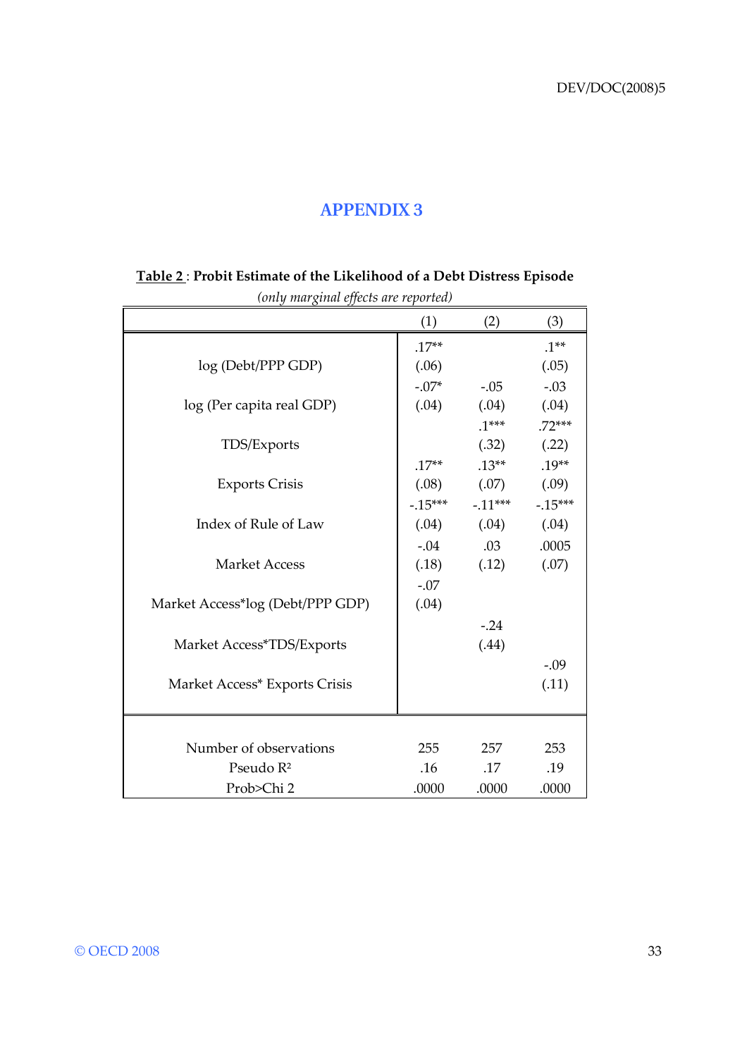# APPENDIX 3

**Table 2**: **Probit Estimate of the Likelihood of a Debt Distress Episode**

*(only marginal effects are reported)*

| | (1) | (2) | (3) |
|---|---|---|---|
| log (Debt/PPP GDP) | .17** (.06) | | .1** (.05) |
| log (Per capita real GDP) | -.07* (.04) | -.05 (.04) | -.03 (.04) |
| TDS/Exports | | .1*** (.32) | .72*** (.22) |
| Exports Crisis | .17** (.08) | .13** (.07) | .19** (.09) |
| Index of Rule of Law | -.15*** (.04) | -.11*** (.04) | -.15*** (.04) |
| Market Access | -.04 (.18) | .03 (.12) | .0005 (.07) |
| Market Access*log (Debt/PPP GDP) | -.07 (.04) | | |
| Market Access*TDS/Exports | | -.24 (.44) | |
| Market Access* Exports Crisis | | | -.09 (.11) |
| Number of observations | 255 | 257 | 253 |
| Pseudo $R^2$ | .16 | .17 | .19 |
| Prob>Chi 2 | .0000 | .0000 | .0000 |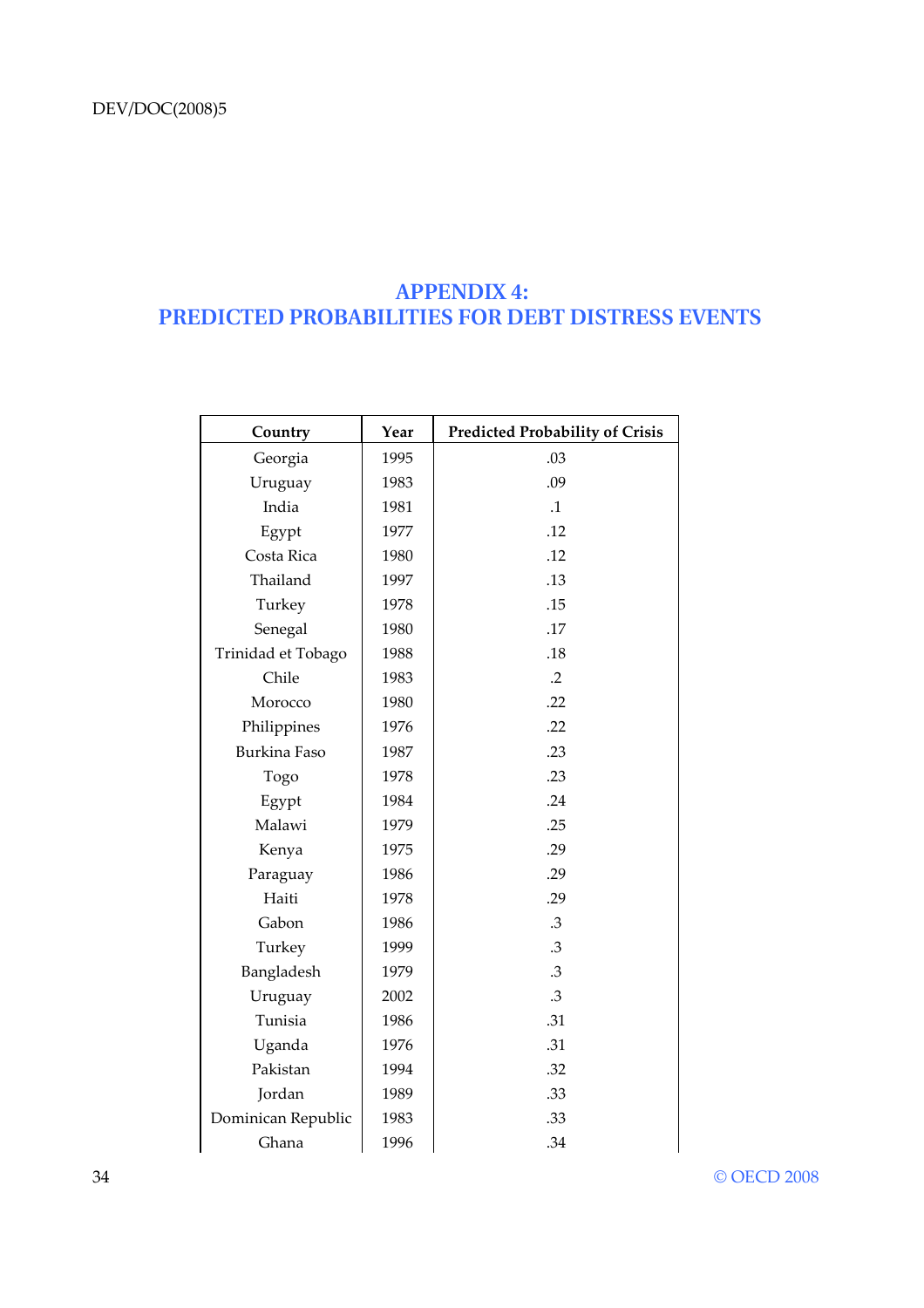## APPENDIX 4:
## PREDICTED PROBABILITIES FOR DEBT DISTRESS EVENTS

| Country | Year | Predicted Probability of Crisis |
|---|---|---|
| Georgia | 1995 | .03 |
| Uruguay | 1983 | .09 |
| India | 1981 | .1 |
| Egypt | 1977 | .12 |
| Costa Rica | 1980 | .12 |
| Thailand | 1997 | .13 |
| Turkey | 1978 | .15 |
| Senegal | 1980 | .17 |
| Trinidad et Tobago | 1988 | .18 |
| Chile | 1983 | .2 |
| Morocco | 1980 | .22 |
| Philippines | 1976 | .22 |
| Burkina Faso | 1987 | .23 |
| Togo | 1978 | .23 |
| Egypt | 1984 | .24 |
| Malawi | 1979 | .25 |
| Kenya | 1975 | .29 |
| Paraguay | 1986 | .29 |
| Haiti | 1978 | .29 |
| Gabon | 1986 | .3 |
| Turkey | 1999 | .3 |
| Bangladesh | 1979 | .3 |
| Uruguay | 2002 | .3 |
| Tunisia | 1986 | .31 |
| Uganda | 1976 | .31 |
| Pakistan | 1994 | .32 |
| Jordan | 1989 | .33 |
| Dominican Republic | 1983 | .33 |
| Ghana | 1996 | .34 |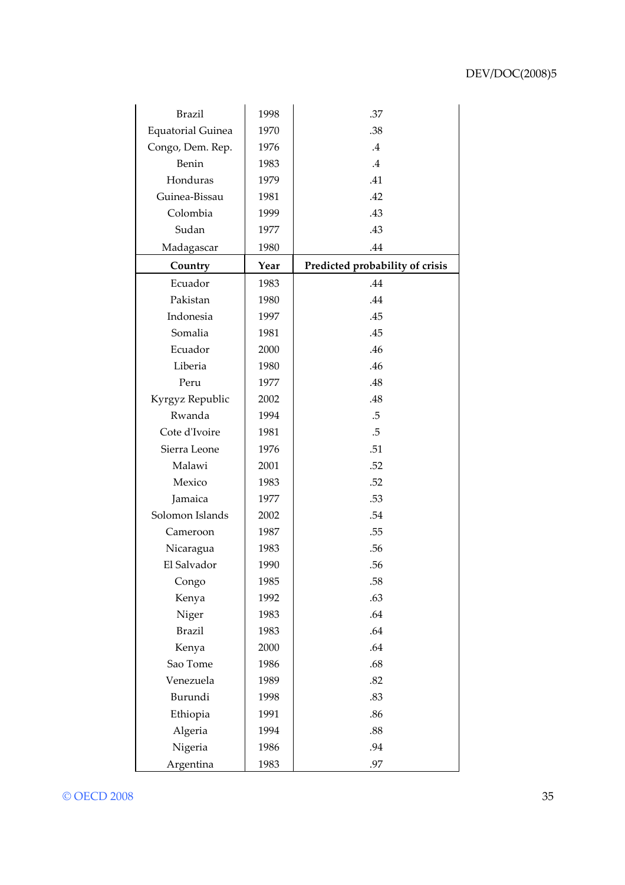| Country | Year | Predicted probability of crisis |
|---|---|---|
| Brazil | 1998 | .37 |
| Equatorial Guinea | 1970 | .38 |
| Congo, Dem. Rep. | 1976 | .4 |
| Benin | 1983 | .4 |
| Honduras | 1979 | .41 |
| Guinea-Bissau | 1981 | .42 |
| Colombia | 1999 | .43 |
| Sudan | 1977 | .43 |
| Madagascar | 1980 | .44 |
| Ecuador | 1983 | .44 |
| Pakistan | 1980 | .44 |
| Indonesia | 1997 | .45 |
| Somalia | 1981 | .45 |
| Ecuador | 2000 | .46 |
| Liberia | 1980 | .46 |
| Peru | 1977 | .48 |
| Kyrgyz Republic | 2002 | .48 |
| Rwanda | 1994 | .5 |
| Cote d'Ivoire | 1981 | .5 |
| Sierra Leone | 1976 | .51 |
| Malawi | 2001 | .52 |
| Mexico | 1983 | .52 |
| Jamaica | 1977 | .53 |
| Solomon Islands | 2002 | .54 |
| Cameroon | 1987 | .55 |
| Nicaragua | 1983 | .56 |
| El Salvador | 1990 | .56 |
| Congo | 1985 | .58 |
| Kenya | 1992 | .63 |
| Niger | 1983 | .64 |
| Brazil | 1983 | .64 |
| Kenya | 2000 | .64 |
| Sao Tome | 1986 | .68 |
| Venezuela | 1989 | .82 |
| Burundi | 1998 | .83 |
| Ethiopia | 1991 | .86 |
| Algeria | 1994 | .88 |
| Nigeria | 1986 | .94 |
| Argentina | 1983 | .97 |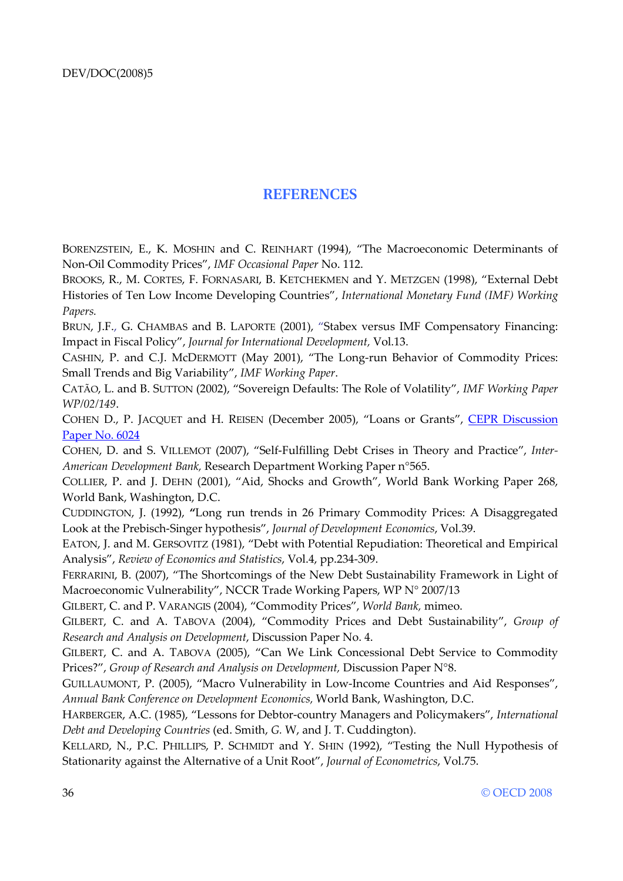# REFERENCES

BORENZSTEIN, E., K. MOSHIN and C. REINHART (1994), "The Macroeconomic Determinants of Non-Oil Commodity Prices", *IMF Occasional Paper* No. 112.

BROOKS, R., M. CORTES, F. FORNASARI, B. KETCHEKMEN and Y. METZGEN (1998), "External Debt Histories of Ten Low Income Developing Countries", *International Monetary Fund (IMF) Working Papers.*

BRUN, J.F., G. CHAMBAS and B. LAPORTE (2001), "Stabex versus IMF Compensatory Financing: Impact in Fiscal Policy", *Journal for International Development,* Vol.13.

CASHIN, P. and C.J. MCDERMOTT (May 2001), "The Long-run Behavior of Commodity Prices: Small Trends and Big Variability", *IMF Working Paper*.

CATÃO, L. and B. SUTTON (2002), "Sovereign Defaults: The Role of Volatility", *IMF Working Paper WP/02/149*.

COHEN D., P. JACQUET and H. REISEN (December 2005), "Loans or Grants", CEPR Discussion Paper No. 6024

COHEN, D. and S. VILLEMOT (2007), "Self-Fulfilling Debt Crises in Theory and Practice", *Inter-American Development Bank,* Research Department Working Paper n°565.

COLLIER, P. and J. DEHN (2001), "Aid, Shocks and Growth", World Bank Working Paper 268, World Bank, Washington, D.C.

CUDDINGTON, J. (1992), **"**Long run trends in 26 Primary Commodity Prices: A Disaggregated Look at the Prebisch-Singer hypothesis", *Journal of Development Economics*, Vol.39.

EATON, J. and M. GERSOVITZ (1981), "Debt with Potential Repudiation: Theoretical and Empirical Analysis", *Review of Economics and Statistics*, Vol.4, pp.234-309.

FERRARINI, B. (2007), "The Shortcomings of the New Debt Sustainability Framework in Light of Macroeconomic Vulnerability", NCCR Trade Working Papers, WP N° 2007/13

GILBERT, C. and P. VARANGIS (2004), "Commodity Prices", *World Bank,* mimeo.

GILBERT, C. and A. TABOVA (2004), "Commodity Prices and Debt Sustainability", *Group of Research and Analysis on Development*, Discussion Paper No. 4.

GILBERT, C. and A. TABOVA (2005), "Can We Link Concessional Debt Service to Commodity Prices?", *Group of Research and Analysis on Development,* Discussion Paper N°8.

GUILLAUMONT, P. (2005), "Macro Vulnerability in Low-Income Countries and Aid Responses", *Annual Bank Conference on Development Economics,* World Bank, Washington, D.C.

HARBERGER, A.C. (1985), "Lessons for Debtor-country Managers and Policymakers", *International Debt and Developing Countries* (ed. Smith, *G.* W, and J. T. Cuddington).

KELLARD, N., P.C. PHILLIPS, P. SCHMIDT and Y. SHIN (1992), "Testing the Null Hypothesis of Stationarity against the Alternative of a Unit Root", *Journal of Econometrics*, Vol.75.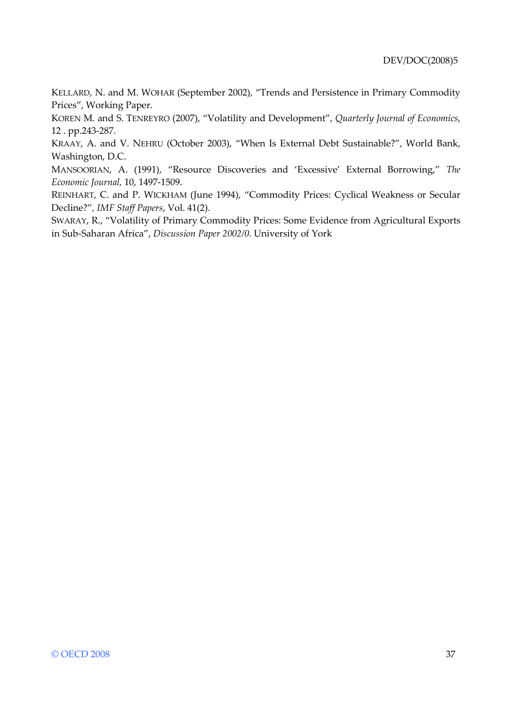KELLARD, N. and M. WOHAR (September 2002), “Trends and Persistence in Primary Commodity Prices”, Working Paper.

KOREN M. and S. TENREYRO (2007), “Volatility and Development”, *Quarterly Journal of Economics*, 12 . pp.243-287.

KRAAY, A. and V. NEHRU (October 2003), “When Is External Debt Sustainable?”, World Bank, Washington, D.C.

MANSOORIAN, A. (1991), “Resource Discoveries and ‘Excessive’ External Borrowing,” *The Economic Journal*, 10, 1497-1509.

REINHART, C. and P. WICKHAM (June 1994), “Commodity Prices: Cyclical Weakness or Secular Decline?”, *IMF Staff Papers*, Vol. 41(2).

SWARAY, R., “Volatility of Primary Commodity Prices: Some Evidence from Agricultural Exports in Sub-Saharan Africa”, *Discussion Paper 2002/0*. University of York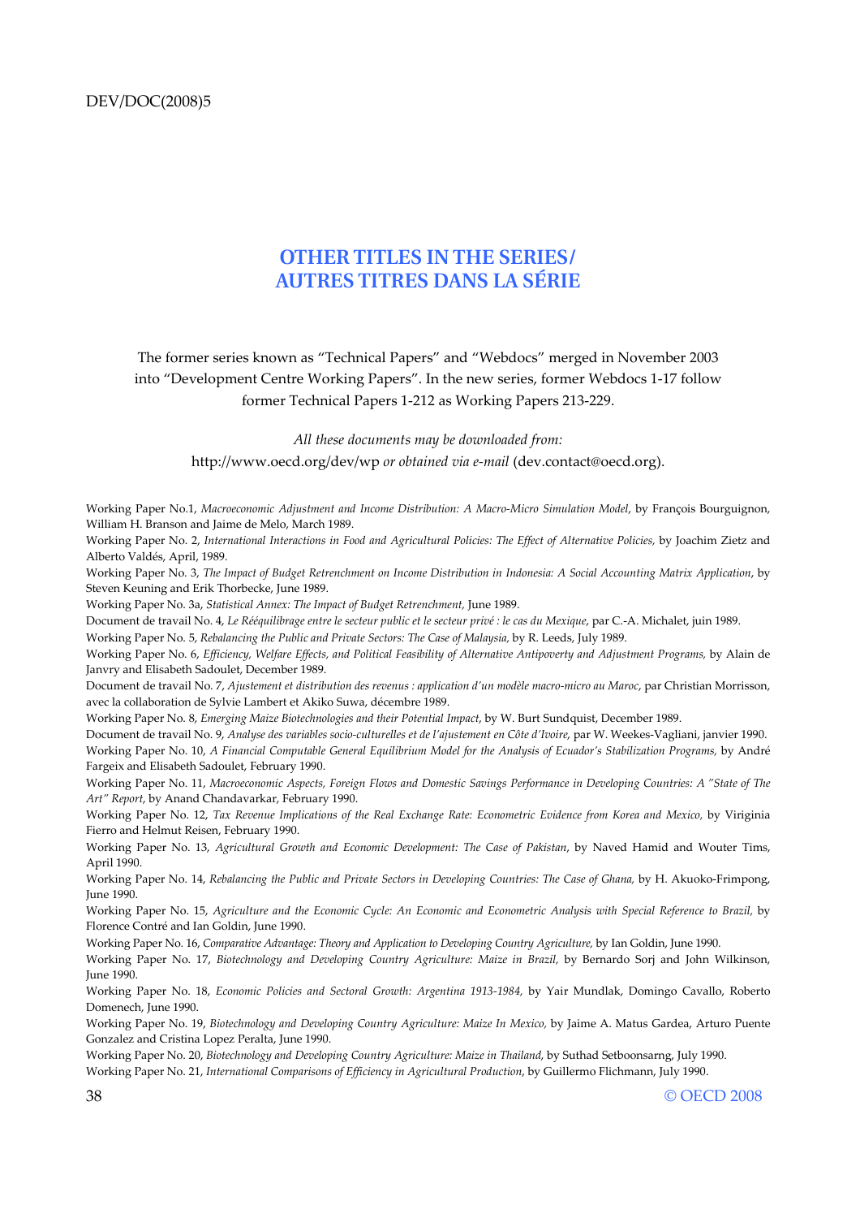# OTHER TITLES IN THE SERIES/ AUTRES TITRES DANS LA SÉRIE

The former series known as "Technical Papers" and "Webdocs" merged in November 2003 into "Development Centre Working Papers". In the new series, former Webdocs 1-17 follow former Technical Papers 1-212 as Working Papers 213-229.

*All these documents may be downloaded from:*
http://www.oecd.org/dev/wp *or obtained via e-mail* (dev.contact@oecd.org).

Working Paper No.1, *Macroeconomic Adjustment and Income Distribution: A Macro-Micro Simulation Model*, by François Bourguignon, William H. Branson and Jaime de Melo, March 1989.

Working Paper No. 2, *International Interactions in Food and Agricultural Policies: The Effect of Alternative Policies,* by Joachim Zietz and Alberto Valdés, April, 1989.

Working Paper No. 3, *The Impact of Budget Retrenchment on Income Distribution in Indonesia: A Social Accounting Matrix Application*, by Steven Keuning and Erik Thorbecke, June 1989.

Working Paper No. 3a, *Statistical Annex: The Impact of Budget Retrenchment,* June 1989.

Document de travail No. 4, *Le Rééquilibrage entre le secteur public et le secteur privé : le cas du Mexique*, par C.-A. Michalet, juin 1989.

Working Paper No. 5, *Rebalancing the Public and Private Sectors: The Case of Malaysia,* by R. Leeds, July 1989.

Working Paper No. 6, *Efficiency, Welfare Effects, and Political Feasibility of Alternative Antipoverty and Adjustment Programs,* by Alain de Janvry and Elisabeth Sadoulet, December 1989.

Document de travail No. 7, *Ajustement et distribution des revenus : application d'un modèle macro-micro au Maroc*, par Christian Morrisson, avec la collaboration de Sylvie Lambert et Akiko Suwa, décembre 1989.

Working Paper No. 8, *Emerging Maize Biotechnologies and their Potential Impact*, by W. Burt Sundquist, December 1989.

Document de travail No. 9, *Analyse des variables socio-culturelles et de l'ajustement en Côte d'Ivoire,* par W. Weekes-Vagliani, janvier 1990.

Working Paper No. 10, *A Financial Computable General Equilibrium Model for the Analysis of Ecuador's Stabilization Programs,* by André Fargeix and Elisabeth Sadoulet, February 1990.

Working Paper No. 11, *Macroeconomic Aspects, Foreign Flows and Domestic Savings Performance in Developing Countries: A "State of The Art" Report*, by Anand Chandavarkar, February 1990.

Working Paper No. 12, *Tax Revenue Implications of the Real Exchange Rate: Econometric Evidence from Korea and Mexico,* by Viriginia Fierro and Helmut Reisen, February 1990.

Working Paper No. 13, *Agricultural Growth and Economic Development: The Case of Pakistan*, by Naved Hamid and Wouter Tims, April 1990.

Working Paper No. 14, *Rebalancing the Public and Private Sectors in Developing Countries: The Case of Ghana,* by H. Akuoko-Frimpong, June 1990.

Working Paper No. 15, *Agriculture and the Economic Cycle: An Economic and Econometric Analysis with Special Reference to Brazil,* by Florence Contré and Ian Goldin, June 1990.

Working Paper No. 16, *Comparative Advantage: Theory and Application to Developing Country Agriculture,* by Ian Goldin, June 1990.

Working Paper No. 17, *Biotechnology and Developing Country Agriculture: Maize in Brazil,* by Bernardo Sorj and John Wilkinson, June 1990.

Working Paper No. 18, *Economic Policies and Sectoral Growth: Argentina 1913-1984,* by Yair Mundlak, Domingo Cavallo, Roberto Domenech, June 1990.

Working Paper No. 19, *Biotechnology and Developing Country Agriculture: Maize In Mexico,* by Jaime A. Matus Gardea, Arturo Puente Gonzalez and Cristina Lopez Peralta, June 1990.

Working Paper No. 20, *Biotechnology and Developing Country Agriculture: Maize in Thailand*, by Suthad Setboonsarng, July 1990.

Working Paper No. 21, *International Comparisons of Efficiency in Agricultural Production*, by Guillermo Flichmann, July 1990.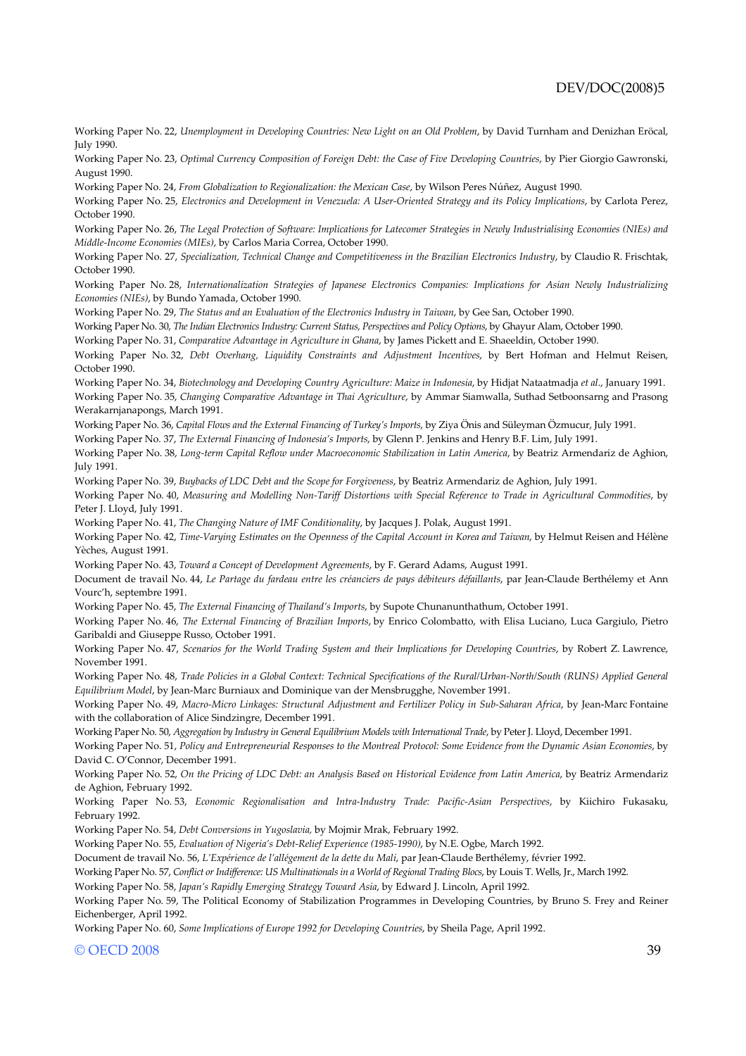Working Paper No. 22, *Unemployment in Developing Countries: New Light on an Old Problem*, by David Turnham and Denizhan Eröcal, July 1990.

Working Paper No. 23, *Optimal Currency Composition of Foreign Debt: the Case of Five Developing Countries*, by Pier Giorgio Gawronski, August 1990.

Working Paper No. 24, *From Globalization to Regionalization: the Mexican Case*, by Wilson Peres Núñez, August 1990.

Working Paper No. 25, *Electronics and Development in Venezuela: A User-Oriented Strategy and its Policy Implications*, by Carlota Perez, October 1990.

Working Paper No. 26, *The Legal Protection of Software: Implications for Latecomer Strategies in Newly Industrialising Economies (NIEs) and Middle-Income Economies (MIEs)*, by Carlos Maria Correa, October 1990.

Working Paper No. 27, *Specialization, Technical Change and Competitiveness in the Brazilian Electronics Industry*, by Claudio R. Frischtak, October 1990.

Working Paper No. 28, *Internationalization Strategies of Japanese Electronics Companies: Implications for Asian Newly Industrializing Economies (NIEs)*, by Bundo Yamada, October 1990.

Working Paper No. 29, *The Status and an Evaluation of the Electronics Industry in Taiwan*, by Gee San, October 1990.

Working Paper No. 30, *The Indian Electronics Industry: Current Status, Perspectives and Policy Options*, by Ghayur Alam, October 1990.

Working Paper No. 31, *Comparative Advantage in Agriculture in Ghana*, by James Pickett and E. Shaeeldin, October 1990.

Working Paper No. 32, *Debt Overhang, Liquidity Constraints and Adjustment Incentives*, by Bert Hofman and Helmut Reisen, October 1990.

Working Paper No. 34, *Biotechnology and Developing Country Agriculture: Maize in Indonesia*, by Hidjat Nataatmadja *et al.*, January 1991.

Working Paper No. 35, *Changing Comparative Advantage in Thai Agriculture*, by Ammar Siamwalla, Suthad Setboonsarng and Prasong Werakarnjanapongs, March 1991.

Working Paper No. 36, *Capital Flows and the External Financing of Turkey's Imports*, by Ziya Önis and Süleyman Özmucur, July 1991.

Working Paper No. 37, *The External Financing of Indonesia's Imports*, by Glenn P. Jenkins and Henry B.F. Lim, July 1991.

Working Paper No. 38, *Long-term Capital Reflow under Macroeconomic Stabilization in Latin America*, by Beatriz Armendariz de Aghion, July 1991.

Working Paper No. 39, *Buybacks of LDC Debt and the Scope for Forgiveness*, by Beatriz Armendariz de Aghion, July 1991.

Working Paper No. 40, *Measuring and Modelling Non-Tariff Distortions with Special Reference to Trade in Agricultural Commodities*, by Peter J. Lloyd, July 1991.

Working Paper No. 41, *The Changing Nature of IMF Conditionality*, by Jacques J. Polak, August 1991.

Working Paper No. 42, *Time-Varying Estimates on the Openness of the Capital Account in Korea and Taiwan*, by Helmut Reisen and Hélène Yèches, August 1991.

Working Paper No. 43, *Toward a Concept of Development Agreements*, by F. Gerard Adams, August 1991.

Document de travail No. 44, *Le Partage du fardeau entre les créanciers de pays débiteurs défaillants*, par Jean-Claude Berthélemy et Ann Vourc'h, septembre 1991.

Working Paper No. 45, *The External Financing of Thailand's Imports*, by Supote Chunanunthathum, October 1991.

Working Paper No. 46, *The External Financing of Brazilian Imports*, by Enrico Colombatto, with Elisa Luciano, Luca Gargiulo, Pietro Garibaldi and Giuseppe Russo, October 1991.

Working Paper No. 47, *Scenarios for the World Trading System and their Implications for Developing Countries*, by Robert Z. Lawrence, November 1991.

Working Paper No. 48, *Trade Policies in a Global Context: Technical Specifications of the Rural/Urban-North/South (RUNS) Applied General Equilibrium Model*, by Jean-Marc Burniaux and Dominique van der Mensbrugghe, November 1991.

Working Paper No. 49, *Macro-Micro Linkages: Structural Adjustment and Fertilizer Policy in Sub-Saharan Africa*, by Jean-Marc Fontaine with the collaboration of Alice Sindzingre, December 1991.

Working Paper No. 50, *Aggregation by Industry in General Equilibrium Models with International Trade*, by Peter J. Lloyd, December 1991.

Working Paper No. 51, *Policy and Entrepreneurial Responses to the Montreal Protocol: Some Evidence from the Dynamic Asian Economies*, by David C. O'Connor, December 1991.

Working Paper No. 52, *On the Pricing of LDC Debt: an Analysis Based on Historical Evidence from Latin America*, by Beatriz Armendariz de Aghion, February 1992.

Working Paper No. 53, *Economic Regionalisation and Intra-Industry Trade: Pacific-Asian Perspectives*, by Kiichiro Fukasaku, February 1992.

Working Paper No. 54, *Debt Conversions in Yugoslavia*, by Mojmir Mrak, February 1992.

Working Paper No. 55, *Evaluation of Nigeria's Debt-Relief Experience (1985-1990)*, by N.E. Ogbe, March 1992.

Document de travail No. 56, *L'Expérience de l'allégement de la dette du Mali*, par Jean-Claude Berthélemy, février 1992.

Working Paper No. 57, *Conflict or Indifference: US Multinationals in a World of Regional Trading Blocs*, by Louis T. Wells, Jr., March 1992.

Working Paper No. 58, *Japan's Rapidly Emerging Strategy Toward Asia*, by Edward J. Lincoln, April 1992.

Working Paper No. 59, The Political Economy of Stabilization Programmes in Developing Countries, by Bruno S. Frey and Reiner Eichenberger, April 1992.

Working Paper No. 60, *Some Implications of Europe 1992 for Developing Countries*, by Sheila Page, April 1992.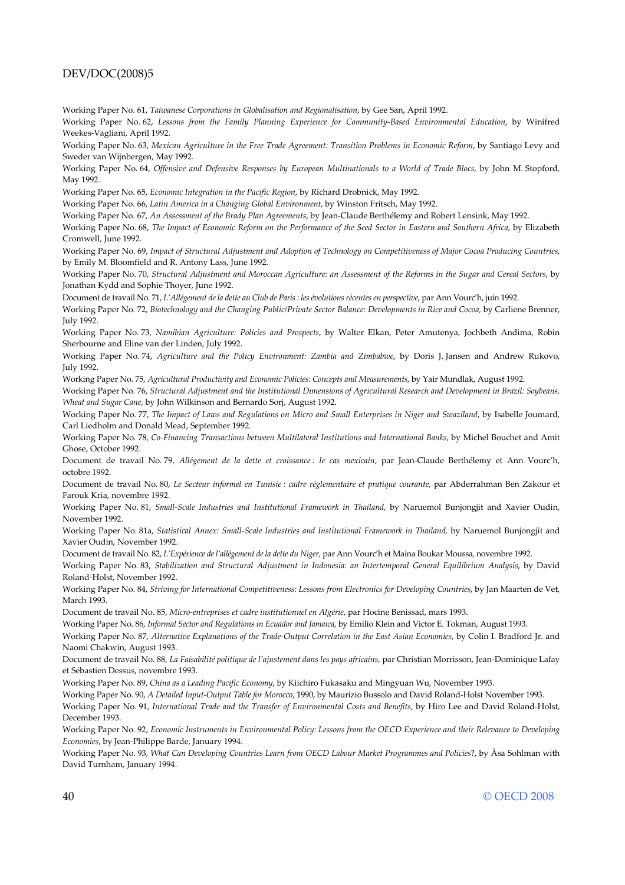Working Paper No. 61, *Taiwanese Corporations in Globalisation and Regionalisation*, by Gee San, April 1992.

Working Paper No. 62, *Lessons from the Family Planning Experience for Community-Based Environmental Education*, by Winifred Weekes-Vagliani, April 1992.

Working Paper No. 63, *Mexican Agriculture in the Free Trade Agreement: Transition Problems in Economic Reform*, by Santiago Levy and Sweder van Wijnbergen, May 1992.

Working Paper No. 64, *Offensive and Defensive Responses by European Multinationals to a World of Trade Blocs*, by John M. Stopford, May 1992.

Working Paper No. 65, *Economic Integration in the Pacific Region*, by Richard Drobnick, May 1992.

Working Paper No. 66, *Latin America in a Changing Global Environment*, by Winston Fritsch, May 1992.

Working Paper No. 67, *An Assessment of the Brady Plan Agreements*, by Jean-Claude Berthélemy and Robert Lensink, May 1992.

Working Paper No. 68, *The Impact of Economic Reform on the Performance of the Seed Sector in Eastern and Southern Africa*, by Elizabeth Cromwell, June 1992.

Working Paper No. 69, *Impact of Structural Adjustment and Adoption of Technology on Competitiveness of Major Cocoa Producing Countries*, by Emily M. Bloomfield and R. Antony Lass, June 1992.

Working Paper No. 70, *Structural Adjustment and Moroccan Agriculture: an Assessment of the Reforms in the Sugar and Cereal Sectors*, by Jonathan Kydd and Sophie Thoyer, June 1992.

Document de travail No. 71, *L'Allégement de la dette au Club de Paris : les évolutions récentes en perspective*, par Ann Vourc'h, juin 1992.

Working Paper No. 72, *Biotechnology and the Changing Public/Private Sector Balance: Developments in Rice and Cocoa*, by Carliene Brenner, July 1992.

Working Paper No. 73, *Namibian Agriculture: Policies and Prospects*, by Walter Elkan, Peter Amutenya, Jochbeth Andima, Robin Sherbourne and Eline van der Linden, July 1992.

Working Paper No. 74, *Agriculture and the Policy Environment: Zambia and Zimbabwe*, by Doris J. Jansen and Andrew Rukovo, July 1992.

Working Paper No. 75, *Agricultural Productivity and Economic Policies: Concepts and Measurements*, by Yair Mundlak, August 1992.

Working Paper No. 76, *Structural Adjustment and the Institutional Dimensions of Agricultural Research and Development in Brazil: Soybeans, Wheat and Sugar Cane*, by John Wilkinson and Bernardo Sorj, August 1992.

Working Paper No. 77, *The Impact of Laws and Regulations on Micro and Small Enterprises in Niger and Swaziland*, by Isabelle Joumard, Carl Liedholm and Donald Mead, September 1992.

Working Paper No. 78, *Co-Financing Transactions between Multilateral Institutions and International Banks*, by Michel Bouchet and Amit Ghose, October 1992.

Document de travail No. 79, *Allégement de la dette et croissance : le cas mexicain*, par Jean-Claude Berthélemy et Ann Vourc'h, octobre 1992.

Document de travail No. 80, *Le Secteur informel en Tunisie : cadre réglementaire et pratique courante*, par Abderrahman Ben Zakour et Farouk Kria, novembre 1992.

Working Paper No. 81, *Small-Scale Industries and Institutional Framework in Thailand*, by Naruemol Bunjongjit and Xavier Oudin, November 1992.

Working Paper No. 81a, *Statistical Annex: Small-Scale Industries and Institutional Framework in Thailand*, by Naruemol Bunjongjit and Xavier Oudin, November 1992.

Document de travail No. 82, *L'Expérience de l'allégement de la dette du Niger*, par Ann Vourc'h et Maina Boukar Moussa, novembre 1992.

Working Paper No. 83, *Stabilization and Structural Adjustment in Indonesia: an Intertemporal General Equilibrium Analysis*, by David Roland-Holst, November 1992.

Working Paper No. 84, *Striving for International Competitiveness: Lessons from Electronics for Developing Countries*, by Jan Maarten de Vet, March 1993.

Document de travail No. 85, *Micro-entreprises et cadre institutionnel en Algérie*, par Hocine Benissad, mars 1993.

Working Paper No. 86, *Informal Sector and Regulations in Ecuador and Jamaica*, by Emilio Klein and Victor E. Tokman, August 1993.

Working Paper No. 87, *Alternative Explanations of the Trade-Output Correlation in the East Asian Economies*, by Colin I. Bradford Jr. and Naomi Chakwin, August 1993.

Document de travail No. 88, *La Faisabilité politique de l'ajustement dans les pays africains*, par Christian Morrisson, Jean-Dominique Lafay et Sébastien Dessus, novembre 1993.

Working Paper No. 89, *China as a Leading Pacific Economy*, by Kiichiro Fukasaku and Mingyuan Wu, November 1993.

Working Paper No. 90, *A Detailed Input-Output Table for Morocco*, 1990, by Maurizio Bussolo and David Roland-Holst November 1993.

Working Paper No. 91, *International Trade and the Transfer of Environmental Costs and Benefits*, by Hiro Lee and David Roland-Holst, December 1993.

Working Paper No. 92, *Economic Instruments in Environmental Policy: Lessons from the OECD Experience and their Relevance to Developing Economies*, by Jean-Philippe Barde, January 1994.

Working Paper No. 93, *What Can Developing Countries Learn from OECD Labour Market Programmes and Policies?*, by Åsa Sohlman with David Turnham, January 1994.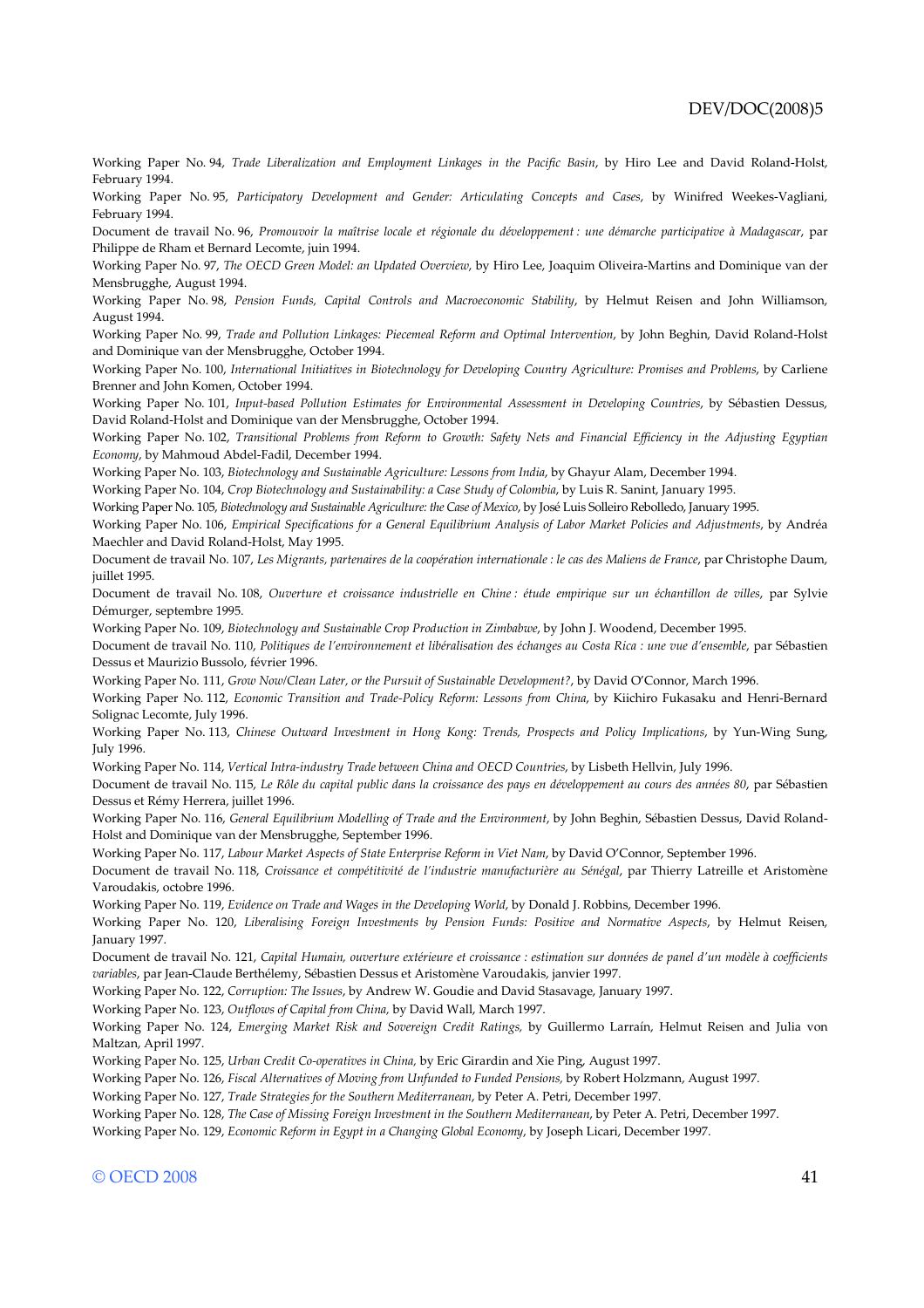Working Paper No. 94, *Trade Liberalization and Employment Linkages in the Pacific Basin*, by Hiro Lee and David Roland-Holst, February 1994.

Working Paper No. 95, *Participatory Development and Gender: Articulating Concepts and Cases,* by Winifred Weekes-Vagliani, February 1994.

Document de travail No. 96, *Promouvoir la maîtrise locale et régionale du développement : une démarche participative à Madagascar*, par Philippe de Rham et Bernard Lecomte, juin 1994.

Working Paper No. 97, *The OECD Green Model: an Updated Overview,* by Hiro Lee, Joaquim Oliveira-Martins and Dominique van der Mensbrugghe, August 1994.

Working Paper No. 98, *Pension Funds, Capital Controls and Macroeconomic Stability*, by Helmut Reisen and John Williamson, August 1994.

Working Paper No. 99, *Trade and Pollution Linkages: Piecemeal Reform and Optimal Intervention*, by John Beghin, David Roland-Holst and Dominique van der Mensbrugghe, October 1994.

Working Paper No. 100, *International Initiatives in Biotechnology for Developing Country Agriculture: Promises and Problems*, by Carliene Brenner and John Komen, October 1994.

Working Paper No. 101, *Input-based Pollution Estimates for Environmental Assessment in Developing Countries*, by Sébastien Dessus, David Roland-Holst and Dominique van der Mensbrugghe, October 1994.

Working Paper No. 102, *Transitional Problems from Reform to Growth: Safety Nets and Financial Efficiency in the Adjusting Egyptian Economy*, by Mahmoud Abdel-Fadil, December 1994.

Working Paper No. 103, *Biotechnology and Sustainable Agriculture: Lessons from India*, by Ghayur Alam, December 1994.

Working Paper No. 104, *Crop Biotechnology and Sustainability: a Case Study of Colombia*, by Luis R. Sanint, January 1995.

Working Paper No. 105, *Biotechnology and Sustainable Agriculture: the Case of Mexico*, by José Luis Solleiro Rebolledo, January 1995.

Working Paper No. 106, *Empirical Specifications for a General Equilibrium Analysis of Labor Market Policies and Adjustments*, by Andréa Maechler and David Roland-Holst, May 1995.

Document de travail No. 107, *Les Migrants, partenaires de la coopération internationale : le cas des Maliens de France*, par Christophe Daum, juillet 1995.

Document de travail No. 108, *Ouverture et croissance industrielle en Chine : étude empirique sur un échantillon de villes*, par Sylvie Démurger, septembre 1995.

Working Paper No. 109, *Biotechnology and Sustainable Crop Production in Zimbabwe*, by John J. Woodend, December 1995.

Document de travail No. 110, *Politiques de l'environnement et libéralisation des échanges au Costa Rica : une vue d'ensemble*, par Sébastien Dessus et Maurizio Bussolo, février 1996.

Working Paper No. 111, *Grow Now/Clean Later, or the Pursuit of Sustainable Development?*, by David O'Connor, March 1996.

Working Paper No. 112, *Economic Transition and Trade-Policy Reform: Lessons from China*, by Kiichiro Fukasaku and Henri-Bernard Solignac Lecomte, July 1996.

Working Paper No. 113, *Chinese Outward Investment in Hong Kong: Trends, Prospects and Policy Implications*, by Yun-Wing Sung, July 1996.

Working Paper No. 114, *Vertical Intra-industry Trade between China and OECD Countries*, by Lisbeth Hellvin, July 1996.

Document de travail No. 115, *Le Rôle du capital public dans la croissance des pays en développement au cours des années 80*, par Sébastien Dessus et Rémy Herrera, juillet 1996.

Working Paper No. 116, *General Equilibrium Modelling of Trade and the Environment*, by John Beghin, Sébastien Dessus, David Roland-Holst and Dominique van der Mensbrugghe, September 1996.

Working Paper No. 117, *Labour Market Aspects of State Enterprise Reform in Viet Nam*, by David O'Connor, September 1996.

Document de travail No. 118, *Croissance et compétitivité de l'industrie manufacturière au Sénégal*, par Thierry Latreille et Aristomène Varoudakis, octobre 1996.

Working Paper No. 119, *Evidence on Trade and Wages in the Developing World*, by Donald J. Robbins, December 1996.

Working Paper No. 120, *Liberalising Foreign Investments by Pension Funds: Positive and Normative Aspects*, by Helmut Reisen, January 1997.

Document de travail No. 121, *Capital Humain, ouverture extérieure et croissance : estimation sur données de panel d'un modèle à coefficients variables*, par Jean-Claude Berthélemy, Sébastien Dessus et Aristomène Varoudakis, janvier 1997.

Working Paper No. 122, *Corruption: The Issues*, by Andrew W. Goudie and David Stasavage, January 1997.

Working Paper No. 123, *Outflows of Capital from China,* by David Wall, March 1997.

Working Paper No. 124, *Emerging Market Risk and Sovereign Credit Ratings,* by Guillermo Larraín, Helmut Reisen and Julia von Maltzan, April 1997.

Working Paper No. 125, *Urban Credit Co-operatives in China,* by Eric Girardin and Xie Ping, August 1997.

Working Paper No. 126, *Fiscal Alternatives of Moving from Unfunded to Funded Pensions,* by Robert Holzmann, August 1997.

Working Paper No. 127, *Trade Strategies for the Southern Mediterranean*, by Peter A. Petri, December 1997.

Working Paper No. 128, *The Case of Missing Foreign Investment in the Southern Mediterranean*, by Peter A. Petri, December 1997.

Working Paper No. 129, *Economic Reform in Egypt in a Changing Global Economy*, by Joseph Licari, December 1997.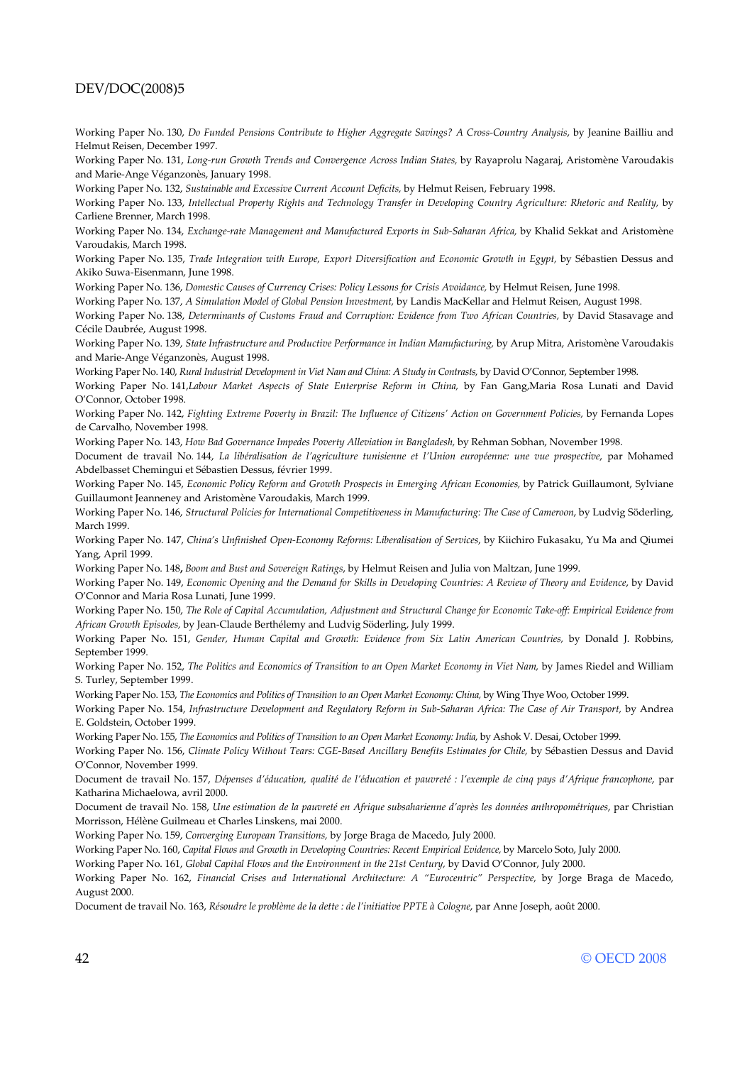Working Paper No. 130, *Do Funded Pensions Contribute to Higher Aggregate Savings? A Cross-Country Analysis*, by Jeanine Bailliu and Helmut Reisen, December 1997.

Working Paper No. 131, *Long-run Growth Trends and Convergence Across Indian States,* by Rayaprolu Nagaraj, Aristomène Varoudakis and Marie-Ange Véganzonès, January 1998.

Working Paper No. 132, *Sustainable and Excessive Current Account Deficits,* by Helmut Reisen, February 1998.

Working Paper No. 133, *Intellectual Property Rights and Technology Transfer in Developing Country Agriculture: Rhetoric and Reality,* by Carliene Brenner, March 1998.

Working Paper No. 134, *Exchange-rate Management and Manufactured Exports in Sub-Saharan Africa,* by Khalid Sekkat and Aristomène Varoudakis, March 1998.

Working Paper No. 135, *Trade Integration with Europe, Export Diversification and Economic Growth in Egypt,* by Sébastien Dessus and Akiko Suwa-Eisenmann, June 1998.

Working Paper No. 136, *Domestic Causes of Currency Crises: Policy Lessons for Crisis Avoidance,* by Helmut Reisen, June 1998.

Working Paper No. 137, *A Simulation Model of Global Pension Investment,* by Landis MacKellar and Helmut Reisen, August 1998.

Working Paper No. 138, *Determinants of Customs Fraud and Corruption: Evidence from Two African Countries,* by David Stasavage and Cécile Daubrée, August 1998.

Working Paper No. 139, *State Infrastructure and Productive Performance in Indian Manufacturing,* by Arup Mitra, Aristomène Varoudakis and Marie-Ange Véganzonès, August 1998.

Working Paper No. 140, *Rural Industrial Development in Viet Nam and China: A Study in Contrasts,* by David O'Connor, September 1998.

Working Paper No. 141,*Labour Market Aspects of State Enterprise Reform in China,* by Fan Gang,Maria Rosa Lunati and David O'Connor, October 1998.

Working Paper No. 142, *Fighting Extreme Poverty in Brazil: The Influence of Citizens' Action on Government Policies,* by Fernanda Lopes de Carvalho, November 1998.

Working Paper No. 143, *How Bad Governance Impedes Poverty Alleviation in Bangladesh,* by Rehman Sobhan, November 1998.

Document de travail No. 144, *La libéralisation de l'agriculture tunisienne et l'Union européenne: une vue prospective*, par Mohamed Abdelbasset Chemingui et Sébastien Dessus, février 1999.

Working Paper No. 145, *Economic Policy Reform and Growth Prospects in Emerging African Economies,* by Patrick Guillaumont, Sylviane Guillaumont Jeanneney and Aristomène Varoudakis, March 1999.

Working Paper No. 146, *Structural Policies for International Competitiveness in Manufacturing: The Case of Cameroon*, by Ludvig Söderling, March 1999.

Working Paper No. 147, *China's Unfinished Open-Economy Reforms: Liberalisation of Services*, by Kiichiro Fukasaku, Yu Ma and Qiumei Yang, April 1999.

Working Paper No. 148**,** *Boom and Bust and Sovereign Ratings,* by Helmut Reisen and Julia von Maltzan, June 1999.

Working Paper No. 149, *Economic Opening and the Demand for Skills in Developing Countries: A Review of Theory and Evidence*, by David O'Connor and Maria Rosa Lunati, June 1999.

Working Paper No. 150, *The Role of Capital Accumulation, Adjustment and Structural Change for Economic Take-off: Empirical Evidence from African Growth Episodes,* by Jean-Claude Berthélemy and Ludvig Söderling, July 1999.

Working Paper No. 151, *Gender, Human Capital and Growth: Evidence from Six Latin American Countries,* by Donald J. Robbins, September 1999.

Working Paper No. 152, *The Politics and Economics of Transition to an Open Market Economy in Viet Nam,* by James Riedel and William S. Turley, September 1999.

Working Paper No. 153, *The Economics and Politics of Transition to an Open Market Economy: China,* by Wing Thye Woo, October 1999.

Working Paper No. 154, *Infrastructure Development and Regulatory Reform in Sub-Saharan Africa: The Case of Air Transport,* by Andrea E. Goldstein, October 1999.

Working Paper No. 155, *The Economics and Politics of Transition to an Open Market Economy: India,* by Ashok V. Desai, October 1999.

Working Paper No. 156, *Climate Policy Without Tears: CGE-Based Ancillary Benefits Estimates for Chile,* by Sébastien Dessus and David O'Connor, November 1999.

Document de travail No. 157, *Dépenses d'éducation, qualité de l'éducation et pauvreté : l'exemple de cinq pays d'Afrique francophone*, par Katharina Michaelowa, avril 2000.

Document de travail No. 158, *Une estimation de la pauvreté en Afrique subsaharienne d'après les données anthropométriques*, par Christian Morrisson, Hélène Guilmeau et Charles Linskens, mai 2000.

Working Paper No. 159, *Converging European Transitions,* by Jorge Braga de Macedo, July 2000.

Working Paper No. 160, *Capital Flows and Growth in Developing Countries: Recent Empirical Evidence,* by Marcelo Soto, July 2000.

Working Paper No. 161, *Global Capital Flows and the Environment in the 21st Century,* by David O'Connor, July 2000.

Working Paper No. 162, *Financial Crises and International Architecture: A "Eurocentric" Perspective,* by Jorge Braga de Macedo, August 2000.

Document de travail No. 163, *Résoudre le problème de la dette : de l'initiative PPTE à Cologne*, par Anne Joseph, août 2000.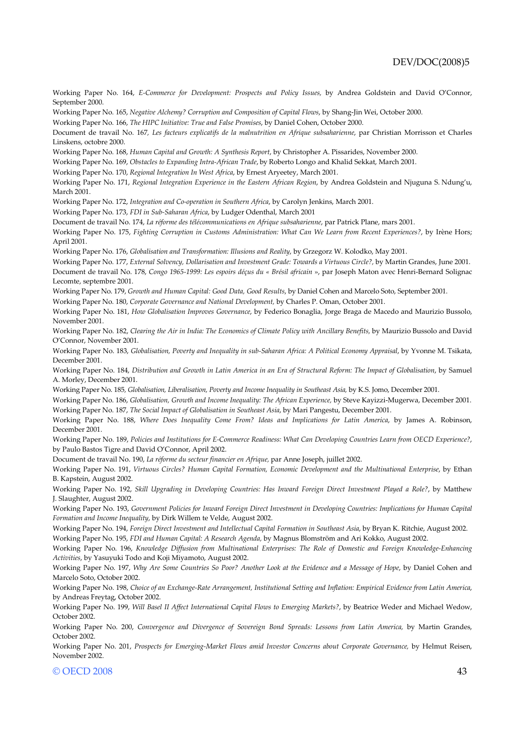Working Paper No. 164, *E-Commerce for Development: Prospects and Policy Issues*, by Andrea Goldstein and David O'Connor, September 2000.

Working Paper No. 165, *Negative Alchemy? Corruption and Composition of Capital Flows*, by Shang-Jin Wei, October 2000.

Working Paper No. 166, *The HIPC Initiative: True and False Promises*, by Daniel Cohen, October 2000.

Document de travail No. 167, *Les facteurs explicatifs de la malnutrition en Afrique subsaharienne*, par Christian Morrisson et Charles Linskens, octobre 2000.

Working Paper No. 168, *Human Capital and Growth: A Synthesis Report*, by Christopher A. Pissarides, November 2000.

Working Paper No. 169, *Obstacles to Expanding Intra-African Trade*, by Roberto Longo and Khalid Sekkat, March 2001.

Working Paper No. 170, *Regional Integration In West Africa*, by Ernest Aryeetey, March 2001.

Working Paper No. 171, *Regional Integration Experience in the Eastern African Region*, by Andrea Goldstein and Njuguna S. Ndung'u, March 2001.

Working Paper No. 172, *Integration and Co-operation in Southern Africa*, by Carolyn Jenkins, March 2001.

Working Paper No. 173, *FDI in Sub-Saharan Africa*, by Ludger Odenthal, March 2001

Document de travail No. 174, *La réforme des télécommunications en Afrique subsaharienne*, par Patrick Plane, mars 2001.

Working Paper No. 175, *Fighting Corruption in Customs Administration: What Can We Learn from Recent Experiences?*, by Irène Hors; April 2001.

Working Paper No. 176, *Globalisation and Transformation: Illusions and Reality*, by Grzegorz W. Kolodko, May 2001.

Working Paper No. 177, *External Solvency, Dollarisation and Investment Grade: Towards a Virtuous Circle?*, by Martin Grandes, June 2001.

Document de travail No. 178, *Congo 1965-1999: Les espoirs déçus du « Brésil africain »*, par Joseph Maton avec Henri-Bernard Solignac Lecomte, septembre 2001.

Working Paper No. 179, *Growth and Human Capital: Good Data, Good Results*, by Daniel Cohen and Marcelo Soto, September 2001.

Working Paper No. 180, *Corporate Governance and National Development*, by Charles P. Oman, October 2001.

Working Paper No. 181, *How Globalisation Improves Governance*, by Federico Bonaglia, Jorge Braga de Macedo and Maurizio Bussolo, November 2001.

Working Paper No. 182, *Clearing the Air in India: The Economics of Climate Policy with Ancillary Benefits*, by Maurizio Bussolo and David O'Connor, November 2001.

Working Paper No. 183, *Globalisation, Poverty and Inequality in sub-Saharan Africa: A Political Economy Appraisal*, by Yvonne M. Tsikata, December 2001.

Working Paper No. 184, *Distribution and Growth in Latin America in an Era of Structural Reform: The Impact of Globalisation*, by Samuel A. Morley, December 2001.

Working Paper No. 185, *Globalisation, Liberalisation, Poverty and Income Inequality in Southeast Asia*, by K.S. Jomo, December 2001.

Working Paper No. 186, *Globalisation, Growth and Income Inequality: The African Experience*, by Steve Kayizzi-Mugerwa, December 2001.

Working Paper No. 187, *The Social Impact of Globalisation in Southeast Asia*, by Mari Pangestu, December 2001.

Working Paper No. 188, *Where Does Inequality Come From? Ideas and Implications for Latin America*, by James A. Robinson, December 2001.

Working Paper No. 189, *Policies and Institutions for E-Commerce Readiness: What Can Developing Countries Learn from OECD Experience?*, by Paulo Bastos Tigre and David O'Connor, April 2002.

Document de travail No. 190, *La réforme du secteur financier en Afrique*, par Anne Joseph, juillet 2002.

Working Paper No. 191, *Virtuous Circles? Human Capital Formation, Economic Development and the Multinational Enterprise*, by Ethan B. Kapstein, August 2002.

Working Paper No. 192, *Skill Upgrading in Developing Countries: Has Inward Foreign Direct Investment Played a Role?*, by Matthew J. Slaughter, August 2002.

Working Paper No. 193, *Government Policies for Inward Foreign Direct Investment in Developing Countries: Implications for Human Capital Formation and Income Inequality*, by Dirk Willem te Velde, August 2002.

Working Paper No. 194, *Foreign Direct Investment and Intellectual Capital Formation in Southeast Asia*, by Bryan K. Ritchie, August 2002.

Working Paper No. 195, *FDI and Human Capital: A Research Agenda*, by Magnus Blomström and Ari Kokko, August 2002.

Working Paper No. 196, *Knowledge Diffusion from Multinational Enterprises: The Role of Domestic and Foreign Knowledge-Enhancing Activities*, by Yasuyuki Todo and Koji Miyamoto, August 2002.

Working Paper No. 197, *Why Are Some Countries So Poor? Another Look at the Evidence and a Message of Hope*, by Daniel Cohen and Marcelo Soto, October 2002.

Working Paper No. 198, *Choice of an Exchange-Rate Arrangement, Institutional Setting and Inflation: Empirical Evidence from Latin America*, by Andreas Freytag, October 2002.

Working Paper No. 199, *Will Basel II Affect International Capital Flows to Emerging Markets?*, by Beatrice Weder and Michael Wedow, October 2002.

Working Paper No. 200, *Convergence and Divergence of Sovereign Bond Spreads: Lessons from Latin America*, by Martin Grandes, October 2002.

Working Paper No. 201, *Prospects for Emerging-Market Flows amid Investor Concerns about Corporate Governance*, by Helmut Reisen, November 2002.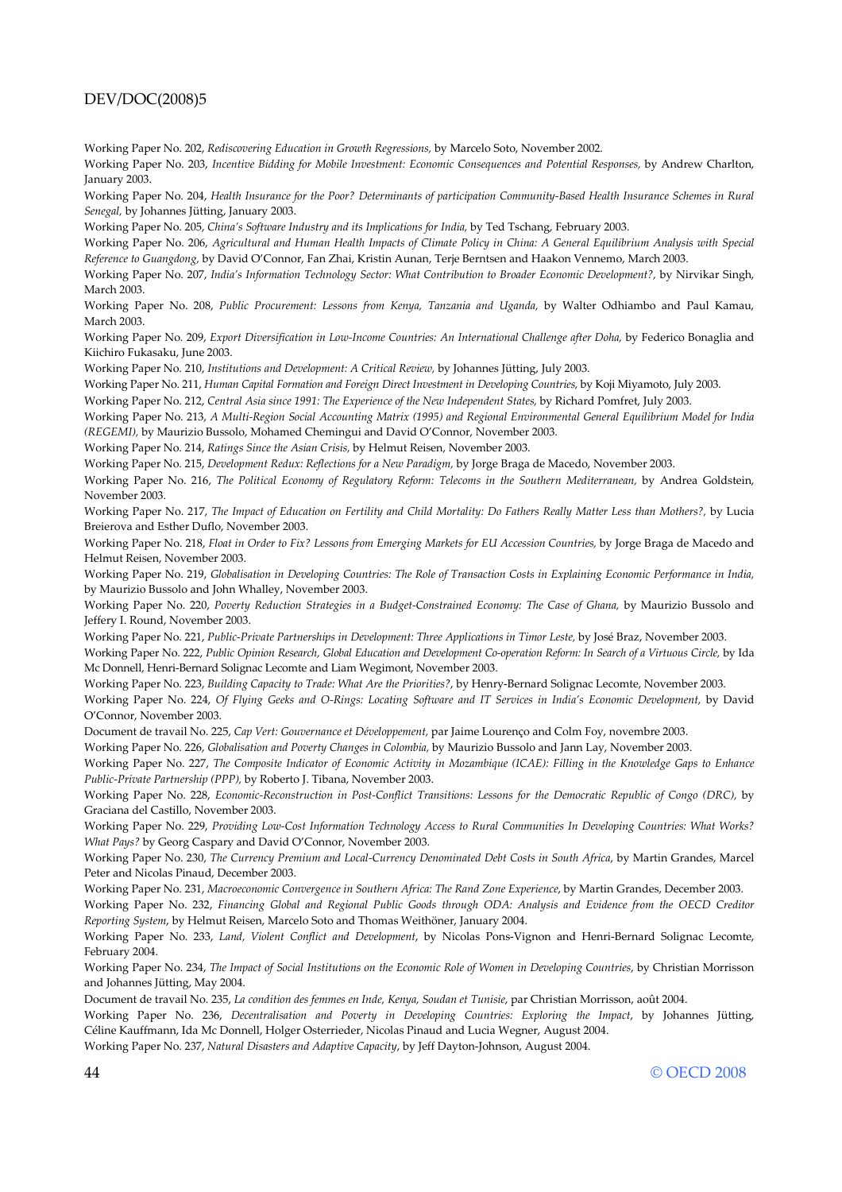Working Paper No. 202, *Rediscovering Education in Growth Regressions,* by Marcelo Soto, November 2002.

Working Paper No. 203, *Incentive Bidding for Mobile Investment: Economic Consequences and Potential Responses,* by Andrew Charlton, January 2003.

Working Paper No. 204, *Health Insurance for the Poor? Determinants of participation Community-Based Health Insurance Schemes in Rural Senegal,* by Johannes Jütting, January 2003.

Working Paper No. 205, *China's Software Industry and its Implications for India,* by Ted Tschang, February 2003.

Working Paper No. 206, *Agricultural and Human Health Impacts of Climate Policy in China: A General Equilibrium Analysis with Special Reference to Guangdong,* by David O'Connor, Fan Zhai, Kristin Aunan, Terje Berntsen and Haakon Vennemo, March 2003.

Working Paper No. 207, *India's Information Technology Sector: What Contribution to Broader Economic Development?,* by Nirvikar Singh, March 2003.

Working Paper No. 208, *Public Procurement: Lessons from Kenya, Tanzania and Uganda,* by Walter Odhiambo and Paul Kamau, March 2003.

Working Paper No. 209, *Export Diversification in Low-Income Countries: An International Challenge after Doha,* by Federico Bonaglia and Kiichiro Fukasaku, June 2003.

Working Paper No. 210, *Institutions and Development: A Critical Review,* by Johannes Jütting, July 2003.

Working Paper No. 211, *Human Capital Formation and Foreign Direct Investment in Developing Countries,* by Koji Miyamoto, July 2003.

Working Paper No. 212, *Central Asia since 1991: The Experience of the New Independent States,* by Richard Pomfret, July 2003.

Working Paper No. 213, *A Multi-Region Social Accounting Matrix (1995) and Regional Environmental General Equilibrium Model for India (REGEMI),* by Maurizio Bussolo, Mohamed Chemingui and David O'Connor, November 2003.

Working Paper No. 214, *Ratings Since the Asian Crisis,* by Helmut Reisen, November 2003.

Working Paper No. 215, *Development Redux: Reflections for a New Paradigm,* by Jorge Braga de Macedo, November 2003.

Working Paper No. 216, *The Political Economy of Regulatory Reform: Telecoms in the Southern Mediterranean,* by Andrea Goldstein, November 2003.

Working Paper No. 217, *The Impact of Education on Fertility and Child Mortality: Do Fathers Really Matter Less than Mothers?,* by Lucia Breierova and Esther Duflo, November 2003.

Working Paper No. 218, *Float in Order to Fix? Lessons from Emerging Markets for EU Accession Countries,* by Jorge Braga de Macedo and Helmut Reisen, November 2003.

Working Paper No. 219, *Globalisation in Developing Countries: The Role of Transaction Costs in Explaining Economic Performance in India,* by Maurizio Bussolo and John Whalley, November 2003.

Working Paper No. 220, *Poverty Reduction Strategies in a Budget-Constrained Economy: The Case of Ghana,* by Maurizio Bussolo and Jeffery I. Round, November 2003.

Working Paper No. 221, *Public-Private Partnerships in Development: Three Applications in Timor Leste,* by José Braz, November 2003.

Working Paper No. 222, *Public Opinion Research, Global Education and Development Co-operation Reform: In Search of a Virtuous Circle,* by Ida Mc Donnell, Henri-Bernard Solignac Lecomte and Liam Wegimont, November 2003.

Working Paper No. 223, *Building Capacity to Trade: What Are the Priorities?*, by Henry-Bernard Solignac Lecomte, November 2003.

Working Paper No. 224, *Of Flying Geeks and O-Rings: Locating Software and IT Services in India's Economic Development,* by David O'Connor, November 2003.

Document de travail No. 225, *Cap Vert: Gouvernance et Développement,* par Jaime Lourenço and Colm Foy, novembre 2003.

Working Paper No. 226, *Globalisation and Poverty Changes in Colombia,* by Maurizio Bussolo and Jann Lay, November 2003.

Working Paper No. 227, *The Composite Indicator of Economic Activity in Mozambique (ICAE): Filling in the Knowledge Gaps to Enhance Public-Private Partnership (PPP),* by Roberto J. Tibana, November 2003.

Working Paper No. 228, *Economic-Reconstruction in Post-Conflict Transitions: Lessons for the Democratic Republic of Congo (DRC),* by Graciana del Castillo, November 2003.

Working Paper No. 229, *Providing Low-Cost Information Technology Access to Rural Communities In Developing Countries: What Works? What Pays?* by Georg Caspary and David O'Connor, November 2003.

Working Paper No. 230, *The Currency Premium and Local-Currency Denominated Debt Costs in South Africa*, by Martin Grandes, Marcel Peter and Nicolas Pinaud, December 2003.

Working Paper No. 231, *Macroeconomic Convergence in Southern Africa: The Rand Zone Experience*, by Martin Grandes, December 2003.

Working Paper No. 232, *Financing Global and Regional Public Goods through ODA: Analysis and Evidence from the OECD Creditor Reporting System*, by Helmut Reisen, Marcelo Soto and Thomas Weithöner, January 2004.

Working Paper No. 233, *Land, Violent Conflict and Development*, by Nicolas Pons-Vignon and Henri-Bernard Solignac Lecomte, February 2004.

Working Paper No. 234, *The Impact of Social Institutions on the Economic Role of Women in Developing Countries*, by Christian Morrisson and Johannes Jütting, May 2004.

Document de travail No. 235, *La condition des femmes en Inde, Kenya, Soudan et Tunisie*, par Christian Morrisson, août 2004.

Working Paper No. 236, *Decentralisation and Poverty in Developing Countries: Exploring the Impact*, by Johannes Jütting, Céline Kauffmann, Ida Mc Donnell, Holger Osterrieder, Nicolas Pinaud and Lucia Wegner, August 2004.

Working Paper No. 237, *Natural Disasters and Adaptive Capacity*, by Jeff Dayton-Johnson, August 2004.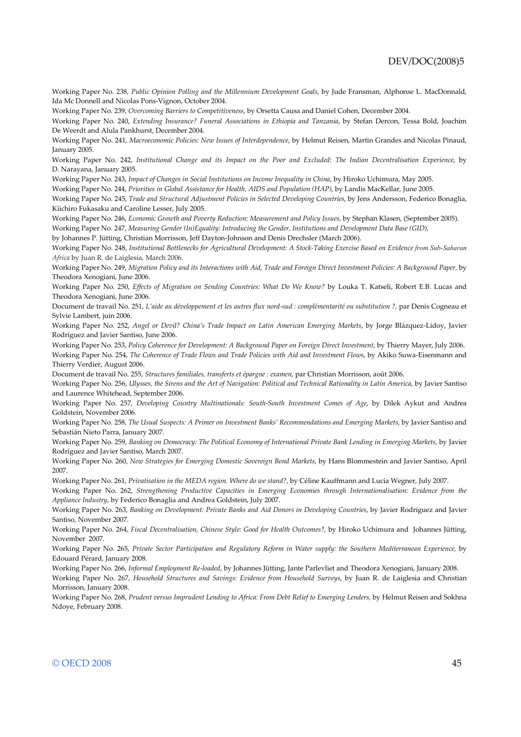Working Paper No. 238, *Public Opinion Polling and the Millennium Development Goals*, by Jude Fransman, Alphonse L. MacDonnald, Ida Mc Donnell and Nicolas Pons-Vignon, October 2004.

Working Paper No. 239, *Overcoming Barriers to Competitiveness*, by Orsetta Causa and Daniel Cohen, December 2004.

Working Paper No. 240, *Extending Insurance? Funeral Associations in Ethiopia and Tanzania*, by Stefan Dercon, Tessa Bold, Joachim De Weerdt and Alula Pankhurst, December 2004.

Working Paper No. 241, *Macroeconomic Policies: New Issues of Interdependence*, by Helmut Reisen, Martin Grandes and Nicolas Pinaud, January 2005.

Working Paper No. 242, *Institutional Change and its Impact on the Poor and Excluded: The Indian Decentralisation Experience*, by D. Narayana, January 2005.

Working Paper No. 243, *Impact of Changes in Social Institutions on Income Inequality in China*, by Hiroko Uchimura, May 2005.

Working Paper No. 244, *Priorities in Global Assistance for Health, AIDS and Population (HAP)*, by Landis MacKellar, June 2005.

Working Paper No. 245, *Trade and Structural Adjustment Policies in Selected Developing Countries*, by Jens Andersson, Federico Bonaglia, Kiichiro Fukasaku and Caroline Lesser, July 2005.

Working Paper No. 246, *Economic Growth and Poverty Reduction: Measurement and Policy Issues*, by Stephan Klasen, (September 2005).

Working Paper No. 247, *Measuring Gender (In)Equality: Introducing the Gender, Institutions and Development Data Base (GID),* by Johannes P. Jütting, Christian Morrisson, Jeff Dayton-Johnson and Denis Drechsler (March 2006).

Working Paper No. 248, *Institutional Bottlenecks for Agricultural Development: A Stock-Taking Exercise Based on Evidence from Sub-Saharan Africa* by Juan R. de Laiglesia, March 2006.

Working Paper No. 249, *Migration Policy and its Interactions with Aid, Trade and Foreign Direct Investment Policies: A Background Paper*, by Theodora Xenogiani, June 2006.

Working Paper No. 250, *Effects of Migration on Sending Countries: What Do We Know?* by Louka T. Katseli, Robert E.B. Lucas and Theodora Xenogiani, June 2006.

Document de travail No. 251, *L'aide au développement et les autres flux nord-sud : complémentarité ou substitution ?*, par Denis Cogneau et Sylvie Lambert, juin 2006.

Working Paper No. 252, *Angel or Devil? China's Trade Impact on Latin American Emerging Markets*, by Jorge Blázquez-Lidoy, Javier Rodríguez and Javier Santiso, June 2006.

Working Paper No. 253, *Policy Coherence for Development: A Background Paper on Foreign Direct Investment*, by Thierry Mayer, July 2006.

Working Paper No. 254, *The Coherence of Trade Flows and Trade Policies with Aid and Investment Flows*, by Akiko Suwa-Eisenmann and Thierry Verdier, August 2006.

Document de travail No. 255, *Structures familiales, transferts et épargne : examen*, par Christian Morrisson, août 2006.

Working Paper No. 256, *Ulysses, the Sirens and the Art of Navigation: Political and Technical Rationality in Latin America*, by Javier Santiso and Laurence Whitehead, September 2006.

Working Paper No. 257, *Developing Country Multinationals: South-South Investment Comes of Age*, by Dilek Aykut and Andrea Goldstein, November 2006.

Working Paper No. 258, *The Usual Suspects: A Primer on Investment Banks' Recommendations and Emerging Markets,* by Javier Santiso and Sebastián Nieto Parra, January 2007.

Working Paper No. 259, *Banking on Democracy: The Political Economy of International Private Bank Lending in Emerging Markets,* by Javier Rodríguez and Javier Santiso, March 2007.

Working Paper No. 260, *New Strategies for Emerging Domestic Sovereign Bond Markets*, by Hans Blommestein and Javier Santiso, April 2007.

Working Paper No. 261, *Privatisation in the MEDA region. Where do we stand?*, by Céline Kauffmann and Lucia Wegner, July 2007.

Working Paper No. 262, *Strengthening Productive Capacities in Emerging Economies through Internationalisation: Evidence from the Appliance Industry*, by Federico Bonaglia and Andrea Goldstein, July 2007.

Working Paper No. 263, *Banking on Development: Private Banks and Aid Donors in Developing Countries*, by Javier Rodríguez and Javier Santiso, November 2007.

Working Paper No. 264, *Fiscal Decentralisation, Chinese Style: Good for Health Outcomes?*, by Hiroko Uchimura and Johannes Jütting, November 2007.

Working Paper No. 265, *Private Sector Participation and Regulatory Reform in Water supply: the Southern Mediterranean Experience,* by Edouard Pérard, January 2008.

Working Paper No. 266, *Informal Employment Re-loaded*, by Johannes Jütting, Jante Parlevliet and Theodora Xenogiani, January 2008.

Working Paper No. 267, *Household Structures and Savings: Evidence from Household Surveys*, by Juan R. de Laiglesia and Christian Morrisson, January 2008.

Working Paper No. 268, *Prudent versus Imprudent Lending to Africa: From Debt Relief to Emerging Lenders,* by Helmut Reisen and Sokhna Ndoye, February 2008.